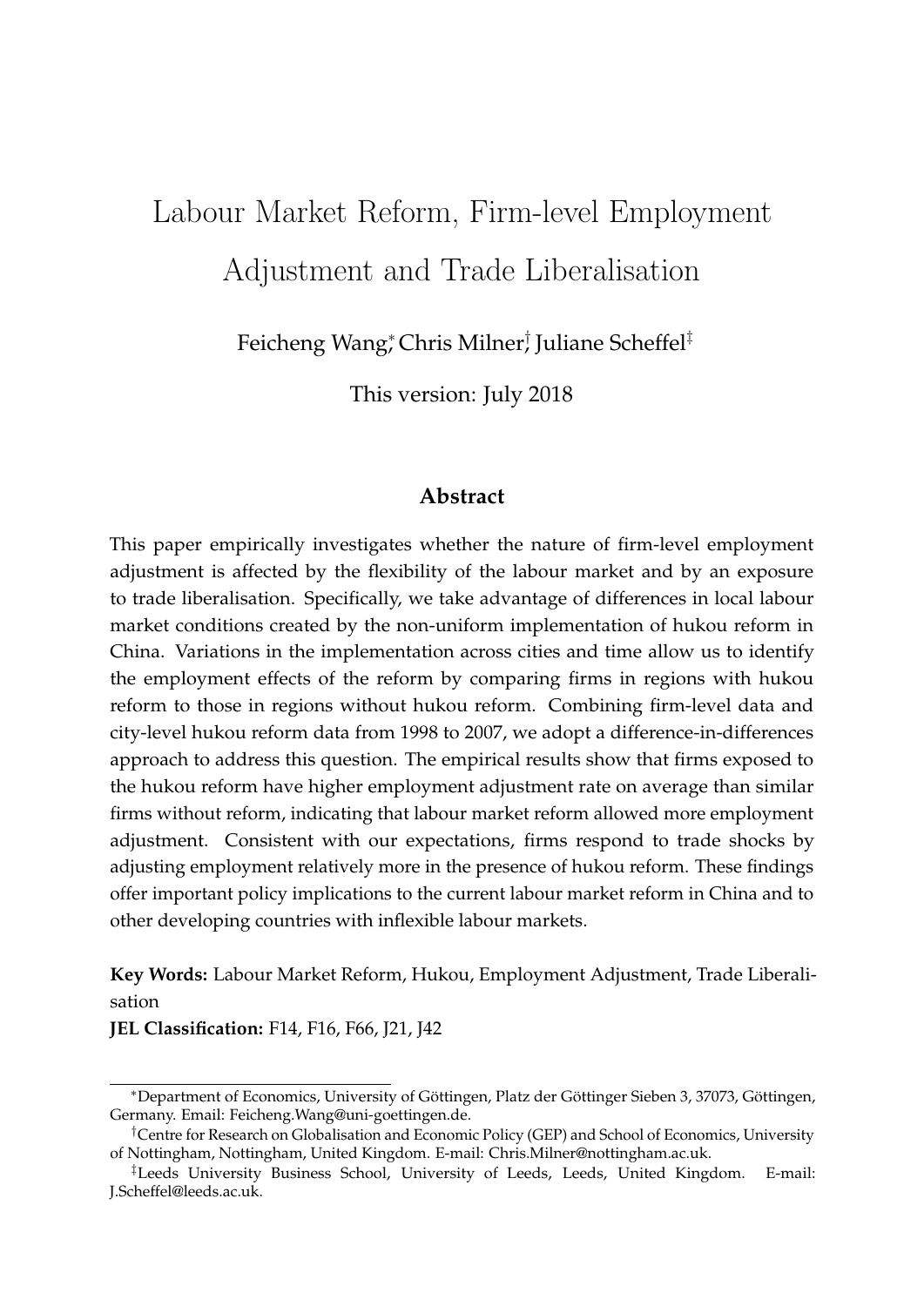# Labour Market Reform, Firm-level Employment Adjustment and Trade Liberalisation

Feicheng Wang[*], Chris Milner[†], Juliane Scheffel[‡]

This version: July 2018

## Abstract

This paper empirically investigates whether the nature of firm-level employment adjustment is affected by the flexibility of the labour market and by an exposure to trade liberalisation. Specifically, we take advantage of differences in local labour market conditions created by the non-uniform implementation of hukou reform in China. Variations in the implementation across cities and time allow us to identify the employment effects of the reform by comparing firms in regions with hukou reform to those in regions without hukou reform. Combining firm-level data and city-level hukou reform data from 1998 to 2007, we adopt a difference-in-differences approach to address this question. The empirical results show that firms exposed to the hukou reform have higher employment adjustment rate on average than similar firms without reform, indicating that labour market reform allowed more employment adjustment. Consistent with our expectations, firms respond to trade shocks by adjusting employment relatively more in the presence of hukou reform. These findings offer important policy implications to the current labour market reform in China and to other developing countries with inflexible labour markets.

**Key Words:** Labour Market Reform, Hukou, Employment Adjustment, Trade Liberalisation

**JEL Classification:** F14, F16, F66, J21, J42

---

[*] Department of Economics, University of Göttingen, Platz der Göttinger Sieben 3, 37073, Göttingen, Germany. Email: Feicheng.Wang@uni-goettingen.de.

[†] Centre for Research on Globalisation and Economic Policy (GEP) and School of Economics, University of Nottingham, Nottingham, United Kingdom. E-mail: Chris.Milner@nottingham.ac.uk.

[‡] Leeds University Business School, University of Leeds, Leeds, United Kingdom. E-mail: J.Scheffel@leeds.ac.uk.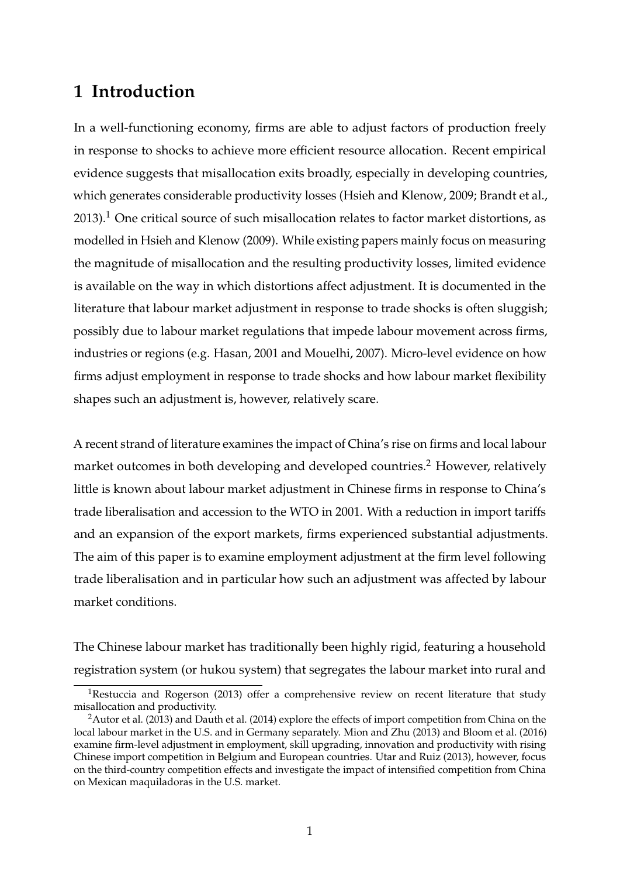# 1 Introduction

In a well-functioning economy, firms are able to adjust factors of production freely in response to shocks to achieve more efficient resource allocation. Recent empirical evidence suggests that misallocation exits broadly, especially in developing countries, which generates considerable productivity losses (Hsieh and Klenow, 2009; Brandt et al., 2013).[1] One critical source of such misallocation relates to factor market distortions, as modelled in Hsieh and Klenow (2009). While existing papers mainly focus on measuring the magnitude of misallocation and the resulting productivity losses, limited evidence is available on the way in which distortions affect adjustment. It is documented in the literature that labour market adjustment in response to trade shocks is often sluggish; possibly due to labour market regulations that impede labour movement across firms, industries or regions (e.g. Hasan, 2001 and Mouelhi, 2007). Micro-level evidence on how firms adjust employment in response to trade shocks and how labour market flexibility shapes such an adjustment is, however, relatively scare.

A recent strand of literature examines the impact of China's rise on firms and local labour market outcomes in both developing and developed countries.[2] However, relatively little is known about labour market adjustment in Chinese firms in response to China's trade liberalisation and accession to the WTO in 2001. With a reduction in import tariffs and an expansion of the export markets, firms experienced substantial adjustments. The aim of this paper is to examine employment adjustment at the firm level following trade liberalisation and in particular how such an adjustment was affected by labour market conditions.

The Chinese labour market has traditionally been highly rigid, featuring a household registration system (or hukou system) that segregates the labour market into rural and

[1] Restuccia and Rogerson (2013) offer a comprehensive review on recent literature that study misallocation and productivity.

[2] Autor et al. (2013) and Dauth et al. (2014) explore the effects of import competition from China on the local labour market in the U.S. and in Germany separately. Mion and Zhu (2013) and Bloom et al. (2016) examine firm-level adjustment in employment, skill upgrading, innovation and productivity with rising Chinese import competition in Belgium and European countries. Utar and Ruiz (2013), however, focus on the third-country competition effects and investigate the impact of intensified competition from China on Mexican maquiladoras in the U.S. market.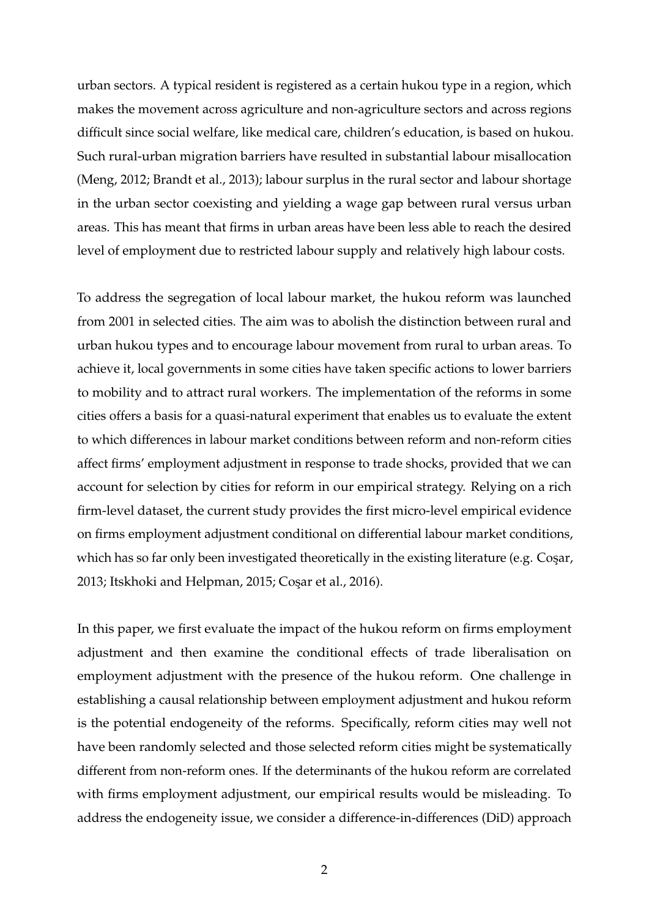urban sectors. A typical resident is registered as a certain hukou type in a region, which makes the movement across agriculture and non-agriculture sectors and across regions difficult since social welfare, like medical care, children's education, is based on hukou. Such rural-urban migration barriers have resulted in substantial labour misallocation (Meng, 2012; Brandt et al., 2013); labour surplus in the rural sector and labour shortage in the urban sector coexisting and yielding a wage gap between rural versus urban areas. This has meant that firms in urban areas have been less able to reach the desired level of employment due to restricted labour supply and relatively high labour costs.

To address the segregation of local labour market, the hukou reform was launched from 2001 in selected cities. The aim was to abolish the distinction between rural and urban hukou types and to encourage labour movement from rural to urban areas. To achieve it, local governments in some cities have taken specific actions to lower barriers to mobility and to attract rural workers. The implementation of the reforms in some cities offers a basis for a quasi-natural experiment that enables us to evaluate the extent to which differences in labour market conditions between reform and non-reform cities affect firms' employment adjustment in response to trade shocks, provided that we can account for selection by cities for reform in our empirical strategy. Relying on a rich firm-level dataset, the current study provides the first micro-level empirical evidence on firms employment adjustment conditional on differential labour market conditions, which has so far only been investigated theoretically in the existing literature (e.g. Coşar, 2013; Itskhoki and Helpman, 2015; Coşar et al., 2016).

In this paper, we first evaluate the impact of the hukou reform on firms employment adjustment and then examine the conditional effects of trade liberalisation on employment adjustment with the presence of the hukou reform. One challenge in establishing a causal relationship between employment adjustment and hukou reform is the potential endogeneity of the reforms. Specifically, reform cities may well not have been randomly selected and those selected reform cities might be systematically different from non-reform ones. If the determinants of the hukou reform are correlated with firms employment adjustment, our empirical results would be misleading. To address the endogeneity issue, we consider a difference-in-differences (DiD) approach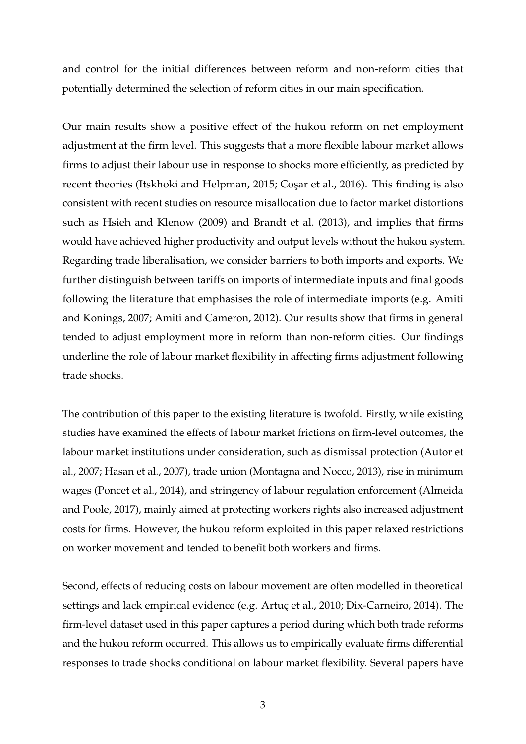and control for the initial differences between reform and non-reform cities that potentially determined the selection of reform cities in our main specification.

Our main results show a positive effect of the hukou reform on net employment adjustment at the firm level. This suggests that a more flexible labour market allows firms to adjust their labour use in response to shocks more efficiently, as predicted by recent theories (Itskhoki and Helpman, 2015; Coşar et al., 2016). This finding is also consistent with recent studies on resource misallocation due to factor market distortions such as Hsieh and Klenow (2009) and Brandt et al. (2013), and implies that firms would have achieved higher productivity and output levels without the hukou system. Regarding trade liberalisation, we consider barriers to both imports and exports. We further distinguish between tariffs on imports of intermediate inputs and final goods following the literature that emphasises the role of intermediate imports (e.g. Amiti and Konings, 2007; Amiti and Cameron, 2012). Our results show that firms in general tended to adjust employment more in reform than non-reform cities. Our findings underline the role of labour market flexibility in affecting firms adjustment following trade shocks.

The contribution of this paper to the existing literature is twofold. Firstly, while existing studies have examined the effects of labour market frictions on firm-level outcomes, the labour market institutions under consideration, such as dismissal protection (Autor et al., 2007; Hasan et al., 2007), trade union (Montagna and Nocco, 2013), rise in minimum wages (Poncet et al., 2014), and stringency of labour regulation enforcement (Almeida and Poole, 2017), mainly aimed at protecting workers rights also increased adjustment costs for firms. However, the hukou reform exploited in this paper relaxed restrictions on worker movement and tended to benefit both workers and firms.

Second, effects of reducing costs on labour movement are often modelled in theoretical settings and lack empirical evidence (e.g. Artuç et al., 2010; Dix-Carneiro, 2014). The firm-level dataset used in this paper captures a period during which both trade reforms and the hukou reform occurred. This allows us to empirically evaluate firms differential responses to trade shocks conditional on labour market flexibility. Several papers have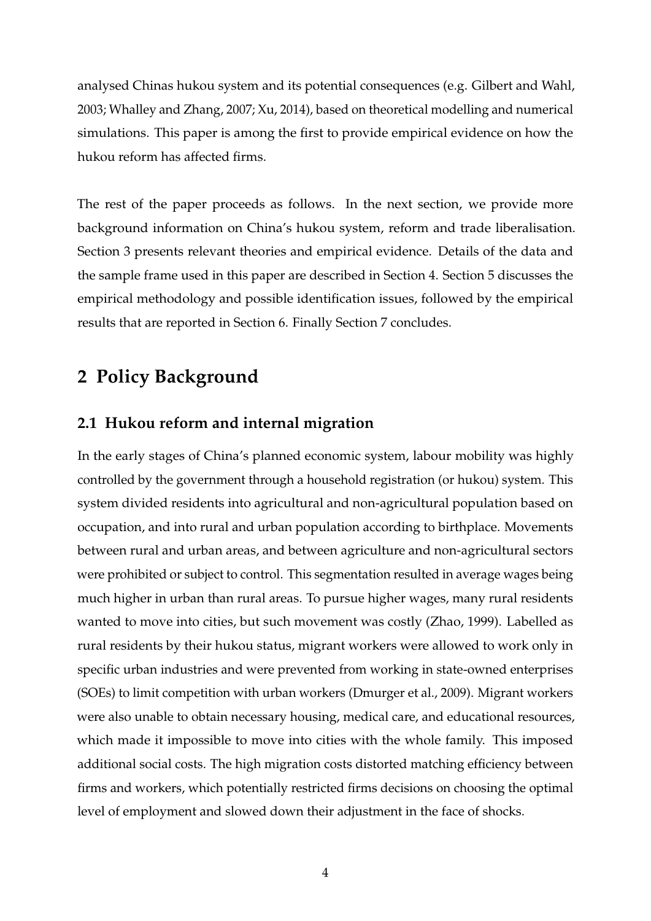analysed Chinas hukou system and its potential consequences (e.g. Gilbert and Wahl, 2003; Whalley and Zhang, 2007; Xu, 2014), based on theoretical modelling and numerical simulations. This paper is among the first to provide empirical evidence on how the hukou reform has affected firms.

The rest of the paper proceeds as follows. In the next section, we provide more background information on China's hukou system, reform and trade liberalisation. Section 3 presents relevant theories and empirical evidence. Details of the data and the sample frame used in this paper are described in Section 4. Section 5 discusses the empirical methodology and possible identification issues, followed by the empirical results that are reported in Section 6. Finally Section 7 concludes.

# 2 Policy Background

## 2.1 Hukou reform and internal migration

In the early stages of China's planned economic system, labour mobility was highly controlled by the government through a household registration (or hukou) system. This system divided residents into agricultural and non-agricultural population based on occupation, and into rural and urban population according to birthplace. Movements between rural and urban areas, and between agriculture and non-agricultural sectors were prohibited or subject to control. This segmentation resulted in average wages being much higher in urban than rural areas. To pursue higher wages, many rural residents wanted to move into cities, but such movement was costly (Zhao, 1999). Labelled as rural residents by their hukou status, migrant workers were allowed to work only in specific urban industries and were prevented from working in state-owned enterprises (SOEs) to limit competition with urban workers (Dmurger et al., 2009). Migrant workers were also unable to obtain necessary housing, medical care, and educational resources, which made it impossible to move into cities with the whole family. This imposed additional social costs. The high migration costs distorted matching efficiency between firms and workers, which potentially restricted firms decisions on choosing the optimal level of employment and slowed down their adjustment in the face of shocks.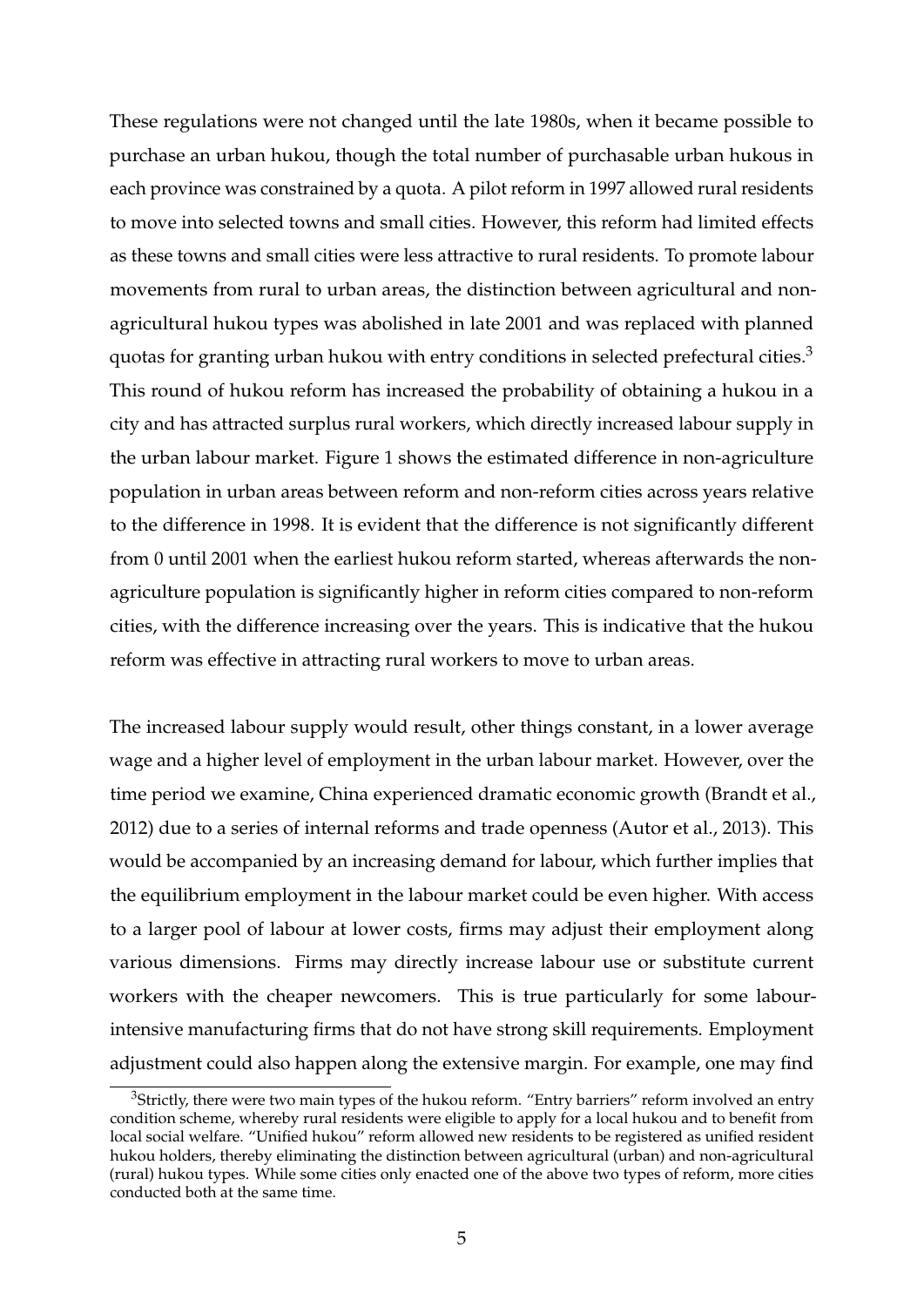These regulations were not changed until the late 1980s, when it became possible to purchase an urban hukou, though the total number of purchasable urban hukous in each province was constrained by a quota. A pilot reform in 1997 allowed rural residents to move into selected towns and small cities. However, this reform had limited effects as these towns and small cities were less attractive to rural residents. To promote labour movements from rural to urban areas, the distinction between agricultural and non-agricultural hukou types was abolished in late 2001 and was replaced with planned quotas for granting urban hukou with entry conditions in selected prefectural cities.[3] This round of hukou reform has increased the probability of obtaining a hukou in a city and has attracted surplus rural workers, which directly increased labour supply in the urban labour market. Figure 1 shows the estimated difference in non-agriculture population in urban areas between reform and non-reform cities across years relative to the difference in 1998. It is evident that the difference is not significantly different from 0 until 2001 when the earliest hukou reform started, whereas afterwards the non-agriculture population is significantly higher in reform cities compared to non-reform cities, with the difference increasing over the years. This is indicative that the hukou reform was effective in attracting rural workers to move to urban areas.

The increased labour supply would result, other things constant, in a lower average wage and a higher level of employment in the urban labour market. However, over the time period we examine, China experienced dramatic economic growth (Brandt et al., 2012) due to a series of internal reforms and trade openness (Autor et al., 2013). This would be accompanied by an increasing demand for labour, which further implies that the equilibrium employment in the labour market could be even higher. With access to a larger pool of labour at lower costs, firms may adjust their employment along various dimensions. Firms may directly increase labour use or substitute current workers with the cheaper newcomers. This is true particularly for some labour-intensive manufacturing firms that do not have strong skill requirements. Employment adjustment could also happen along the extensive margin. For example, one may find

[3] Strictly, there were two main types of the hukou reform. "Entry barriers" reform involved an entry condition scheme, whereby rural residents were eligible to apply for a local hukou and to benefit from local social welfare. "Unified hukou" reform allowed new residents to be registered as unified resident hukou holders, thereby eliminating the distinction between agricultural (urban) and non-agricultural (rural) hukou types. While some cities only enacted one of the above two types of reform, more cities conducted both at the same time.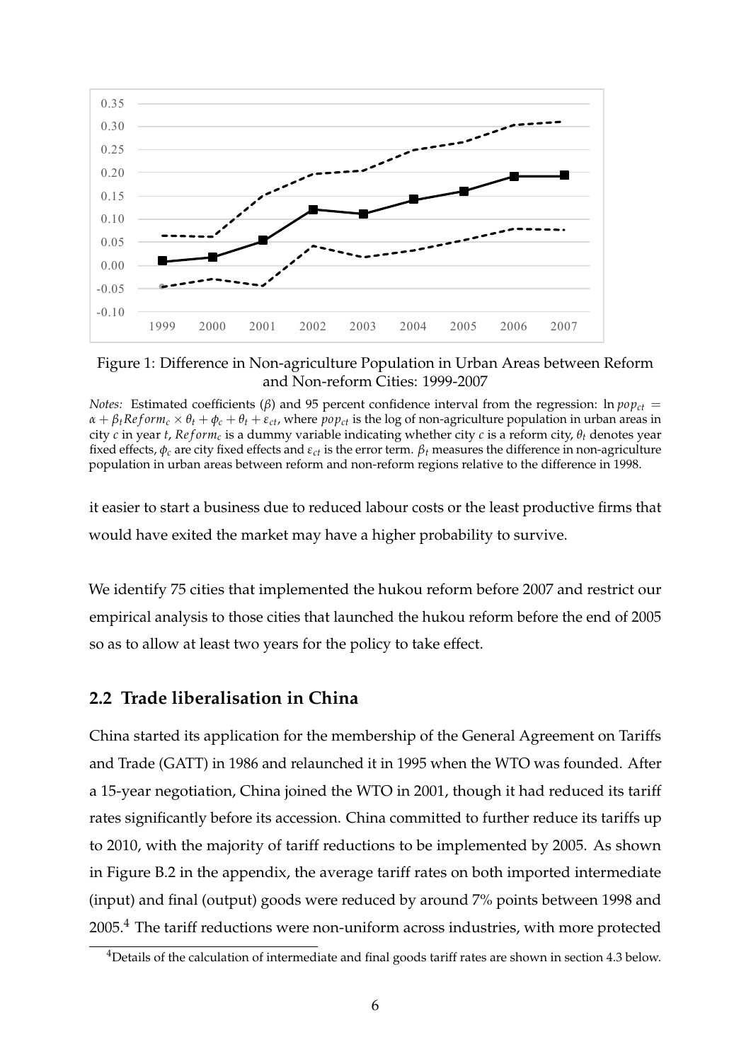Figure 1: Difference in Non-agriculture Population in Urban Areas between Reform and Non-reform Cities: 1999-2007

*Notes:* Estimated coefficients ($\beta$) and 95 percent confidence interval from the regression: $\ln pop_{ct} = \alpha + \beta_t Reform_c \times \theta_t + \phi_c + \theta_t + \varepsilon_{ct}$, where $pop_{ct}$ is the log of non-agriculture population in urban areas in city $c$ in year $t$, $Reform_c$ is a dummy variable indicating whether city $c$ is a reform city, $\theta_t$ denotes year fixed effects, $\phi_c$ are city fixed effects and $\varepsilon_{ct}$ is the error term. $\beta_t$ measures the difference in non-agriculture population in urban areas between reform and non-reform regions relative to the difference in 1998.

it easier to start a business due to reduced labour costs or the least productive firms that would have exited the market may have a higher probability to survive.

We identify 75 cities that implemented the hukou reform before 2007 and restrict our empirical analysis to those cities that launched the hukou reform before the end of 2005 so as to allow at least two years for the policy to take effect.

## 2.2 Trade liberalisation in China

China started its application for the membership of the General Agreement on Tariffs and Trade (GATT) in 1986 and relaunched it in 1995 when the WTO was founded. After a 15-year negotiation, China joined the WTO in 2001, though it had reduced its tariff rates significantly before its accession. China committed to further reduce its tariffs up to 2010, with the majority of tariff reductions to be implemented by 2005. As shown in Figure B.2 in the appendix, the average tariff rates on both imported intermediate (input) and final (output) goods were reduced by around 7% points between 1998 and 2005.[4] The tariff reductions were non-uniform across industries, with more protected

[4] Details of the calculation of intermediate and final goods tariff rates are shown in section 4.3 below.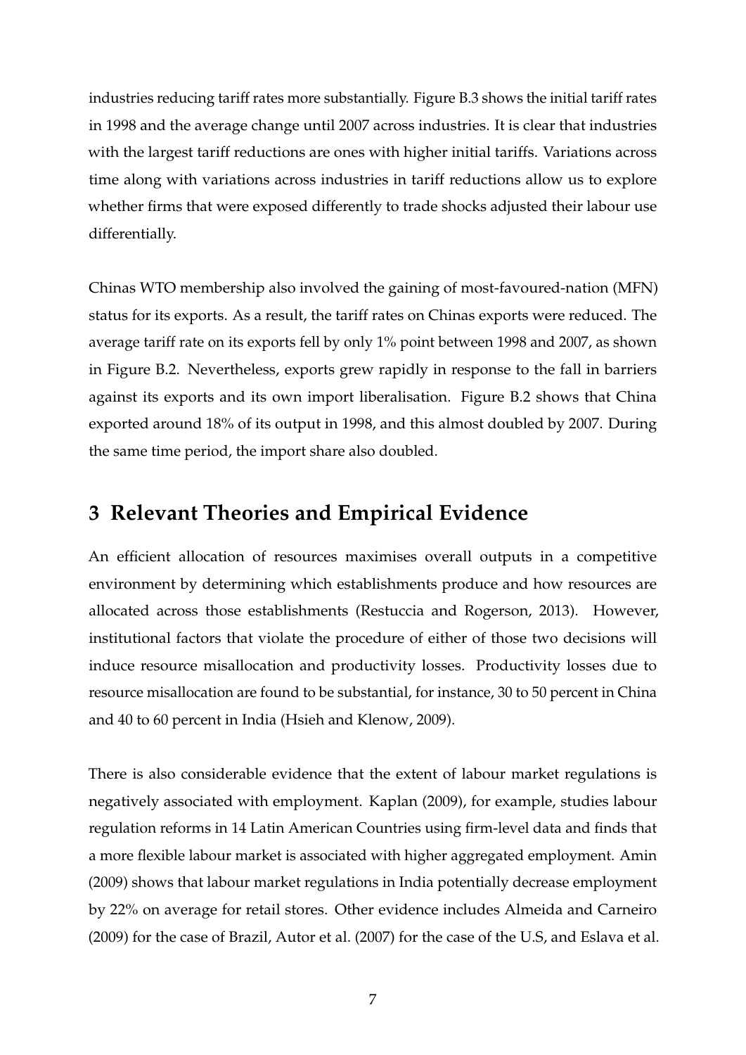industries reducing tariff rates more substantially. Figure B.3 shows the initial tariff rates in 1998 and the average change until 2007 across industries. It is clear that industries with the largest tariff reductions are ones with higher initial tariffs. Variations across time along with variations across industries in tariff reductions allow us to explore whether firms that were exposed differently to trade shocks adjusted their labour use differentially.

Chinas WTO membership also involved the gaining of most-favoured-nation (MFN) status for its exports. As a result, the tariff rates on Chinas exports were reduced. The average tariff rate on its exports fell by only 1% point between 1998 and 2007, as shown in Figure B.2. Nevertheless, exports grew rapidly in response to the fall in barriers against its exports and its own import liberalisation. Figure B.2 shows that China exported around 18% of its output in 1998, and this almost doubled by 2007. During the same time period, the import share also doubled.

# 3 Relevant Theories and Empirical Evidence

An efficient allocation of resources maximises overall outputs in a competitive environment by determining which establishments produce and how resources are allocated across those establishments (Restuccia and Rogerson, 2013). However, institutional factors that violate the procedure of either of those two decisions will induce resource misallocation and productivity losses. Productivity losses due to resource misallocation are found to be substantial, for instance, 30 to 50 percent in China and 40 to 60 percent in India (Hsieh and Klenow, 2009).

There is also considerable evidence that the extent of labour market regulations is negatively associated with employment. Kaplan (2009), for example, studies labour regulation reforms in 14 Latin American Countries using firm-level data and finds that a more flexible labour market is associated with higher aggregated employment. Amin (2009) shows that labour market regulations in India potentially decrease employment by 22% on average for retail stores. Other evidence includes Almeida and Carneiro (2009) for the case of Brazil, Autor et al. (2007) for the case of the U.S, and Eslava et al.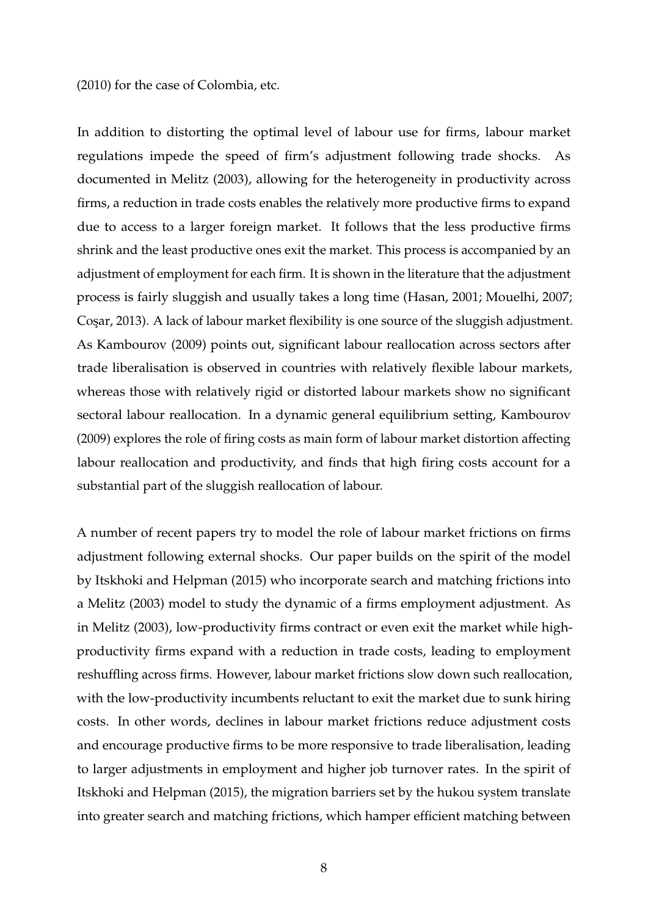(2010) for the case of Colombia, etc.

In addition to distorting the optimal level of labour use for firms, labour market regulations impede the speed of firm's adjustment following trade shocks. As documented in Melitz (2003), allowing for the heterogeneity in productivity across firms, a reduction in trade costs enables the relatively more productive firms to expand due to access to a larger foreign market. It follows that the less productive firms shrink and the least productive ones exit the market. This process is accompanied by an adjustment of employment for each firm. It is shown in the literature that the adjustment process is fairly sluggish and usually takes a long time (Hasan, 2001; Mouelhi, 2007; Coşar, 2013). A lack of labour market flexibility is one source of the sluggish adjustment. As Kambourov (2009) points out, significant labour reallocation across sectors after trade liberalisation is observed in countries with relatively flexible labour markets, whereas those with relatively rigid or distorted labour markets show no significant sectoral labour reallocation. In a dynamic general equilibrium setting, Kambourov (2009) explores the role of firing costs as main form of labour market distortion affecting labour reallocation and productivity, and finds that high firing costs account for a substantial part of the sluggish reallocation of labour.

A number of recent papers try to model the role of labour market frictions on firms adjustment following external shocks. Our paper builds on the spirit of the model by Itskhoki and Helpman (2015) who incorporate search and matching frictions into a Melitz (2003) model to study the dynamic of a firms employment adjustment. As in Melitz (2003), low-productivity firms contract or even exit the market while high-productivity firms expand with a reduction in trade costs, leading to employment reshuffling across firms. However, labour market frictions slow down such reallocation, with the low-productivity incumbents reluctant to exit the market due to sunk hiring costs. In other words, declines in labour market frictions reduce adjustment costs and encourage productive firms to be more responsive to trade liberalisation, leading to larger adjustments in employment and higher job turnover rates. In the spirit of Itskhoki and Helpman (2015), the migration barriers set by the hukou system translate into greater search and matching frictions, which hamper efficient matching between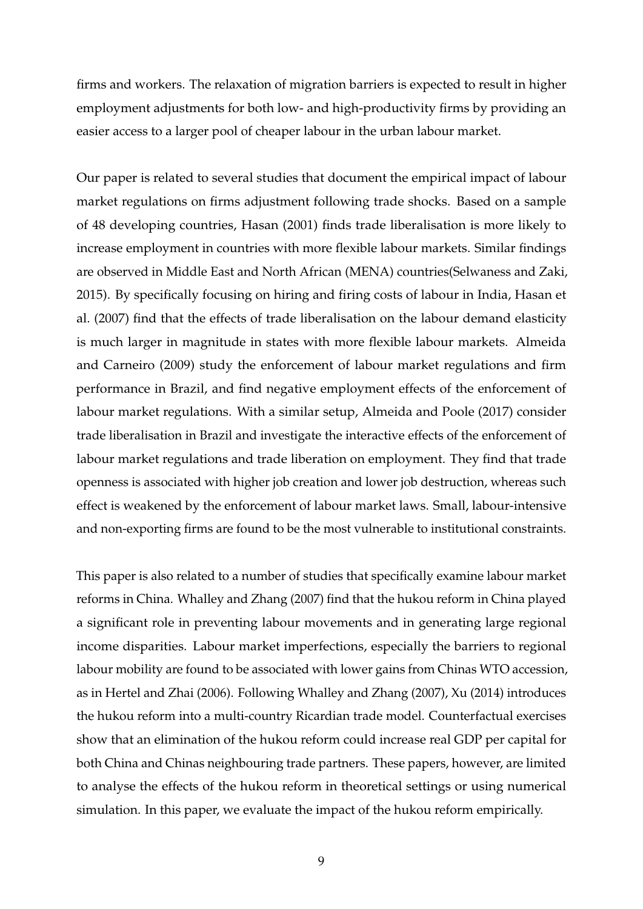firms and workers. The relaxation of migration barriers is expected to result in higher employment adjustments for both low- and high-productivity firms by providing an easier access to a larger pool of cheaper labour in the urban labour market.

Our paper is related to several studies that document the empirical impact of labour market regulations on firms adjustment following trade shocks. Based on a sample of 48 developing countries, Hasan (2001) finds trade liberalisation is more likely to increase employment in countries with more flexible labour markets. Similar findings are observed in Middle East and North African (MENA) countries(Selwaness and Zaki, 2015). By specifically focusing on hiring and firing costs of labour in India, Hasan et al. (2007) find that the effects of trade liberalisation on the labour demand elasticity is much larger in magnitude in states with more flexible labour markets. Almeida and Carneiro (2009) study the enforcement of labour market regulations and firm performance in Brazil, and find negative employment effects of the enforcement of labour market regulations. With a similar setup, Almeida and Poole (2017) consider trade liberalisation in Brazil and investigate the interactive effects of the enforcement of labour market regulations and trade liberation on employment. They find that trade openness is associated with higher job creation and lower job destruction, whereas such effect is weakened by the enforcement of labour market laws. Small, labour-intensive and non-exporting firms are found to be the most vulnerable to institutional constraints.

This paper is also related to a number of studies that specifically examine labour market reforms in China. Whalley and Zhang (2007) find that the hukou reform in China played a significant role in preventing labour movements and in generating large regional income disparities. Labour market imperfections, especially the barriers to regional labour mobility are found to be associated with lower gains from Chinas WTO accession, as in Hertel and Zhai (2006). Following Whalley and Zhang (2007), Xu (2014) introduces the hukou reform into a multi-country Ricardian trade model. Counterfactual exercises show that an elimination of the hukou reform could increase real GDP per capital for both China and Chinas neighbouring trade partners. These papers, however, are limited to analyse the effects of the hukou reform in theoretical settings or using numerical simulation. In this paper, we evaluate the impact of the hukou reform empirically.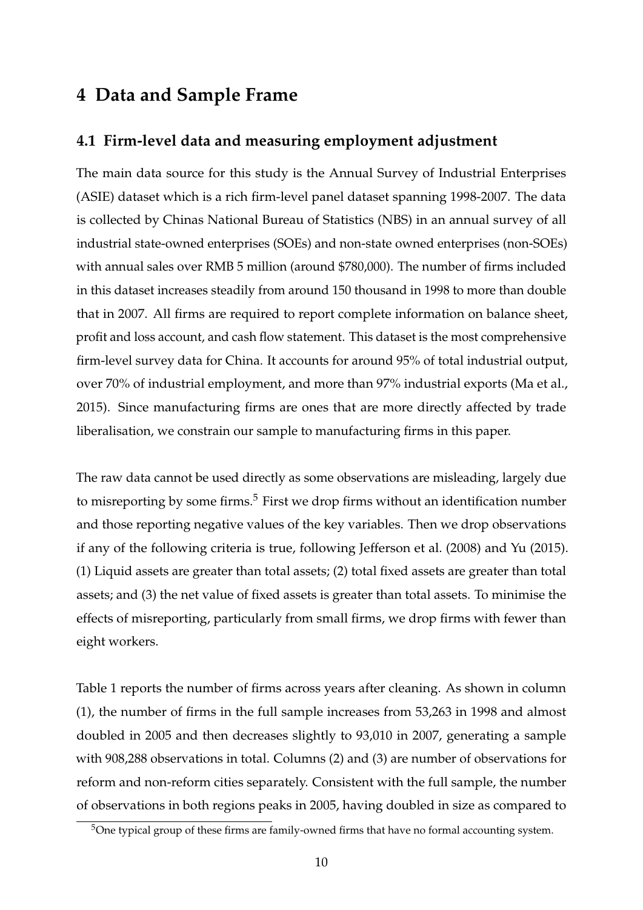# 4 Data and Sample Frame

## 4.1 Firm-level data and measuring employment adjustment

The main data source for this study is the Annual Survey of Industrial Enterprises (ASIE) dataset which is a rich firm-level panel dataset spanning 1998-2007. The data is collected by Chinas National Bureau of Statistics (NBS) in an annual survey of all industrial state-owned enterprises (SOEs) and non-state owned enterprises (non-SOEs) with annual sales over RMB 5 million (around $780,000). The number of firms included in this dataset increases steadily from around 150 thousand in 1998 to more than double that in 2007. All firms are required to report complete information on balance sheet, profit and loss account, and cash flow statement. This dataset is the most comprehensive firm-level survey data for China. It accounts for around 95% of total industrial output, over 70% of industrial employment, and more than 97% industrial exports (Ma et al., 2015). Since manufacturing firms are ones that are more directly affected by trade liberalisation, we constrain our sample to manufacturing firms in this paper.

The raw data cannot be used directly as some observations are misleading, largely due to misreporting by some firms.[5] First we drop firms without an identification number and those reporting negative values of the key variables. Then we drop observations if any of the following criteria is true, following Jefferson et al. (2008) and Yu (2015). (1) Liquid assets are greater than total assets; (2) total fixed assets are greater than total assets; and (3) the net value of fixed assets is greater than total assets. To minimise the effects of misreporting, particularly from small firms, we drop firms with fewer than eight workers.

Table 1 reports the number of firms across years after cleaning. As shown in column (1), the number of firms in the full sample increases from 53,263 in 1998 and almost doubled in 2005 and then decreases slightly to 93,010 in 2007, generating a sample with 908,288 observations in total. Columns (2) and (3) are number of observations for reform and non-reform cities separately. Consistent with the full sample, the number of observations in both regions peaks in 2005, having doubled in size as compared to

[5] One typical group of these firms are family-owned firms that have no formal accounting system.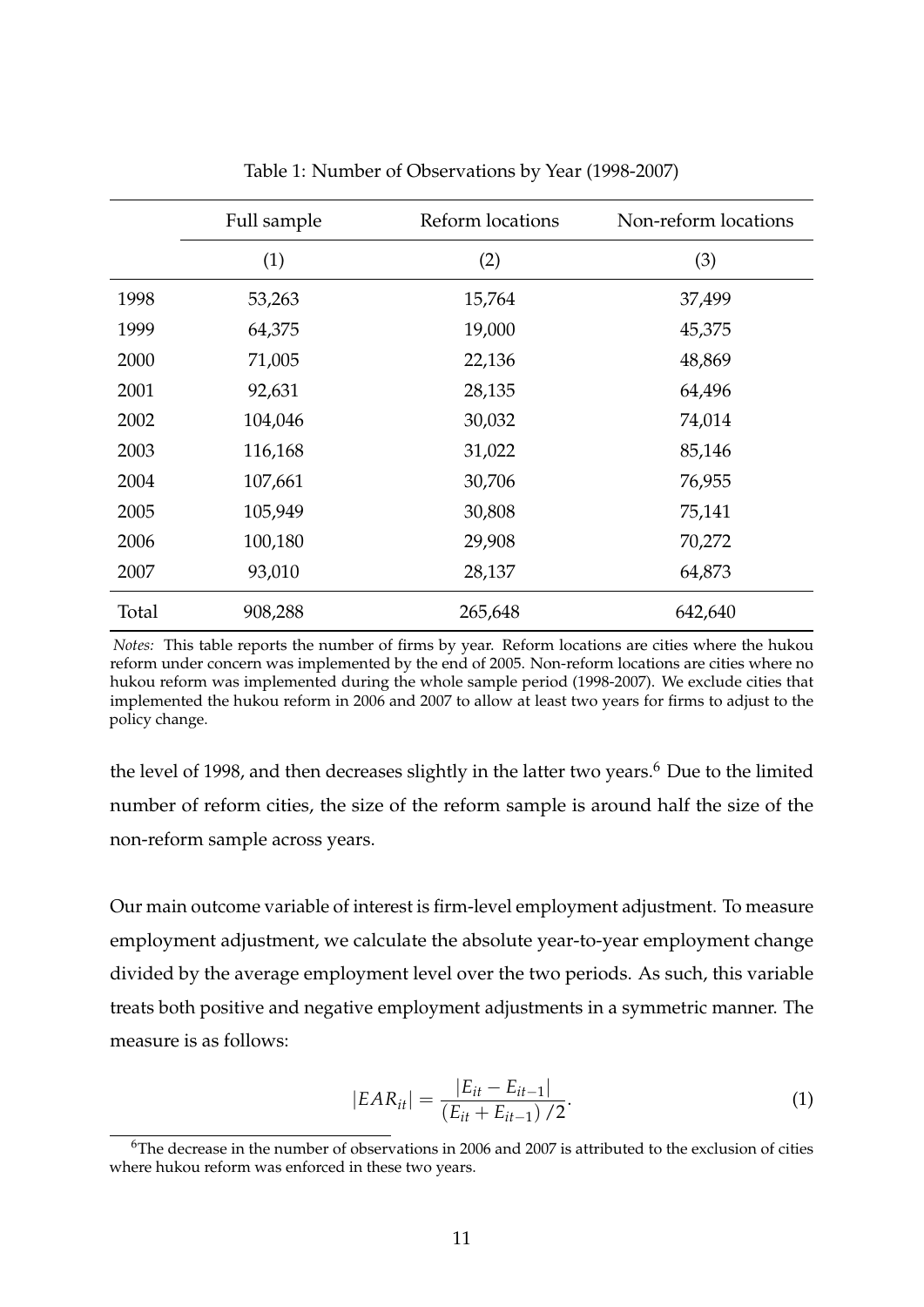Table 1: Number of Observations by Year (1998-2007)

| | Full sample | Reform locations | Non-reform locations |
|---|---|---|---|
| | (1) | (2) | (3) |
| 1998 | 53,263 | 15,764 | 37,499 |
| 1999 | 64,375 | 19,000 | 45,375 |
| 2000 | 71,005 | 22,136 | 48,869 |
| 2001 | 92,631 | 28,135 | 64,496 |
| 2002 | 104,046 | 30,032 | 74,014 |
| 2003 | 116,168 | 31,022 | 85,146 |
| 2004 | 107,661 | 30,706 | 76,955 |
| 2005 | 105,949 | 30,808 | 75,141 |
| 2006 | 100,180 | 29,908 | 70,272 |
| 2007 | 93,010 | 28,137 | 64,873 |
| Total | 908,288 | 265,648 | 642,640 |

*Notes:* This table reports the number of firms by year. Reform locations are cities where the hukou reform under concern was implemented by the end of 2005. Non-reform locations are cities where no hukou reform was implemented during the whole sample period (1998-2007). We exclude cities that implemented the hukou reform in 2006 and 2007 to allow at least two years for firms to adjust to the policy change.

the level of 1998, and then decreases slightly in the latter two years.[6] Due to the limited number of reform cities, the size of the reform sample is around half the size of the non-reform sample across years.

Our main outcome variable of interest is firm-level employment adjustment. To measure employment adjustment, we calculate the absolute year-to-year employment change divided by the average employment level over the two periods. As such, this variable treats both positive and negative employment adjustments in a symmetric manner. The measure is as follows:

$$|EAR_{it}| = \frac{|E_{it} - E_{it-1}|}{(E_{it} + E_{it-1})/2}. \tag{1}$$

[6] The decrease in the number of observations in 2006 and 2007 is attributed to the exclusion of cities where hukou reform was enforced in these two years.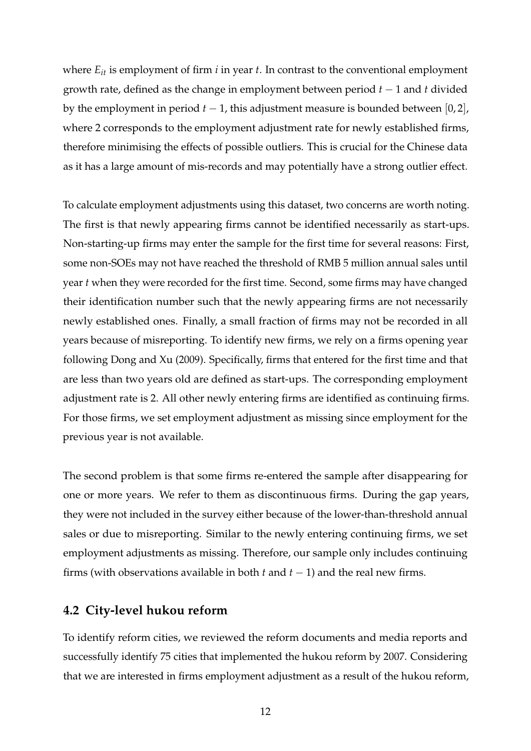where $E_{it}$ is employment of firm $i$ in year $t$. In contrast to the conventional employment growth rate, defined as the change in employment between period $t-1$ and $t$ divided by the employment in period $t-1$, this adjustment measure is bounded between $[0, 2]$, where 2 corresponds to the employment adjustment rate for newly established firms, therefore minimising the effects of possible outliers. This is crucial for the Chinese data as it has a large amount of mis-records and may potentially have a strong outlier effect.

To calculate employment adjustments using this dataset, two concerns are worth noting. The first is that newly appearing firms cannot be identified necessarily as start-ups. Non-starting-up firms may enter the sample for the first time for several reasons: First, some non-SOEs may not have reached the threshold of RMB 5 million annual sales until year $t$ when they were recorded for the first time. Second, some firms may have changed their identification number such that the newly appearing firms are not necessarily newly established ones. Finally, a small fraction of firms may not be recorded in all years because of misreporting. To identify new firms, we rely on a firms opening year following Dong and Xu (2009). Specifically, firms that entered for the first time and that are less than two years old are defined as start-ups. The corresponding employment adjustment rate is 2. All other newly entering firms are identified as continuing firms. For those firms, we set employment adjustment as missing since employment for the previous year is not available.

The second problem is that some firms re-entered the sample after disappearing for one or more years. We refer to them as discontinuous firms. During the gap years, they were not included in the survey either because of the lower-than-threshold annual sales or due to misreporting. Similar to the newly entering continuing firms, we set employment adjustments as missing. Therefore, our sample only includes continuing firms (with observations available in both $t$ and $t-1$) and the real new firms.

## 4.2 City-level hukou reform

To identify reform cities, we reviewed the reform documents and media reports and successfully identify 75 cities that implemented the hukou reform by 2007. Considering that we are interested in firms employment adjustment as a result of the hukou reform,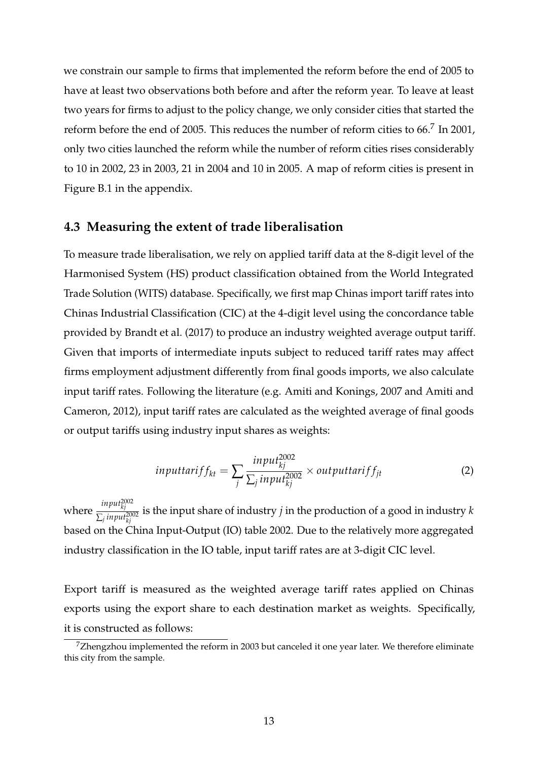we constrain our sample to firms that implemented the reform before the end of 2005 to have at least two observations both before and after the reform year. To leave at least two years for firms to adjust to the policy change, we only consider cities that started the reform before the end of 2005. This reduces the number of reform cities to 66.[7] In 2001, only two cities launched the reform while the number of reform cities rises considerably to 10 in 2002, 23 in 2003, 21 in 2004 and 10 in 2005. A map of reform cities is present in Figure B.1 in the appendix.

### 4.3 Measuring the extent of trade liberalisation

To measure trade liberalisation, we rely on applied tariff data at the 8-digit level of the Harmonised System (HS) product classification obtained from the World Integrated Trade Solution (WITS) database. Specifically, we first map Chinas import tariff rates into Chinas Industrial Classification (CIC) at the 4-digit level using the concordance table provided by Brandt et al. (2017) to produce an industry weighted average output tariff. Given that imports of intermediate inputs subject to reduced tariff rates may affect firms employment adjustment differently from final goods imports, we also calculate input tariff rates. Following the literature (e.g. Amiti and Konings, 2007 and Amiti and Cameron, 2012), input tariff rates are calculated as the weighted average of final goods or output tariffs using industry input shares as weights:

$$inputtariff_{kt} = \sum_{j} \frac{input_{kj}^{2002}}{\sum_{j} input_{kj}^{2002}} \times outputtariff_{jt} \tag{2}$$

where $\frac{input_{kj}^{2002}}{\sum_{j} input_{kj}^{2002}}$ is the input share of industry $j$ in the production of a good in industry $k$ based on the China Input-Output (IO) table 2002. Due to the relatively more aggregated industry classification in the IO table, input tariff rates are at 3-digit CIC level.

Export tariff is measured as the weighted average tariff rates applied on Chinas exports using the export share to each destination market as weights. Specifically, it is constructed as follows:

[7] Zhengzhou implemented the reform in 2003 but canceled it one year later. We therefore eliminate this city from the sample.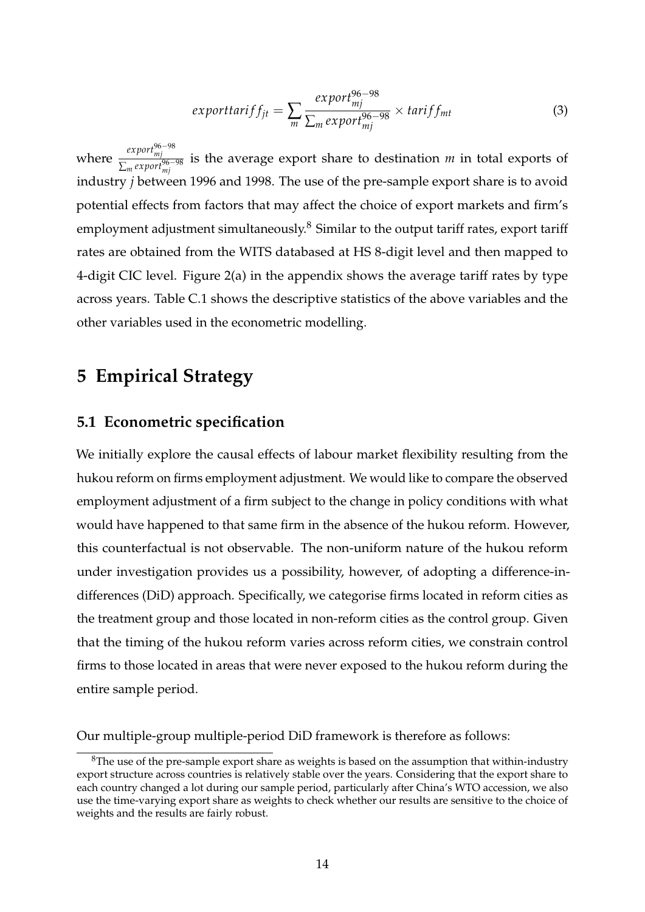$$exporttariff_{jt} = \sum_{m} \frac{export_{mj}^{96-98}}{\sum_{m} export_{mj}^{96-98}} \times tariff_{mt} \tag{3}$$

where $\frac{export_{mj}^{96-98}}{\sum_{m} export_{mj}^{96-98}}$ is the average export share to destination $m$ in total exports of industry $j$ between 1996 and 1998. The use of the pre-sample export share is to avoid potential effects from factors that may affect the choice of export markets and firm's employment adjustment simultaneously.[8] Similar to the output tariff rates, export tariff rates are obtained from the WITS databased at HS 8-digit level and then mapped to 4-digit CIC level. Figure 2(a) in the appendix shows the average tariff rates by type across years. Table C.1 shows the descriptive statistics of the above variables and the other variables used in the econometric modelling.

# 5 Empirical Strategy

## 5.1 Econometric specification

We initially explore the causal effects of labour market flexibility resulting from the hukou reform on firms employment adjustment. We would like to compare the observed employment adjustment of a firm subject to the change in policy conditions with what would have happened to that same firm in the absence of the hukou reform. However, this counterfactual is not observable. The non-uniform nature of the hukou reform under investigation provides us a possibility, however, of adopting a difference-in-differences (DiD) approach. Specifically, we categorise firms located in reform cities as the treatment group and those located in non-reform cities as the control group. Given that the timing of the hukou reform varies across reform cities, we constrain control firms to those located in areas that were never exposed to the hukou reform during the entire sample period.

Our multiple-group multiple-period DiD framework is therefore as follows:

[8] The use of the pre-sample export share as weights is based on the assumption that within-industry export structure across countries is relatively stable over the years. Considering that the export share to each country changed a lot during our sample period, particularly after China's WTO accession, we also use the time-varying export share as weights to check whether our results are sensitive to the choice of weights and the results are fairly robust.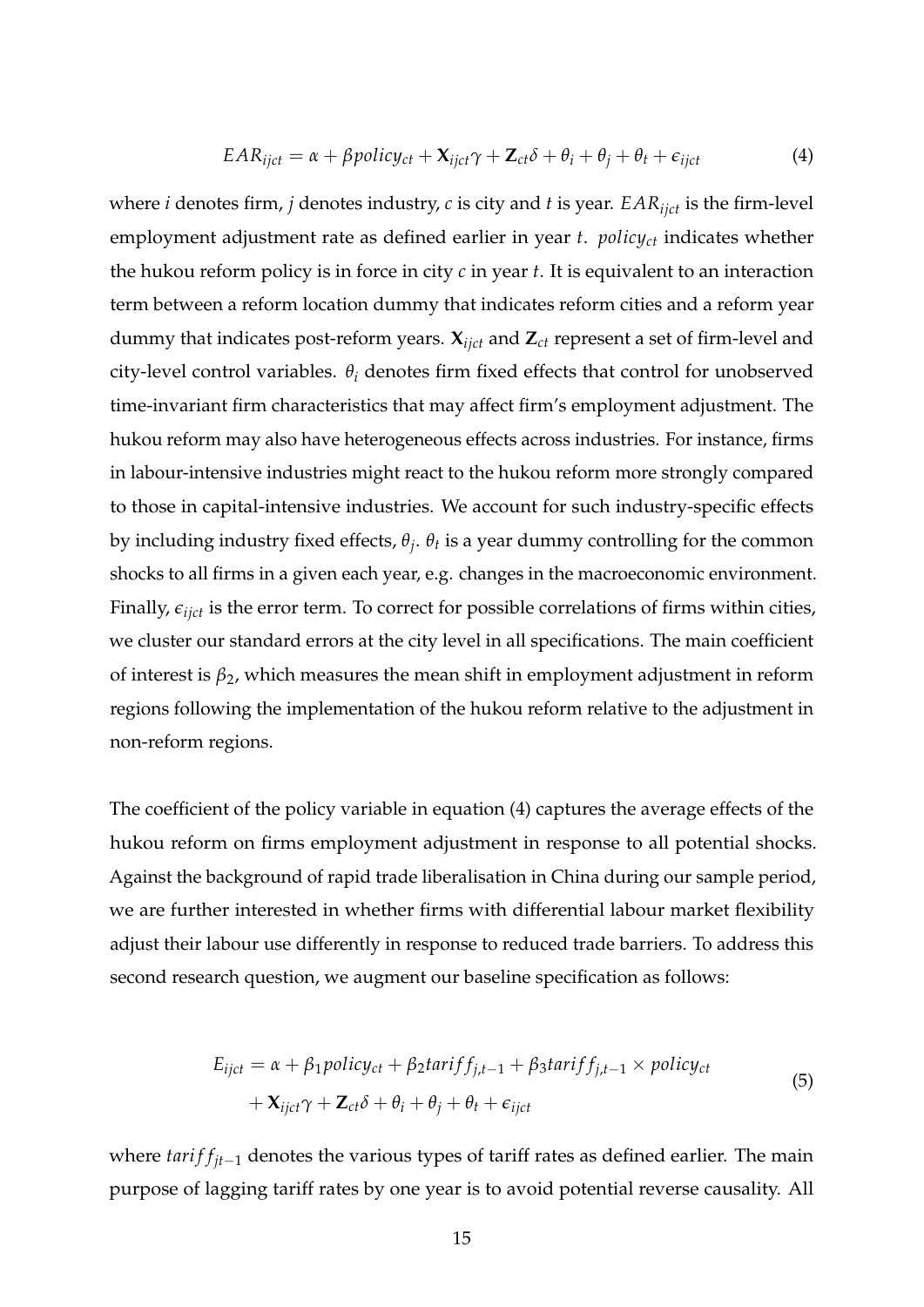$$EAR_{ijct} = \alpha + \beta policy_{ct} + \mathbf{X}_{ijct}\gamma + \mathbf{Z}_{ct}\delta + \theta_i + \theta_j + \theta_t + \epsilon_{ijct} \tag{4}$$

where $i$ denotes firm, $j$ denotes industry, $c$ is city and $t$ is year. $EAR_{ijct}$ is the firm-level employment adjustment rate as defined earlier in year $t$. $policy_{ct}$ indicates whether the hukou reform policy is in force in city $c$ in year $t$. It is equivalent to an interaction term between a reform location dummy that indicates reform cities and a reform year dummy that indicates post-reform years. $\mathbf{X}_{ijct}$ and $\mathbf{Z}_{ct}$ represent a set of firm-level and city-level control variables. $\theta_i$ denotes firm fixed effects that control for unobserved time-invariant firm characteristics that may affect firm's employment adjustment. The hukou reform may also have heterogeneous effects across industries. For instance, firms in labour-intensive industries might react to the hukou reform more strongly compared to those in capital-intensive industries. We account for such industry-specific effects by including industry fixed effects, $\theta_j$. $\theta_t$ is a year dummy controlling for the common shocks to all firms in a given each year, e.g. changes in the macroeconomic environment. Finally, $\epsilon_{ijct}$ is the error term. To correct for possible correlations of firms within cities, we cluster our standard errors at the city level in all specifications. The main coefficient of interest is $\beta_2$, which measures the mean shift in employment adjustment in reform regions following the implementation of the hukou reform relative to the adjustment in non-reform regions.

The coefficient of the policy variable in equation (4) captures the average effects of the hukou reform on firms employment adjustment in response to all potential shocks. Against the background of rapid trade liberalisation in China during our sample period, we are further interested in whether firms with differential labour market flexibility adjust their labour use differently in response to reduced trade barriers. To address this second research question, we augment our baseline specification as follows:

$$\begin{aligned} E_{ijct} = \alpha &+ \beta_1 policy_{ct} + \beta_2 tariff_{j,t-1} + \beta_3 tariff_{j,t-1} \times policy_{ct} \\ &+ \mathbf{X}_{ijct}\gamma + \mathbf{Z}_{ct}\delta + \theta_i + \theta_j + \theta_t + \epsilon_{ijct} \end{aligned} \tag{5}$$

where $tariff_{jt-1}$ denotes the various types of tariff rates as defined earlier. The main purpose of lagging tariff rates by one year is to avoid potential reverse causality. All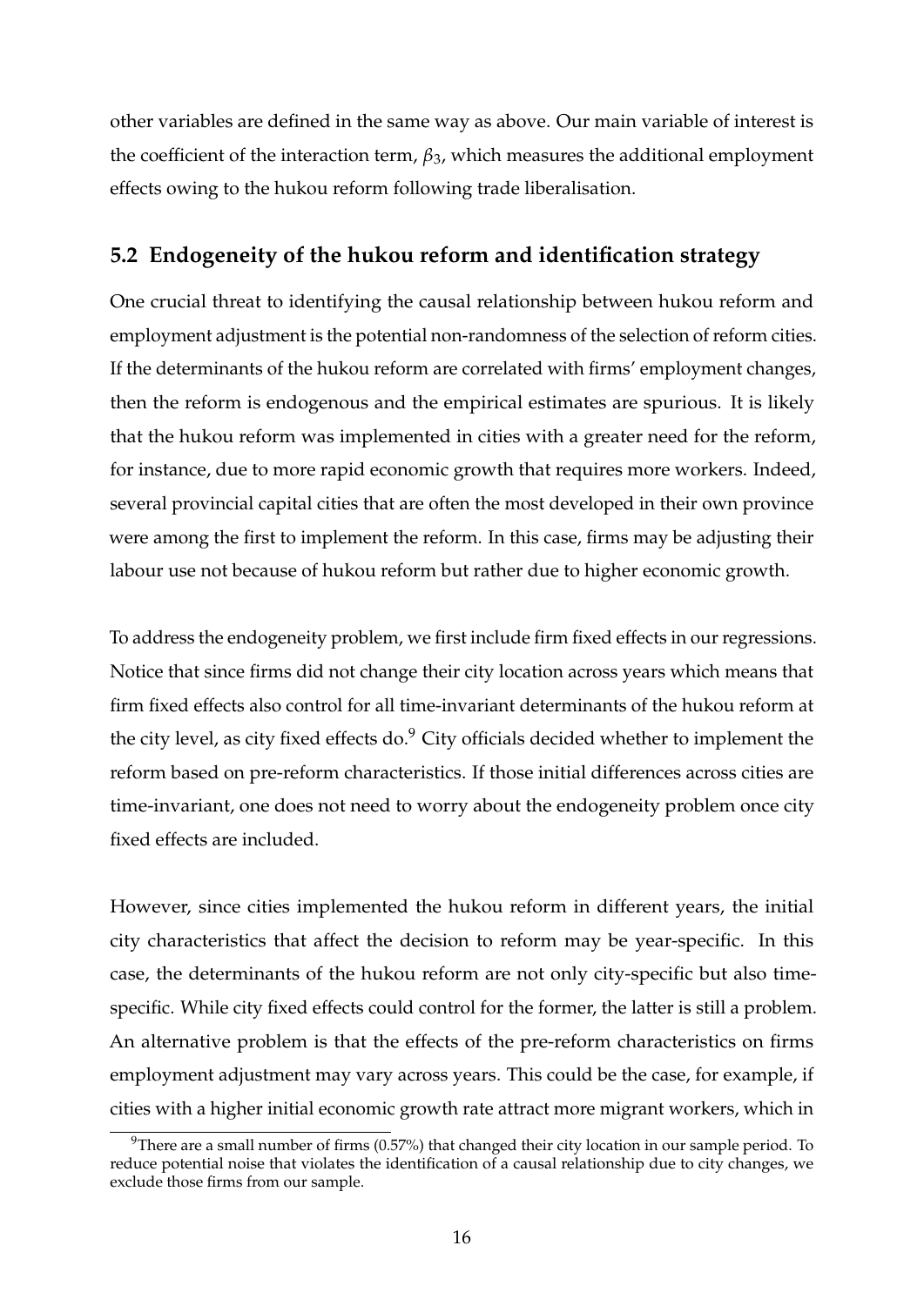other variables are defined in the same way as above. Our main variable of interest is the coefficient of the interaction term, $\beta_3$, which measures the additional employment effects owing to the hukou reform following trade liberalisation.

## 5.2 Endogeneity of the hukou reform and identification strategy

One crucial threat to identifying the causal relationship between hukou reform and employment adjustment is the potential non-randomness of the selection of reform cities. If the determinants of the hukou reform are correlated with firms' employment changes, then the reform is endogenous and the empirical estimates are spurious. It is likely that the hukou reform was implemented in cities with a greater need for the reform, for instance, due to more rapid economic growth that requires more workers. Indeed, several provincial capital cities that are often the most developed in their own province were among the first to implement the reform. In this case, firms may be adjusting their labour use not because of hukou reform but rather due to higher economic growth.

To address the endogeneity problem, we first include firm fixed effects in our regressions. Notice that since firms did not change their city location across years which means that firm fixed effects also control for all time-invariant determinants of the hukou reform at the city level, as city fixed effects do.[9] City officials decided whether to implement the reform based on pre-reform characteristics. If those initial differences across cities are time-invariant, one does not need to worry about the endogeneity problem once city fixed effects are included.

However, since cities implemented the hukou reform in different years, the initial city characteristics that affect the decision to reform may be year-specific. In this case, the determinants of the hukou reform are not only city-specific but also time-specific. While city fixed effects could control for the former, the latter is still a problem. An alternative problem is that the effects of the pre-reform characteristics on firms employment adjustment may vary across years. This could be the case, for example, if cities with a higher initial economic growth rate attract more migrant workers, which in

[9] There are a small number of firms (0.57%) that changed their city location in our sample period. To reduce potential noise that violates the identification of a causal relationship due to city changes, we exclude those firms from our sample.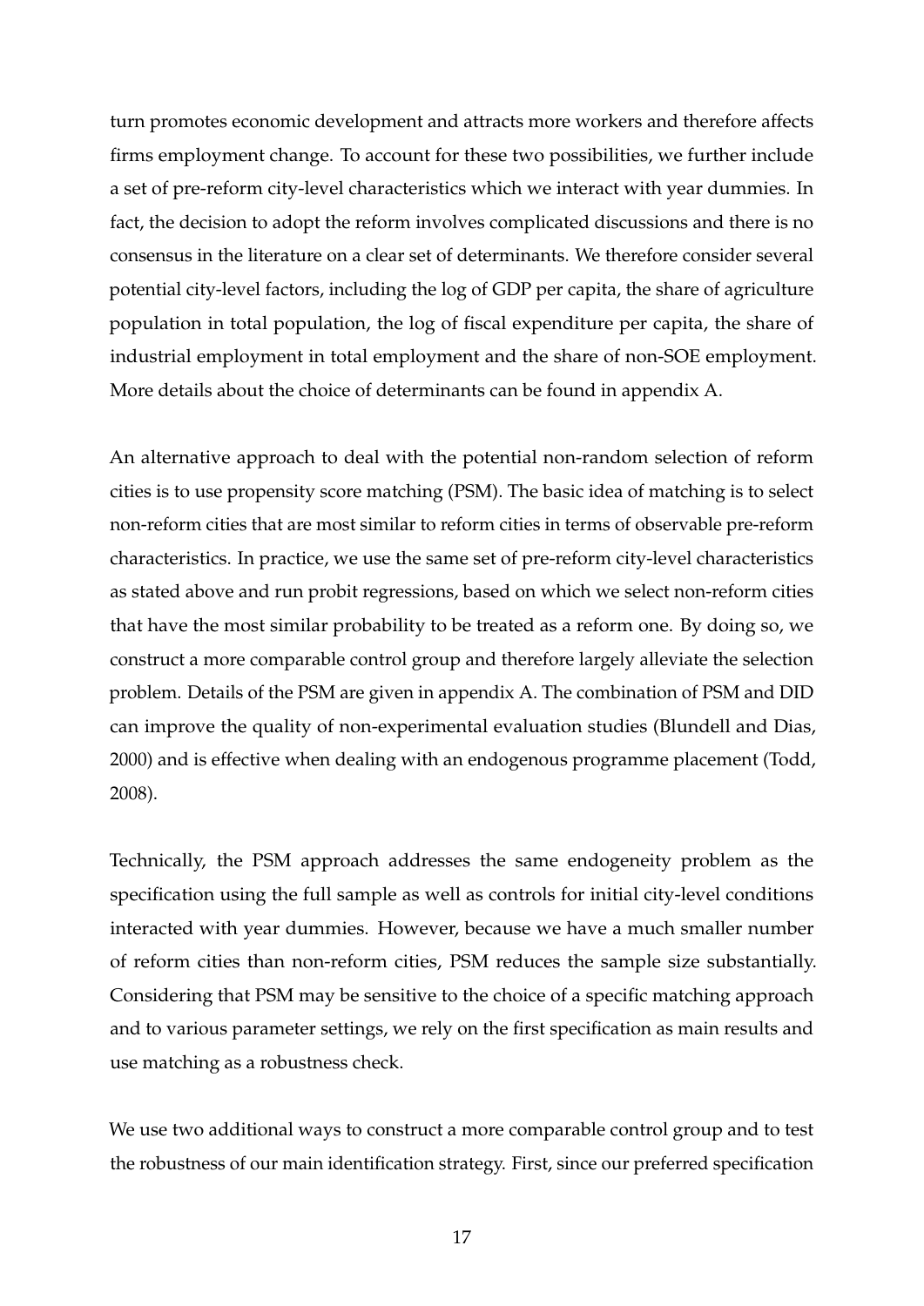turn promotes economic development and attracts more workers and therefore affects firms employment change. To account for these two possibilities, we further include a set of pre-reform city-level characteristics which we interact with year dummies. In fact, the decision to adopt the reform involves complicated discussions and there is no consensus in the literature on a clear set of determinants. We therefore consider several potential city-level factors, including the log of GDP per capita, the share of agriculture population in total population, the log of fiscal expenditure per capita, the share of industrial employment in total employment and the share of non-SOE employment. More details about the choice of determinants can be found in appendix A.

An alternative approach to deal with the potential non-random selection of reform cities is to use propensity score matching (PSM). The basic idea of matching is to select non-reform cities that are most similar to reform cities in terms of observable pre-reform characteristics. In practice, we use the same set of pre-reform city-level characteristics as stated above and run probit regressions, based on which we select non-reform cities that have the most similar probability to be treated as a reform one. By doing so, we construct a more comparable control group and therefore largely alleviate the selection problem. Details of the PSM are given in appendix A. The combination of PSM and DID can improve the quality of non-experimental evaluation studies (Blundell and Dias, 2000) and is effective when dealing with an endogenous programme placement (Todd, 2008).

Technically, the PSM approach addresses the same endogeneity problem as the specification using the full sample as well as controls for initial city-level conditions interacted with year dummies. However, because we have a much smaller number of reform cities than non-reform cities, PSM reduces the sample size substantially. Considering that PSM may be sensitive to the choice of a specific matching approach and to various parameter settings, we rely on the first specification as main results and use matching as a robustness check.

We use two additional ways to construct a more comparable control group and to test the robustness of our main identification strategy. First, since our preferred specification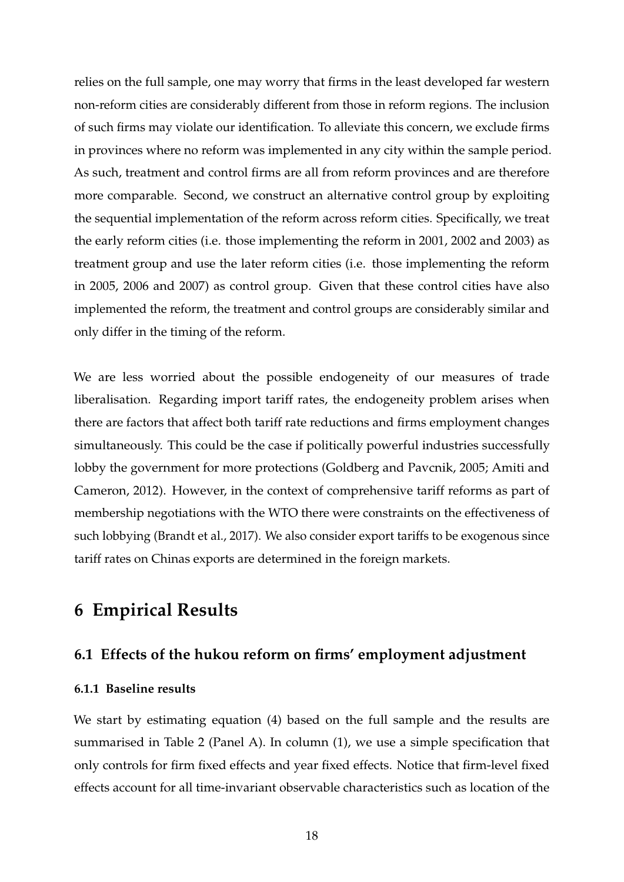relies on the full sample, one may worry that firms in the least developed far western non-reform cities are considerably different from those in reform regions. The inclusion of such firms may violate our identification. To alleviate this concern, we exclude firms in provinces where no reform was implemented in any city within the sample period. As such, treatment and control firms are all from reform provinces and are therefore more comparable. Second, we construct an alternative control group by exploiting the sequential implementation of the reform across reform cities. Specifically, we treat the early reform cities (i.e. those implementing the reform in 2001, 2002 and 2003) as treatment group and use the later reform cities (i.e. those implementing the reform in 2005, 2006 and 2007) as control group. Given that these control cities have also implemented the reform, the treatment and control groups are considerably similar and only differ in the timing of the reform.

We are less worried about the possible endogeneity of our measures of trade liberalisation. Regarding import tariff rates, the endogeneity problem arises when there are factors that affect both tariff rate reductions and firms employment changes simultaneously. This could be the case if politically powerful industries successfully lobby the government for more protections (Goldberg and Pavcnik, 2005; Amiti and Cameron, 2012). However, in the context of comprehensive tariff reforms as part of membership negotiations with the WTO there were constraints on the effectiveness of such lobbying (Brandt et al., 2017). We also consider export tariffs to be exogenous since tariff rates on Chinas exports are determined in the foreign markets.

# 6 Empirical Results

## 6.1 Effects of the hukou reform on firms' employment adjustment

### 6.1.1 Baseline results

We start by estimating equation (4) based on the full sample and the results are summarised in Table 2 (Panel A). In column (1), we use a simple specification that only controls for firm fixed effects and year fixed effects. Notice that firm-level fixed effects account for all time-invariant observable characteristics such as location of the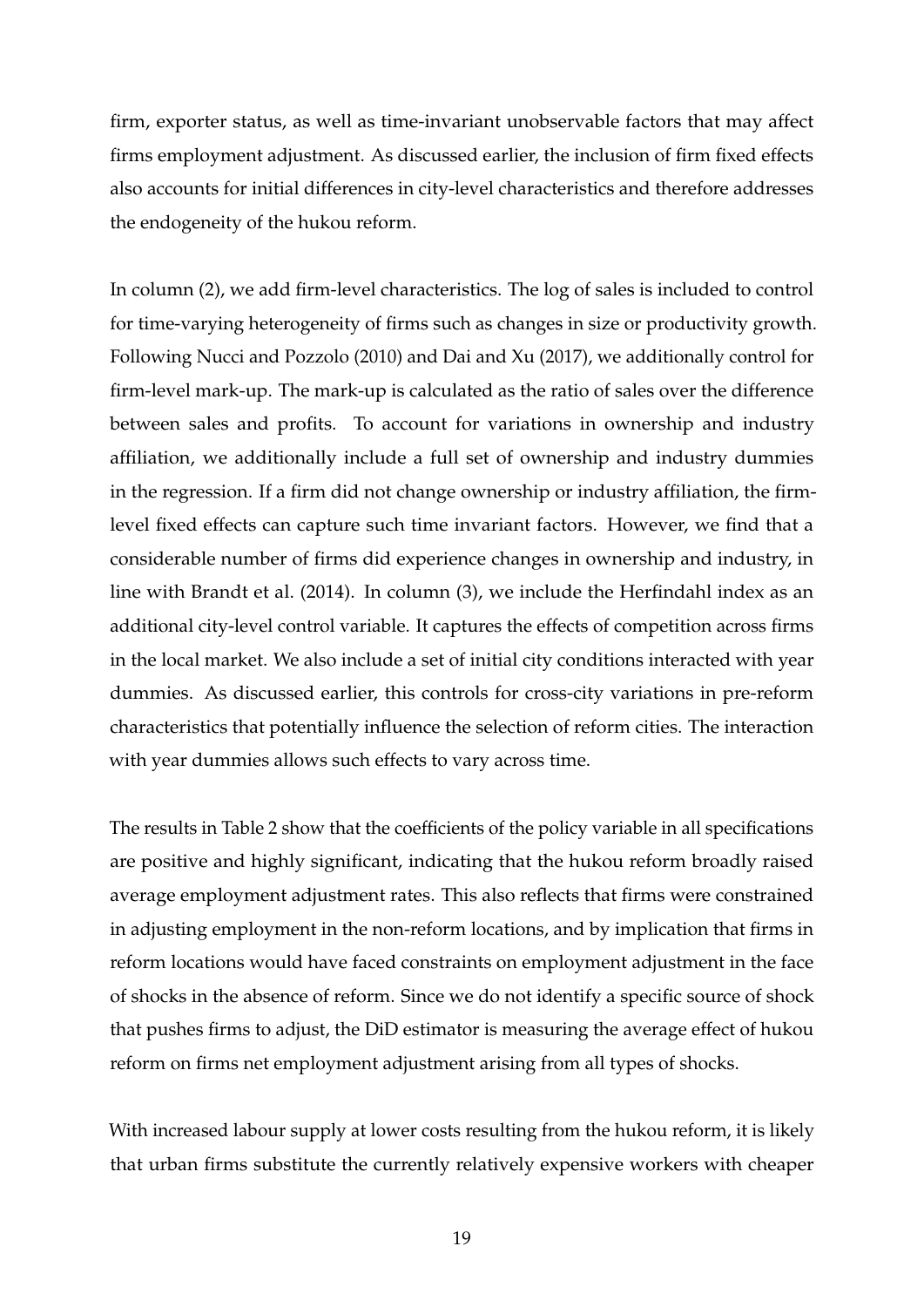firm, exporter status, as well as time-invariant unobservable factors that may affect firms employment adjustment. As discussed earlier, the inclusion of firm fixed effects also accounts for initial differences in city-level characteristics and therefore addresses the endogeneity of the hukou reform.

In column (2), we add firm-level characteristics. The log of sales is included to control for time-varying heterogeneity of firms such as changes in size or productivity growth. Following Nucci and Pozzolo (2010) and Dai and Xu (2017), we additionally control for firm-level mark-up. The mark-up is calculated as the ratio of sales over the difference between sales and profits. To account for variations in ownership and industry affiliation, we additionally include a full set of ownership and industry dummies in the regression. If a firm did not change ownership or industry affiliation, the firm-level fixed effects can capture such time invariant factors. However, we find that a considerable number of firms did experience changes in ownership and industry, in line with Brandt et al. (2014). In column (3), we include the Herfindahl index as an additional city-level control variable. It captures the effects of competition across firms in the local market. We also include a set of initial city conditions interacted with year dummies. As discussed earlier, this controls for cross-city variations in pre-reform characteristics that potentially influence the selection of reform cities. The interaction with year dummies allows such effects to vary across time.

The results in Table 2 show that the coefficients of the policy variable in all specifications are positive and highly significant, indicating that the hukou reform broadly raised average employment adjustment rates. This also reflects that firms were constrained in adjusting employment in the non-reform locations, and by implication that firms in reform locations would have faced constraints on employment adjustment in the face of shocks in the absence of reform. Since we do not identify a specific source of shock that pushes firms to adjust, the DiD estimator is measuring the average effect of hukou reform on firms net employment adjustment arising from all types of shocks.

With increased labour supply at lower costs resulting from the hukou reform, it is likely that urban firms substitute the currently relatively expensive workers with cheaper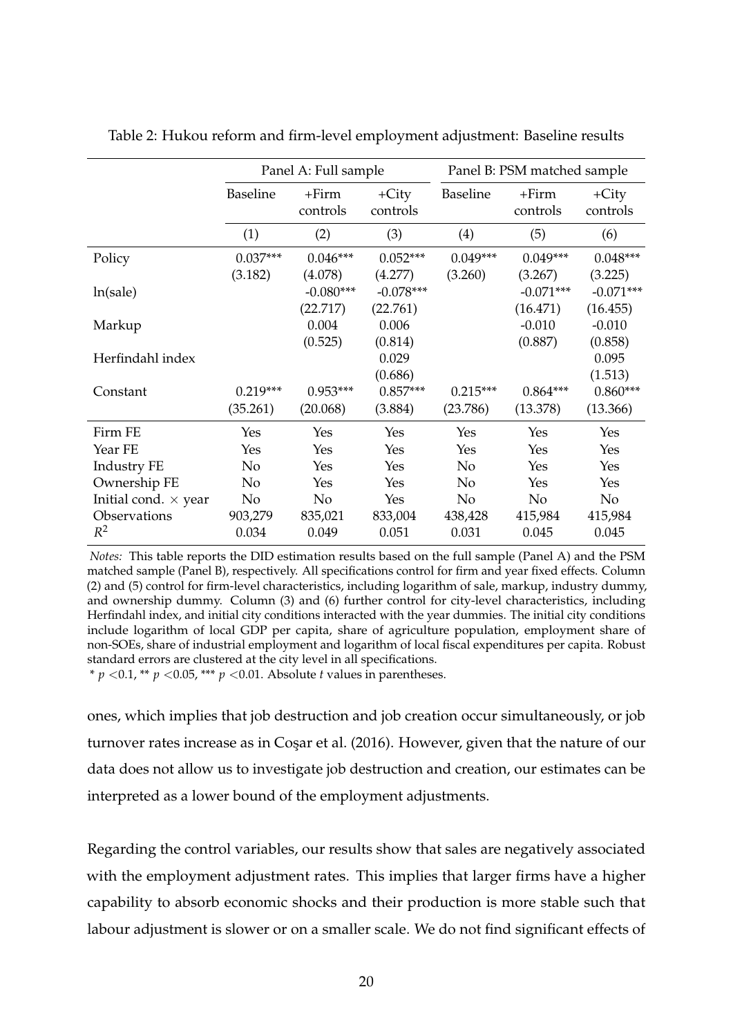Table 2: Hukou reform and firm-level employment adjustment: Baseline results

| | Panel A: Full sample | | | Panel B: PSM matched sample | | |
|---|---|---|---|---|---|---|
| | Baseline | +Firm controls | +City controls | Baseline | +Firm controls | +City controls |
| | (1) | (2) | (3) | (4) | (5) | (6) |
| Policy | 0.037*** | 0.046*** | 0.052*** | 0.049*** | 0.049*** | 0.048*** |
| | (3.182) | (4.078) | (4.277) | (3.260) | (3.267) | (3.225) |
| ln(sale) | | -0.080*** | -0.078*** | | -0.071*** | -0.071*** |
| | | (22.717) | (22.761) | | (16.471) | (16.455) |
| Markup | | 0.004 | 0.006 | | -0.010 | -0.010 |
| | | (0.525) | (0.814) | | (0.887) | (0.858) |
| Herfindahl index | | | 0.029 | | | 0.095 |
| | | | (0.686) | | | (1.513) |
| Constant | 0.219*** | 0.953*** | 0.857*** | 0.215*** | 0.864*** | 0.860*** |
| | (35.261) | (20.068) | (3.884) | (23.786) | (13.378) | (13.366) |
| Firm FE | Yes | Yes | Yes | Yes | Yes | Yes |
| Year FE | Yes | Yes | Yes | Yes | Yes | Yes |
| Industry FE | No | Yes | Yes | No | Yes | Yes |
| Ownership FE | No | Yes | Yes | No | Yes | Yes |
| Initial cond. $\times$ year | No | No | Yes | No | No | No |
| Observations | 903,279 | 835,021 | 833,004 | 438,428 | 415,984 | 415,984 |
| $R^2$ | 0.034 | 0.049 | 0.051 | 0.031 | 0.045 | 0.045 |

*Notes:* This table reports the DID estimation results based on the full sample (Panel A) and the PSM matched sample (Panel B), respectively. All specifications control for firm and year fixed effects. Column (2) and (5) control for firm-level characteristics, including logarithm of sale, markup, industry dummy, and ownership dummy. Column (3) and (6) further control for city-level characteristics, including Herfindahl index, and initial city conditions interacted with the year dummies. The initial city conditions include logarithm of local GDP per capita, share of agriculture population, employment share of non-SOEs, share of industrial employment and logarithm of local fiscal expenditures per capita. Robust standard errors are clustered at the city level in all specifications.
* $p < 0.1$, ** $p < 0.05$, *** $p < 0.01$. Absolute *t* values in parentheses.

ones, which implies that job destruction and job creation occur simultaneously, or job turnover rates increase as in Coşar et al. (2016). However, given that the nature of our data does not allow us to investigate job destruction and creation, our estimates can be interpreted as a lower bound of the employment adjustments.

Regarding the control variables, our results show that sales are negatively associated with the employment adjustment rates. This implies that larger firms have a higher capability to absorb economic shocks and their production is more stable such that labour adjustment is slower or on a smaller scale. We do not find significant effects of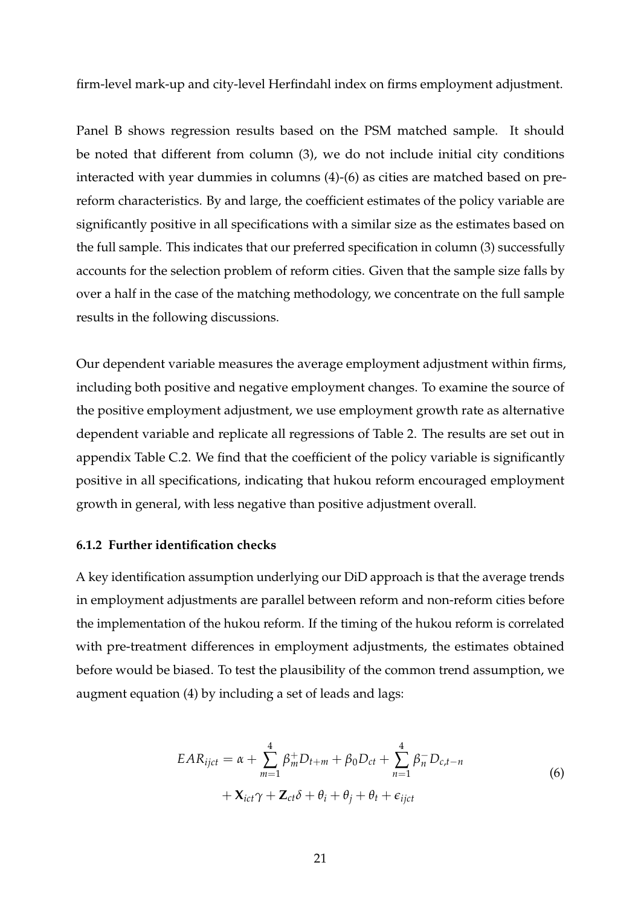firm-level mark-up and city-level Herfindahl index on firms employment adjustment.

Panel B shows regression results based on the PSM matched sample. It should be noted that different from column (3), we do not include initial city conditions interacted with year dummies in columns (4)-(6) as cities are matched based on pre-reform characteristics. By and large, the coefficient estimates of the policy variable are significantly positive in all specifications with a similar size as the estimates based on the full sample. This indicates that our preferred specification in column (3) successfully accounts for the selection problem of reform cities. Given that the sample size falls by over a half in the case of the matching methodology, we concentrate on the full sample results in the following discussions.

Our dependent variable measures the average employment adjustment within firms, including both positive and negative employment changes. To examine the source of the positive employment adjustment, we use employment growth rate as alternative dependent variable and replicate all regressions of Table 2. The results are set out in appendix Table C.2. We find that the coefficient of the policy variable is significantly positive in all specifications, indicating that hukou reform encouraged employment growth in general, with less negative than positive adjustment overall.

### 6.1.2 Further identification checks

A key identification assumption underlying our DiD approach is that the average trends in employment adjustments are parallel between reform and non-reform cities before the implementation of the hukou reform. If the timing of the hukou reform is correlated with pre-treatment differences in employment adjustments, the estimates obtained before would be biased. To test the plausibility of the common trend assumption, we augment equation (4) by including a set of leads and lags:

$$
\begin{aligned}
EAR_{ijct} = \alpha + \sum_{m=1}^{4} \beta_m^+ D_{t+m} + \beta_0 D_{ct} + \sum_{n=1}^{4} \beta_n^- D_{c,t-n} \\
+ \mathbf{X}_{ict}\gamma + \mathbf{Z}_{ct}\delta + \theta_i + \theta_j + \theta_t + \epsilon_{ijct}
\end{aligned}
\tag{6}
$$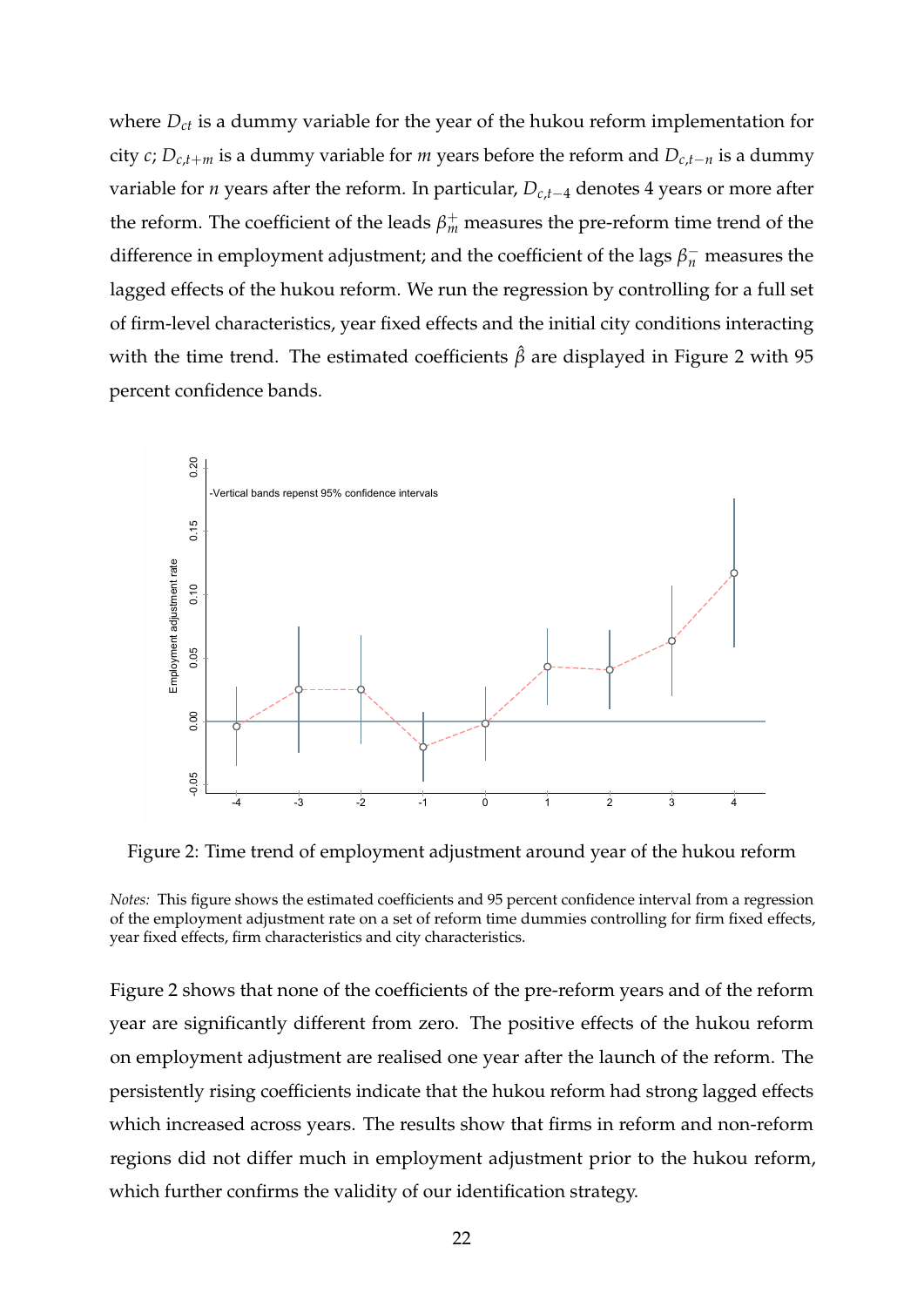where $D_{ct}$ is a dummy variable for the year of the hukou reform implementation for city $c$; $D_{c,t+m}$ is a dummy variable for $m$ years before the reform and $D_{c,t-n}$ is a dummy variable for $n$ years after the reform. In particular, $D_{c,t-4}$ denotes 4 years or more after the reform. The coefficient of the leads $\beta_m^+$ measures the pre-reform time trend of the difference in employment adjustment; and the coefficient of the lags $\beta_n^-$ measures the lagged effects of the hukou reform. We run the regression by controlling for a full set of firm-level characteristics, year fixed effects and the initial city conditions interacting with the time trend. The estimated coefficients $\hat{\beta}$ are displayed in Figure 2 with 95 percent confidence bands.

Figure 2: Time trend of employment adjustment around year of the hukou reform

*Notes:* This figure shows the estimated coefficients and 95 percent confidence interval from a regression of the employment adjustment rate on a set of reform time dummies controlling for firm fixed effects, year fixed effects, firm characteristics and city characteristics.

Figure 2 shows that none of the coefficients of the pre-reform years and of the reform year are significantly different from zero. The positive effects of the hukou reform on employment adjustment are realised one year after the launch of the reform. The persistently rising coefficients indicate that the hukou reform had strong lagged effects which increased across years. The results show that firms in reform and non-reform regions did not differ much in employment adjustment prior to the hukou reform, which further confirms the validity of our identification strategy.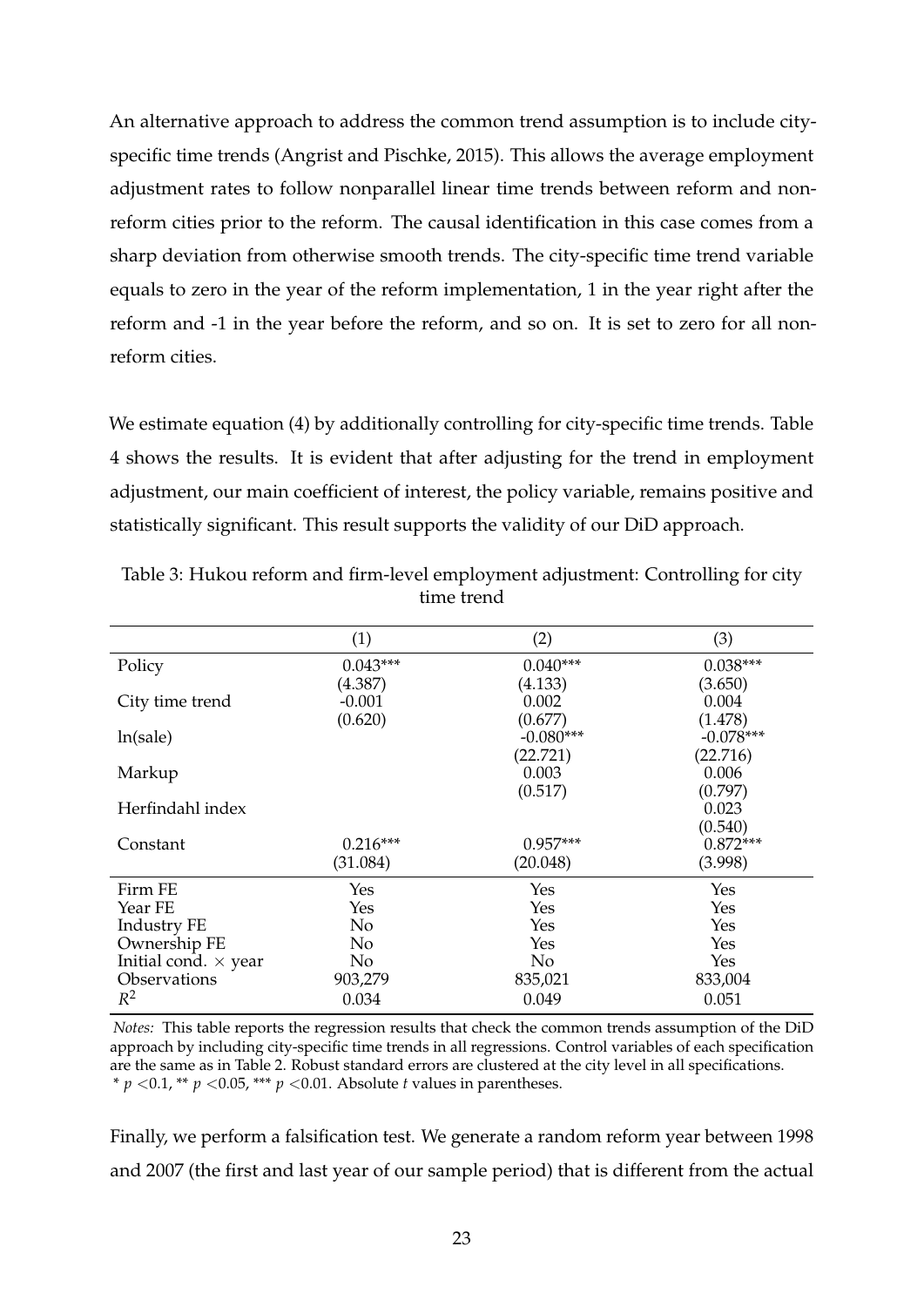An alternative approach to address the common trend assumption is to include city-specific time trends (Angrist and Pischke, 2015). This allows the average employment adjustment rates to follow nonparallel linear time trends between reform and non-reform cities prior to the reform. The causal identification in this case comes from a sharp deviation from otherwise smooth trends. The city-specific time trend variable equals to zero in the year of the reform implementation, 1 in the year right after the reform and -1 in the year before the reform, and so on. It is set to zero for all non-reform cities.

We estimate equation (4) by additionally controlling for city-specific time trends. Table 4 shows the results. It is evident that after adjusting for the trend in employment adjustment, our main coefficient of interest, the policy variable, remains positive and statistically significant. This result supports the validity of our DiD approach.

Table 3: Hukou reform and firm-level employment adjustment: Controlling for city time trend

| | (1) | (2) | (3) |
|---|---|---|---|
| Policy | 0.043*** | 0.040*** | 0.038*** |
| | (4.387) | (4.133) | (3.650) |
| City time trend | -0.001 | 0.002 | 0.004 |
| | (0.620) | (0.677) | (1.478) |
| ln(sale) | | -0.080*** | -0.078*** |
| | | (22.721) | (22.716) |
| Markup | | 0.003 | 0.006 |
| | | (0.517) | (0.797) |
| Herfindahl index | | | 0.023 |
| | | | (0.540) |
| Constant | 0.216*** | 0.957*** | 0.872*** |
| | (31.084) | (20.048) | (3.998) |
| Firm FE | Yes | Yes | Yes |
| Year FE | Yes | Yes | Yes |
| Industry FE | No | Yes | Yes |
| Ownership FE | No | Yes | Yes |
| Initial cond. $\times$ year | No | No | Yes |
| Observations | 903,279 | 835,021 | 833,004 |
| $R^2$ | 0.034 | 0.049 | 0.051 |

*Notes:* This table reports the regression results that check the common trends assumption of the DiD approach by including city-specific time trends in all regressions. Control variables of each specification are the same as in Table 2. Robust standard errors are clustered at the city level in all specifications. * $p < 0.1$, ** $p < 0.05$, *** $p < 0.01$. Absolute $t$ values in parentheses.

Finally, we perform a falsification test. We generate a random reform year between 1998 and 2007 (the first and last year of our sample period) that is different from the actual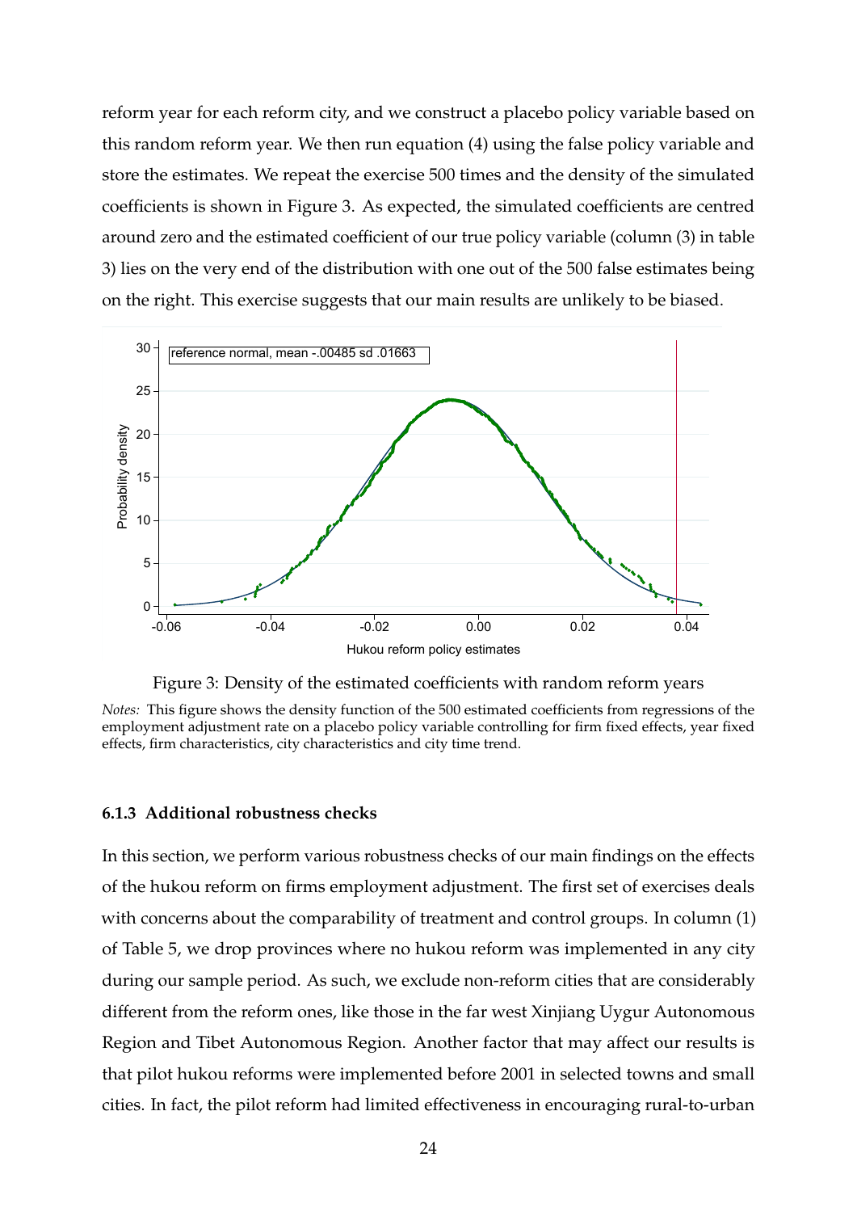reform year for each reform city, and we construct a placebo policy variable based on this random reform year. We then run equation (4) using the false policy variable and store the estimates. We repeat the exercise 500 times and the density of the simulated coefficients is shown in Figure 3. As expected, the simulated coefficients are centred around zero and the estimated coefficient of our true policy variable (column (3) in table 3) lies on the very end of the distribution with one out of the 500 false estimates being on the right. This exercise suggests that our main results are unlikely to be biased.

Figure 3: Density of the estimated coefficients with random reform years

*Notes:* This figure shows the density function of the 500 estimated coefficients from regressions of the employment adjustment rate on a placebo policy variable controlling for firm fixed effects, year fixed effects, firm characteristics, city characteristics and city time trend.

#### 6.1.3 Additional robustness checks

In this section, we perform various robustness checks of our main findings on the effects of the hukou reform on firms employment adjustment. The first set of exercises deals with concerns about the comparability of treatment and control groups. In column (1) of Table 5, we drop provinces where no hukou reform was implemented in any city during our sample period. As such, we exclude non-reform cities that are considerably different from the reform ones, like those in the far west Xinjiang Uygur Autonomous Region and Tibet Autonomous Region. Another factor that may affect our results is that pilot hukou reforms were implemented before 2001 in selected towns and small cities. In fact, the pilot reform had limited effectiveness in encouraging rural-to-urban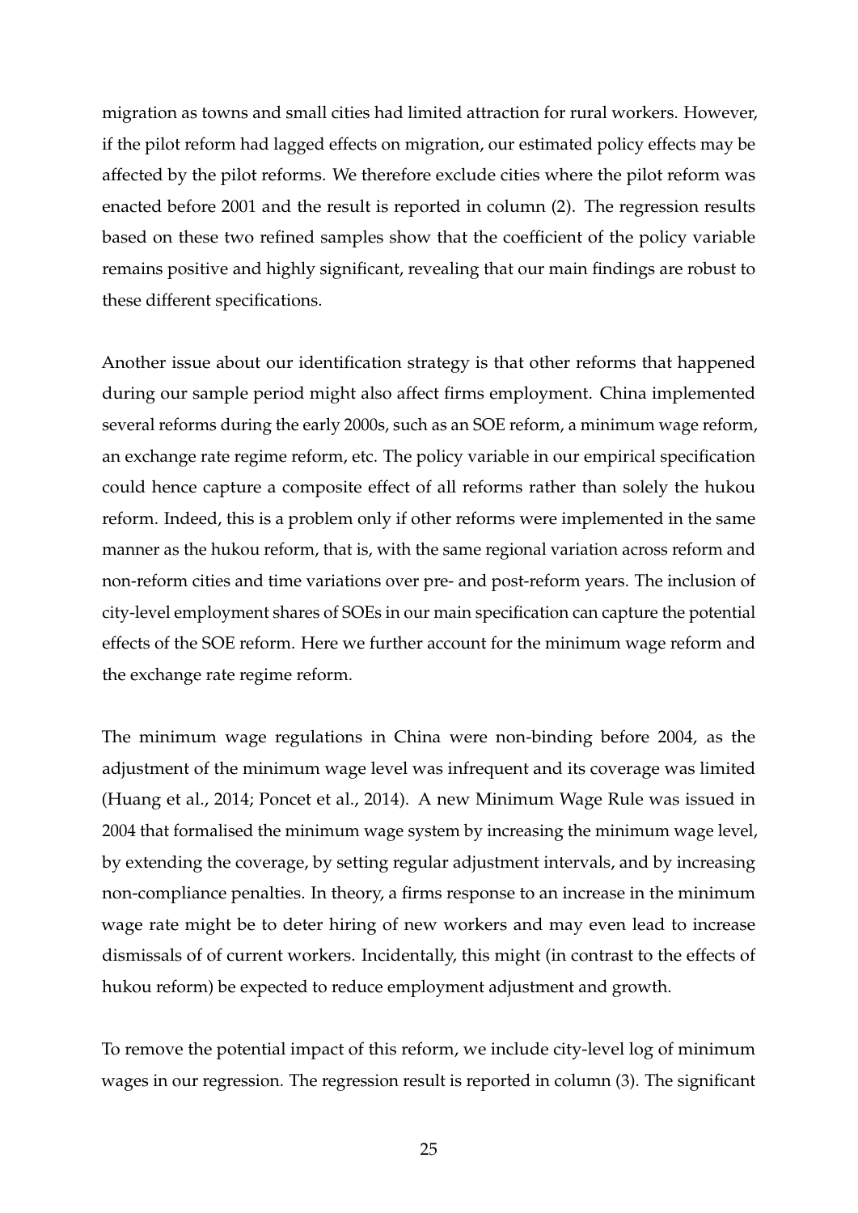migration as towns and small cities had limited attraction for rural workers. However, if the pilot reform had lagged effects on migration, our estimated policy effects may be affected by the pilot reforms. We therefore exclude cities where the pilot reform was enacted before 2001 and the result is reported in column (2). The regression results based on these two refined samples show that the coefficient of the policy variable remains positive and highly significant, revealing that our main findings are robust to these different specifications.

Another issue about our identification strategy is that other reforms that happened during our sample period might also affect firms employment. China implemented several reforms during the early 2000s, such as an SOE reform, a minimum wage reform, an exchange rate regime reform, etc. The policy variable in our empirical specification could hence capture a composite effect of all reforms rather than solely the hukou reform. Indeed, this is a problem only if other reforms were implemented in the same manner as the hukou reform, that is, with the same regional variation across reform and non-reform cities and time variations over pre- and post-reform years. The inclusion of city-level employment shares of SOEs in our main specification can capture the potential effects of the SOE reform. Here we further account for the minimum wage reform and the exchange rate regime reform.

The minimum wage regulations in China were non-binding before 2004, as the adjustment of the minimum wage level was infrequent and its coverage was limited (Huang et al., 2014; Poncet et al., 2014). A new Minimum Wage Rule was issued in 2004 that formalised the minimum wage system by increasing the minimum wage level, by extending the coverage, by setting regular adjustment intervals, and by increasing non-compliance penalties. In theory, a firms response to an increase in the minimum wage rate might be to deter hiring of new workers and may even lead to increase dismissals of of current workers. Incidentally, this might (in contrast to the effects of hukou reform) be expected to reduce employment adjustment and growth.

To remove the potential impact of this reform, we include city-level log of minimum wages in our regression. The regression result is reported in column (3). The significant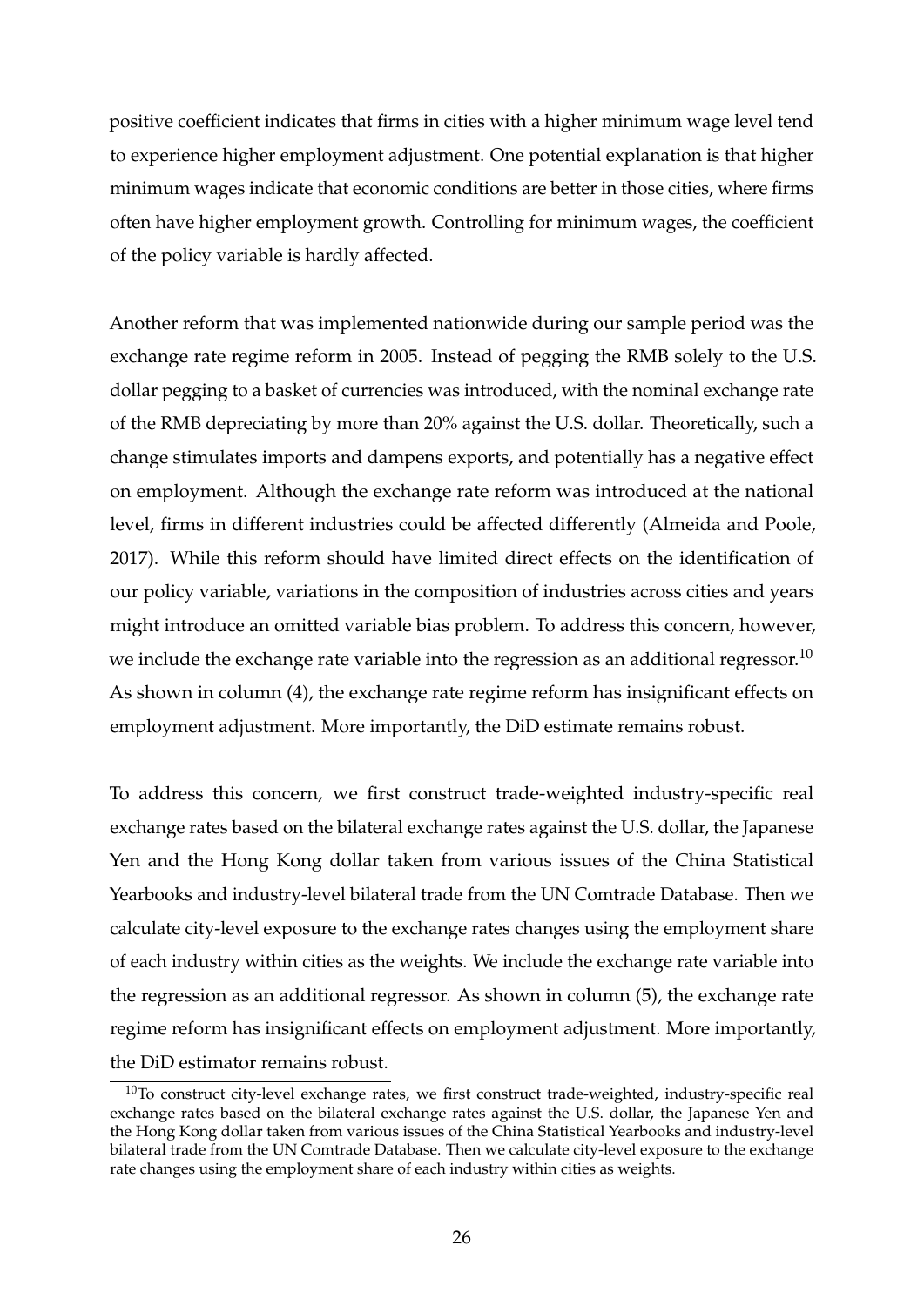positive coefficient indicates that firms in cities with a higher minimum wage level tend to experience higher employment adjustment. One potential explanation is that higher minimum wages indicate that economic conditions are better in those cities, where firms often have higher employment growth. Controlling for minimum wages, the coefficient of the policy variable is hardly affected.

Another reform that was implemented nationwide during our sample period was the exchange rate regime reform in 2005. Instead of pegging the RMB solely to the U.S. dollar pegging to a basket of currencies was introduced, with the nominal exchange rate of the RMB depreciating by more than 20% against the U.S. dollar. Theoretically, such a change stimulates imports and dampens exports, and potentially has a negative effect on employment. Although the exchange rate reform was introduced at the national level, firms in different industries could be affected differently (Almeida and Poole, 2017). While this reform should have limited direct effects on the identification of our policy variable, variations in the composition of industries across cities and years might introduce an omitted variable bias problem. To address this concern, however, we include the exchange rate variable into the regression as an additional regressor.[10] As shown in column (4), the exchange rate regime reform has insignificant effects on employment adjustment. More importantly, the DiD estimate remains robust.

To address this concern, we first construct trade-weighted industry-specific real exchange rates based on the bilateral exchange rates against the U.S. dollar, the Japanese Yen and the Hong Kong dollar taken from various issues of the China Statistical Yearbooks and industry-level bilateral trade from the UN Comtrade Database. Then we calculate city-level exposure to the exchange rates changes using the employment share of each industry within cities as the weights. We include the exchange rate variable into the regression as an additional regressor. As shown in column (5), the exchange rate regime reform has insignificant effects on employment adjustment. More importantly, the DiD estimator remains robust.

[10] To construct city-level exchange rates, we first construct trade-weighted, industry-specific real exchange rates based on the bilateral exchange rates against the U.S. dollar, the Japanese Yen and the Hong Kong dollar taken from various issues of the China Statistical Yearbooks and industry-level bilateral trade from the UN Comtrade Database. Then we calculate city-level exposure to the exchange rate changes using the employment share of each industry within cities as weights.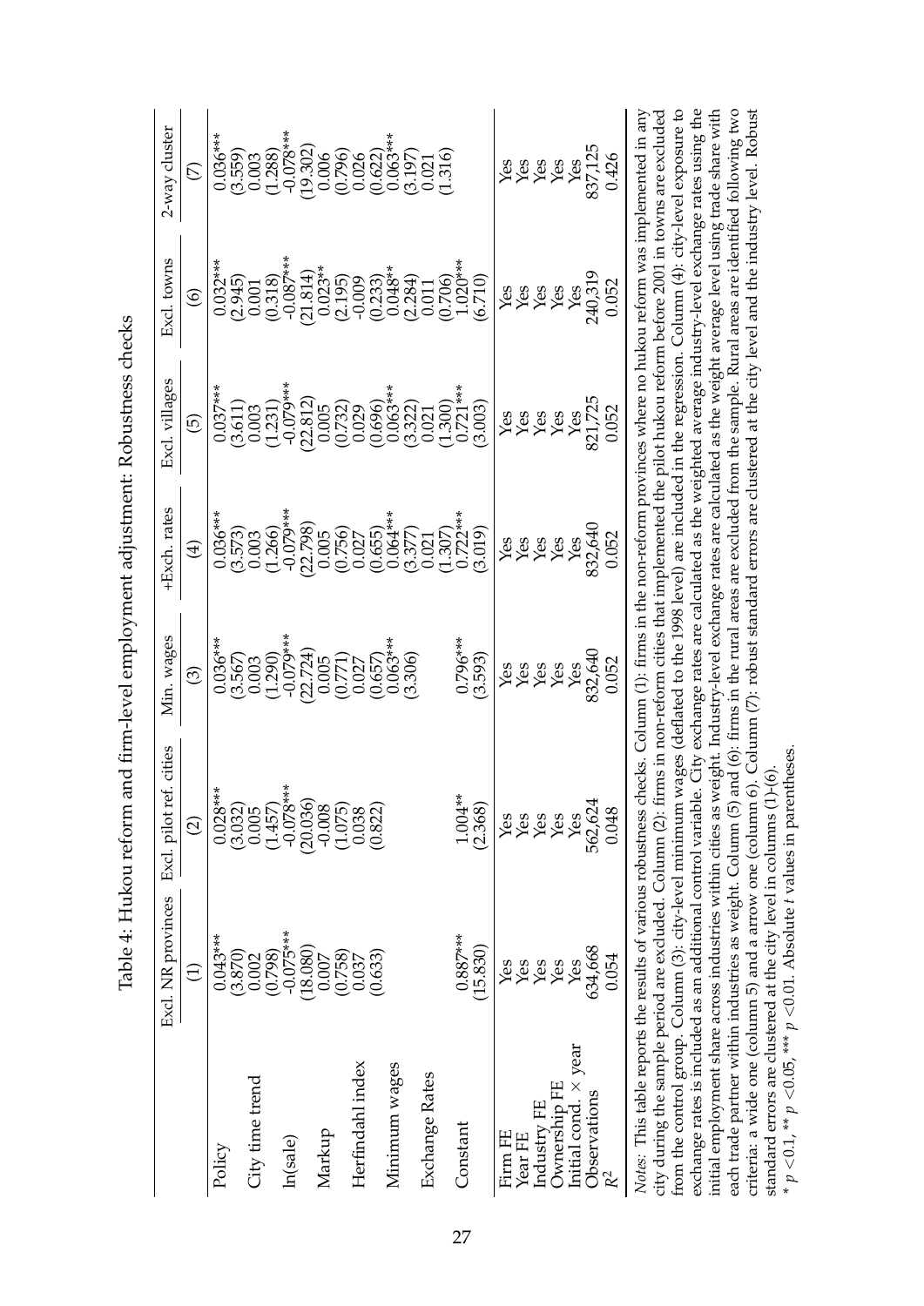Table 4: Hukou reform and firm-level employment adjustment: Robustness checks

| | Excl. NR provinces | Excl. pilot ref. cities | Min. wages | +Exch. rates | Excl. villages | Excl. towns | 2-way cluster |
|---|---|---|---|---|---|---|---|
| | (1) | (2) | (3) | (4) | (5) | (6) | (7) |
| Policy | 0.043*** | 0.028*** | 0.036*** | 0.036*** | 0.037*** | 0.032*** | 0.036*** |
| | (3.870) | (3.032) | (3.567) | (3.573) | (3.611) | (2.945) | (3.559) |
| City time trend | 0.002 | 0.005 | 0.003 | 0.003 | 0.003 | 0.001 | 0.003 |
| | (0.798) | (1.457) | (1.290) | (1.266) | (1.231) | (0.318) | (1.288) |
| ln(sale) | -0.075*** | -0.078*** | -0.079*** | -0.079*** | -0.079*** | -0.087*** | -0.078*** |
| | (18.080) | (20.036) | (22.724) | (22.798) | (22.812) | (21.814) | (19.302) |
| Markup | 0.007 | -0.008 | 0.005 | 0.005 | 0.005 | 0.023** | 0.006 |
| | (0.758) | (1.075) | (0.771) | (0.756) | (0.732) | (2.195) | (0.796) |
| Herfindahl index | 0.037 | 0.038 | 0.027 | 0.027 | 0.029 | -0.009 | 0.026 |
| | (0.633) | (0.822) | (0.657) | (0.655) | (0.696) | (0.233) | (0.622) |
| Minimum wages | | | 0.063*** | 0.064*** | 0.063*** | 0.048** | 0.063*** |
| | | | (3.306) | (3.377) | (3.322) | (2.284) | (3.197) |
| Exchange Rates | | | | 0.021 | 0.021 | 0.011 | 0.021 |
| | | | | (1.307) | (1.300) | (0.706) | (1.316) |
| Constant | 0.887*** | 1.004** | 0.796*** | 0.722*** | 0.721*** | 1.020*** | |
| | (15.830) | (2.368) | (3.593) | (3.019) | (3.003) | (6.710) | |
| Firm FE | Yes | Yes | Yes | Yes | Yes | Yes | Yes |
| Year FE | Yes | Yes | Yes | Yes | Yes | Yes | Yes |
| Industry FE | Yes | Yes | Yes | Yes | Yes | Yes | Yes |
| Ownership FE | Yes | Yes | Yes | Yes | Yes | Yes | Yes |
| Initial cond. × year | Yes | Yes | Yes | Yes | Yes | Yes | Yes |
| Observations | 634,668 | 562,624 | 832,640 | 832,640 | 821,725 | 240,319 | 837,125 |
| $R^2$ | 0.054 | 0.048 | 0.052 | 0.052 | 0.052 | 0.052 | 0.426 |

*Notes:* This table reports the results of various robustness checks. Column (1): firms in the non-reform provinces where no hukou reform was implemented in any city during the sample period are excluded. Column (2): firms in non-reform cities that implemented the pilot hukou reform before 2001 in towns are excluded from the control group. Column (3): city-level minimum wages (deflated to the 1998 level) are included in the regression. Column (4): city-level exposure to exchange rates is included as an additional control variable. City exchange rates are calculated as the weighted average industry-level exchange rates using the initial employment share across industries within cities as weight. Industry-level exchange rates are calculated as the weight average level using trade share with each trade partner within industries as weight. Column (5) and (6): firms in the rural areas are excluded from the sample. Rural areas are identified following two criteria: a wide one (column 5) and a arrow one (column 6). Column (7): robust standard errors are clustered at the city level and the industry level. Robust standard errors are clustered at the city level in columns (1)-(6).

* $p < 0.1$, ** $p < 0.05$, *** $p < 0.01$. Absolute $t$ values in parentheses.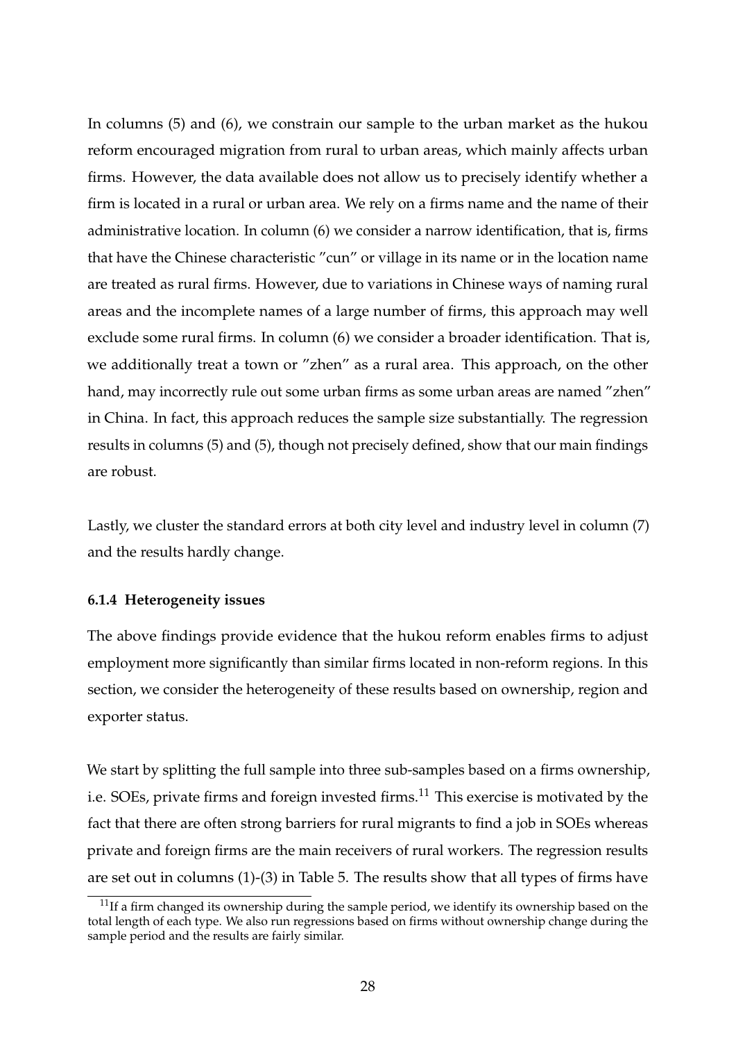In columns (5) and (6), we constrain our sample to the urban market as the hukou reform encouraged migration from rural to urban areas, which mainly affects urban firms. However, the data available does not allow us to precisely identify whether a firm is located in a rural or urban area. We rely on a firms name and the name of their administrative location. In column (6) we consider a narrow identification, that is, firms that have the Chinese characteristic "cun" or village in its name or in the location name are treated as rural firms. However, due to variations in Chinese ways of naming rural areas and the incomplete names of a large number of firms, this approach may well exclude some rural firms. In column (6) we consider a broader identification. That is, we additionally treat a town or "zhen" as a rural area. This approach, on the other hand, may incorrectly rule out some urban firms as some urban areas are named "zhen" in China. In fact, this approach reduces the sample size substantially. The regression results in columns (5) and (5), though not precisely defined, show that our main findings are robust.

Lastly, we cluster the standard errors at both city level and industry level in column (7) and the results hardly change.

#### 6.1.4 Heterogeneity issues

The above findings provide evidence that the hukou reform enables firms to adjust employment more significantly than similar firms located in non-reform regions. In this section, we consider the heterogeneity of these results based on ownership, region and exporter status.

We start by splitting the full sample into three sub-samples based on a firms ownership, i.e. SOEs, private firms and foreign invested firms.[11] This exercise is motivated by the fact that there are often strong barriers for rural migrants to find a job in SOEs whereas private and foreign firms are the main receivers of rural workers. The regression results are set out in columns (1)-(3) in Table 5. The results show that all types of firms have

[11] If a firm changed its ownership during the sample period, we identify its ownership based on the total length of each type. We also run regressions based on firms without ownership change during the sample period and the results are fairly similar.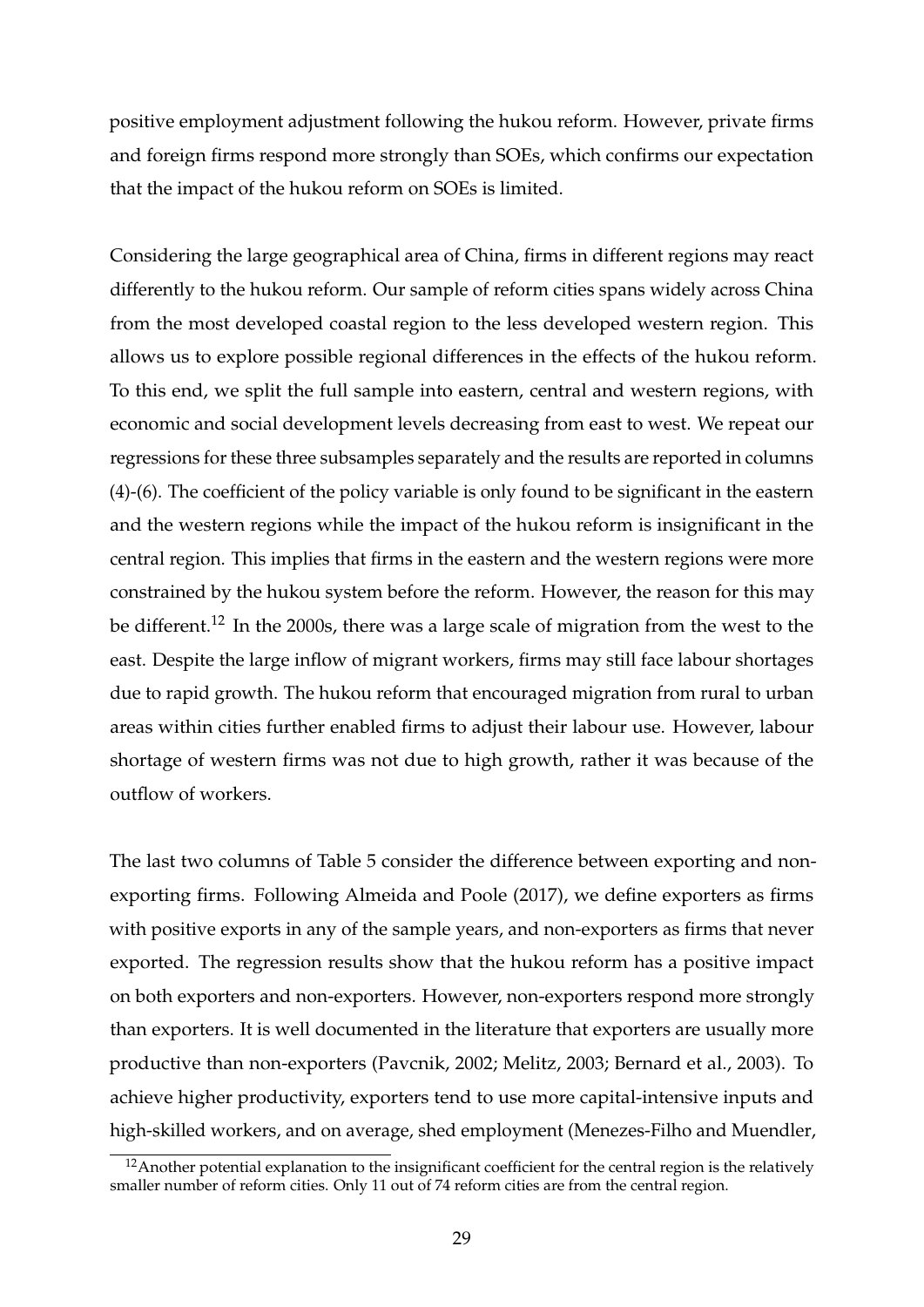positive employment adjustment following the hukou reform. However, private firms and foreign firms respond more strongly than SOEs, which confirms our expectation that the impact of the hukou reform on SOEs is limited.

Considering the large geographical area of China, firms in different regions may react differently to the hukou reform. Our sample of reform cities spans widely across China from the most developed coastal region to the less developed western region. This allows us to explore possible regional differences in the effects of the hukou reform. To this end, we split the full sample into eastern, central and western regions, with economic and social development levels decreasing from east to west. We repeat our regressions for these three subsamples separately and the results are reported in columns (4)-(6). The coefficient of the policy variable is only found to be significant in the eastern and the western regions while the impact of the hukou reform is insignificant in the central region. This implies that firms in the eastern and the western regions were more constrained by the hukou system before the reform. However, the reason for this may be different.[12] In the 2000s, there was a large scale of migration from the west to the east. Despite the large inflow of migrant workers, firms may still face labour shortages due to rapid growth. The hukou reform that encouraged migration from rural to urban areas within cities further enabled firms to adjust their labour use. However, labour shortage of western firms was not due to high growth, rather it was because of the outflow of workers.

The last two columns of Table 5 consider the difference between exporting and non-exporting firms. Following Almeida and Poole (2017), we define exporters as firms with positive exports in any of the sample years, and non-exporters as firms that never exported. The regression results show that the hukou reform has a positive impact on both exporters and non-exporters. However, non-exporters respond more strongly than exporters. It is well documented in the literature that exporters are usually more productive than non-exporters (Pavcnik, 2002; Melitz, 2003; Bernard et al., 2003). To achieve higher productivity, exporters tend to use more capital-intensive inputs and high-skilled workers, and on average, shed employment (Menezes-Filho and Muendler,

[12] Another potential explanation to the insignificant coefficient for the central region is the relatively smaller number of reform cities. Only 11 out of 74 reform cities are from the central region.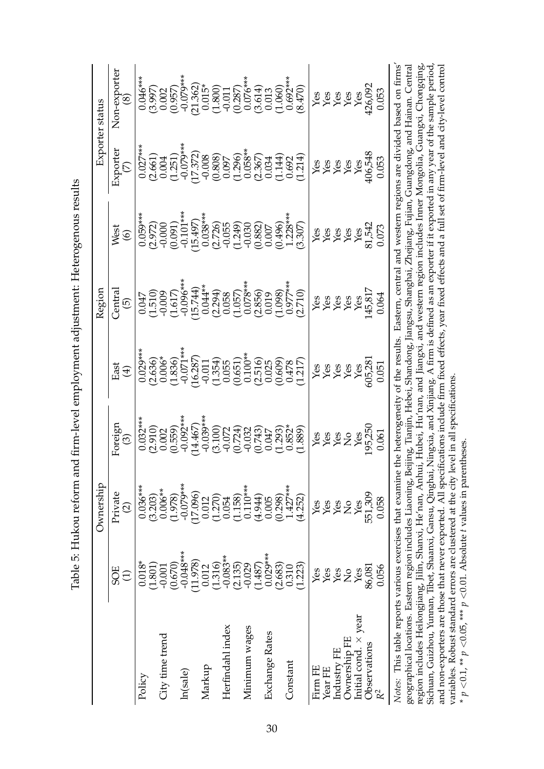Table 5: Hukou reform and firm-level employment adjustment: Heterogenous results

| | Ownership | | | Region | | | Exporter status | |
|---|---|---|---|---|---|---|---|---|
| | SOE | Private | Foreign | East | Central | West | Exporter | Non-exporter |
| | (1) | (2) | (3) | (4) | (5) | (6) | (7) | (8) |
| Policy | 0.018* | 0.036*** | 0.032*** | 0.029*** | 0.047 | 0.059*** | 0.027*** | 0.046*** |
| | (1.801) | (3.203) | (2.910) | (2.636) | (1.510) | (2.972) | (2.661) | (3.997) |
| City time trend | -0.001 | 0.006** | 0.002 | 0.006* | -0.009 | -0.000 | 0.004 | 0.002 |
| | (0.670) | (1.978) | (0.559) | (1.836) | (1.617) | (0.091) | (1.251) | (0.957) |
| ln(sale) | -0.048*** | -0.079*** | -0.092*** | -0.071*** | -0.096*** | -0.101*** | -0.079*** | -0.079*** |
| | (11.978) | (17.096) | (14.467) | (16.287) | (15.744) | (15.497) | (17.372) | (21.362) |
| Markup | 0.012 | 0.012 | -0.039*** | -0.011 | 0.044** | 0.038*** | -0.008 | 0.015* |
| | (1.316) | (1.270) | (3.100) | (1.354) | (2.294) | (2.726) | (0.808) | (1.800) |
| Herfindahl index | -0.083** | 0.054 | -0.072 | 0.055 | 0.058 | -0.055 | 0.097 | -0.011 |
| | (2.135) | (1.158) | (0.724) | (0.651) | (1.057) | (1.249) | (1.296) | (0.287) |
| Minimum wages | -0.029 | 0.110*** | -0.032 | 0.100** | 0.078*** | -0.030 | 0.058** | 0.076*** |
| | (1.487) | (4.944) | (0.743) | (2.516) | (2.856) | (0.882) | (2.367) | (3.614) |
| Exchange Rates | 0.029*** | 0.005 | 0.047 | 0.025 | 0.019 | 0.007 | 0.034 | 0.013 |
| | (2.683) | (0.298) | (1.293) | (0.609) | (1.098) | (0.496) | (1.144) | (1.060) |
| Constant | 0.310 | 1.427*** | 0.852* | 0.478 | 0.977*** | 1.228*** | 0.692 | 0.692*** |
| | (1.223) | (4.252) | (1.889) | (1.217) | (2.710) | (3.307) | (1.214) | (8.470) |
| Firm FE | Yes | Yes | Yes | Yes | Yes | Yes | Yes | Yes |
| Year FE | Yes | Yes | Yes | Yes | Yes | Yes | Yes | Yes |
| Industry FE | Yes | Yes | Yes | Yes | Yes | Yes | Yes | Yes |
| Ownership FE | No | No | No | Yes | Yes | Yes | Yes | Yes |
| Initial cond. × year | Yes | Yes | Yes | Yes | Yes | Yes | Yes | Yes |
| Observations | 86,081 | 551,309 | 195,250 | 605,281 | 145,817 | 81,542 | 406,548 | 426,092 |
| $R^2$ | 0.056 | 0.058 | 0.061 | 0.051 | 0.064 | 0.073 | 0.053 | 0.053 |

*Notes:* This table reports various exercises that examine the heterogeneity of the results. Eastern, central and western regions are divided based on firms' geographical locations. Eastern region includes Liaoning, Beijing, Tianjin, Hebei, Shandong, Jiangsu, Shanghai, Zhejiang, Fujian, Guangdong, and Hainan. Central region includes Heilongjiang, Jilin, Shanxi, He'nan, Anhui, Hubei, Hu'nan, and Jiangxi, and western region includes Inner Mongolia, Guangxi, Chongqing, Sichuan, Guizhou, Yunnan, Tibet, Shaanxi, Gansu, Qinghai, Ningxia, and Xinjiang. A firm is defined as an exporter if it exported in any year of the sample period, and non-exporters are those that never exported. All specifications include firm fixed effects, year fixed effects and a full set of firm-level and city-level control variables. Robust standard errors are clustered at the city level in all specifications.

\* $p<0.1$, \*\* $p<0.05$, \*\*\* $p<0.01$. Absolute $t$ values in parentheses.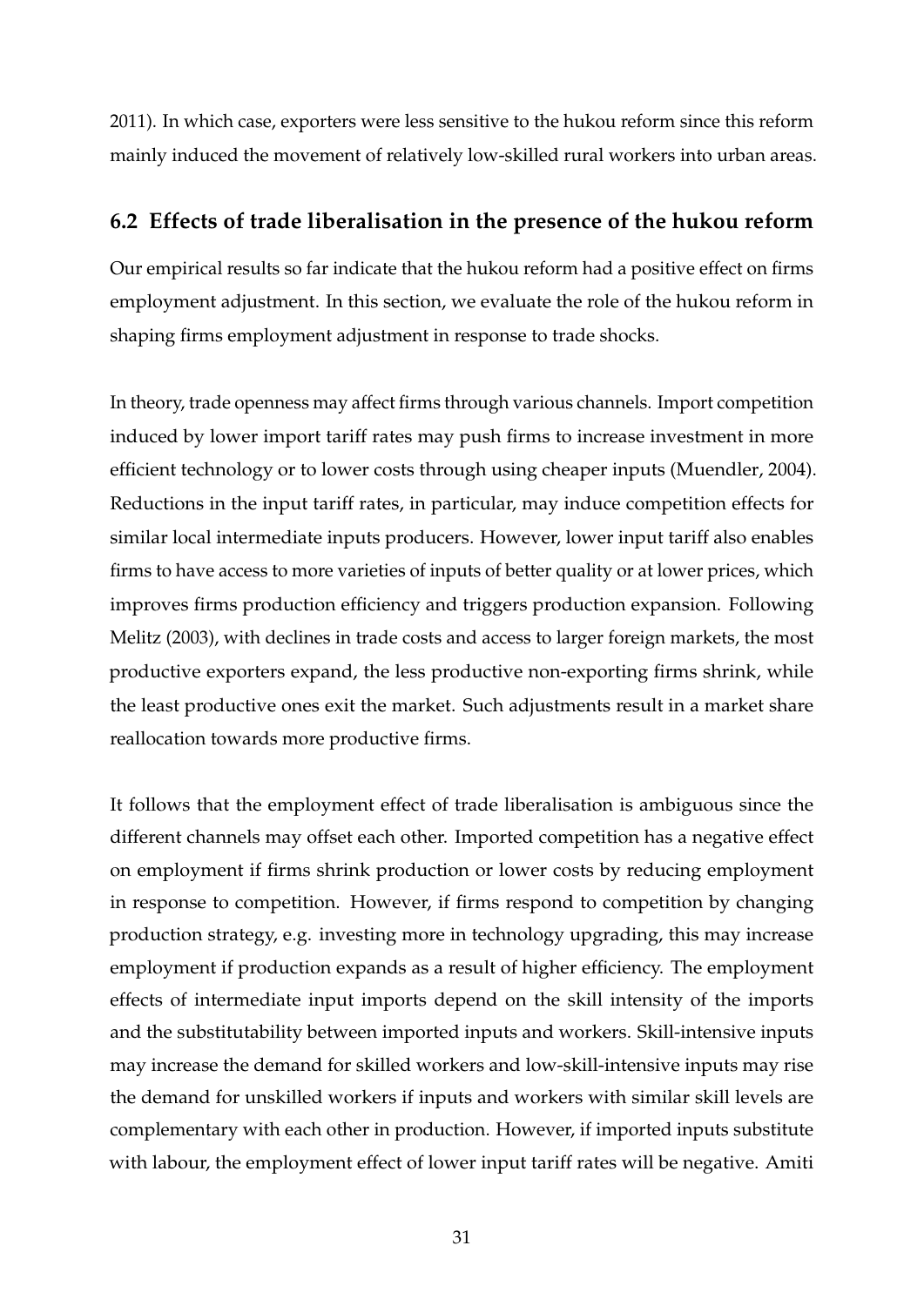2011). In which case, exporters were less sensitive to the hukou reform since this reform mainly induced the movement of relatively low-skilled rural workers into urban areas.

## 6.2 Effects of trade liberalisation in the presence of the hukou reform

Our empirical results so far indicate that the hukou reform had a positive effect on firms employment adjustment. In this section, we evaluate the role of the hukou reform in shaping firms employment adjustment in response to trade shocks.

In theory, trade openness may affect firms through various channels. Import competition induced by lower import tariff rates may push firms to increase investment in more efficient technology or to lower costs through using cheaper inputs (Muendler, 2004). Reductions in the input tariff rates, in particular, may induce competition effects for similar local intermediate inputs producers. However, lower input tariff also enables firms to have access to more varieties of inputs of better quality or at lower prices, which improves firms production efficiency and triggers production expansion. Following Melitz (2003), with declines in trade costs and access to larger foreign markets, the most productive exporters expand, the less productive non-exporting firms shrink, while the least productive ones exit the market. Such adjustments result in a market share reallocation towards more productive firms.

It follows that the employment effect of trade liberalisation is ambiguous since the different channels may offset each other. Imported competition has a negative effect on employment if firms shrink production or lower costs by reducing employment in response to competition. However, if firms respond to competition by changing production strategy, e.g. investing more in technology upgrading, this may increase employment if production expands as a result of higher efficiency. The employment effects of intermediate input imports depend on the skill intensity of the imports and the substitutability between imported inputs and workers. Skill-intensive inputs may increase the demand for skilled workers and low-skill-intensive inputs may rise the demand for unskilled workers if inputs and workers with similar skill levels are complementary with each other in production. However, if imported inputs substitute with labour, the employment effect of lower input tariff rates will be negative. Amiti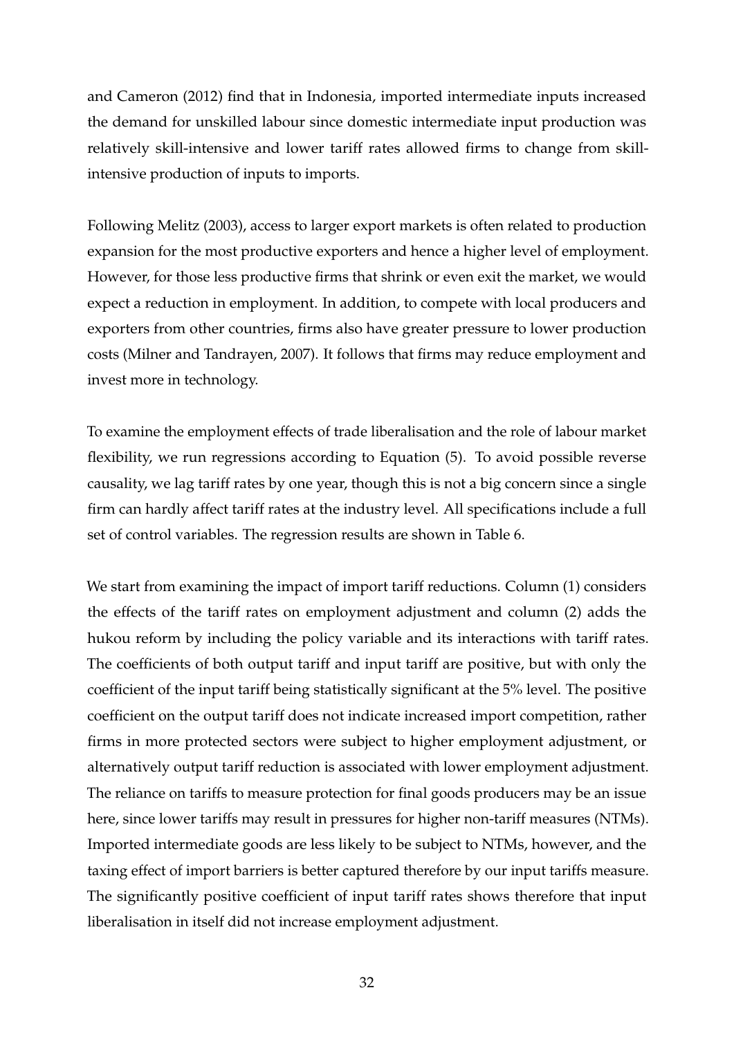and Cameron (2012) find that in Indonesia, imported intermediate inputs increased the demand for unskilled labour since domestic intermediate input production was relatively skill-intensive and lower tariff rates allowed firms to change from skill-intensive production of inputs to imports.

Following Melitz (2003), access to larger export markets is often related to production expansion for the most productive exporters and hence a higher level of employment. However, for those less productive firms that shrink or even exit the market, we would expect a reduction in employment. In addition, to compete with local producers and exporters from other countries, firms also have greater pressure to lower production costs (Milner and Tandrayen, 2007). It follows that firms may reduce employment and invest more in technology.

To examine the employment effects of trade liberalisation and the role of labour market flexibility, we run regressions according to Equation (5). To avoid possible reverse causality, we lag tariff rates by one year, though this is not a big concern since a single firm can hardly affect tariff rates at the industry level. All specifications include a full set of control variables. The regression results are shown in Table 6.

We start from examining the impact of import tariff reductions. Column (1) considers the effects of the tariff rates on employment adjustment and column (2) adds the hukou reform by including the policy variable and its interactions with tariff rates. The coefficients of both output tariff and input tariff are positive, but with only the coefficient of the input tariff being statistically significant at the 5% level. The positive coefficient on the output tariff does not indicate increased import competition, rather firms in more protected sectors were subject to higher employment adjustment, or alternatively output tariff reduction is associated with lower employment adjustment. The reliance on tariffs to measure protection for final goods producers may be an issue here, since lower tariffs may result in pressures for higher non-tariff measures (NTMs). Imported intermediate goods are less likely to be subject to NTMs, however, and the taxing effect of import barriers is better captured therefore by our input tariffs measure. The significantly positive coefficient of input tariff rates shows therefore that input liberalisation in itself did not increase employment adjustment.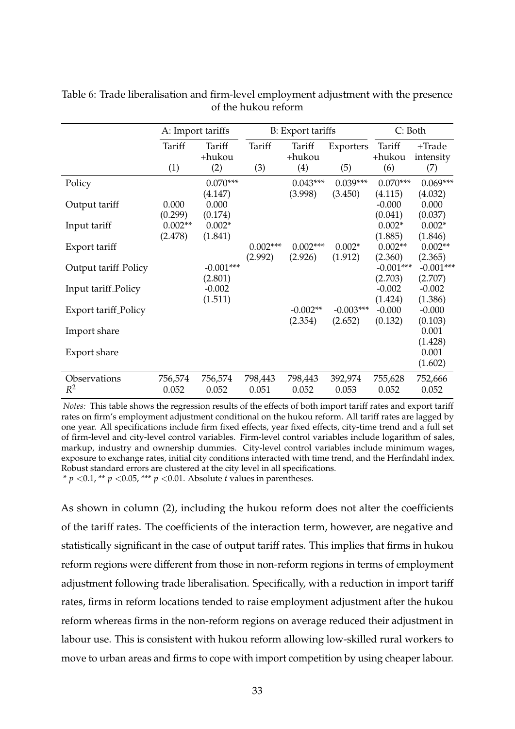Table 6: Trade liberalisation and firm-level employment adjustment with the presence of the hukou reform

| | A: Import tariffs | | B: Export tariffs | | | C: Both | |
|---|---|---|---|---|---|---|---|
| | Tariff | Tariff +hukou | Tariff | Tariff +hukou | Exporters | Tariff +hukou | +Trade intensity |
| | (1) | (2) | (3) | (4) | (5) | (6) | (7) |
| Policy | | 0.070*** | | 0.043*** | 0.039*** | 0.070*** | 0.069*** |
| | | (4.147) | | (3.998) | (3.450) | (4.115) | (4.032) |
| Output tariff | 0.000 | 0.000 | | | | -0.000 | 0.000 |
| | (0.299) | (0.174) | | | | (0.041) | (0.037) |
| Input tariff | 0.002** | 0.002* | | | | 0.002* | 0.002* |
| | (2.478) | (1.841) | | | | (1.885) | (1.846) |
| Export tariff | | | 0.002*** | 0.002*** | 0.002* | 0.002** | 0.002** |
| | | | (2.992) | (2.926) | (1.912) | (2.360) | (2.365) |
| Output tariff_Policy | | -0.001*** | | | | -0.001*** | -0.001*** |
| | | (2.801) | | | | (2.703) | (2.707) |
| Input tariff_Policy | | -0.002 | | | | -0.002 | -0.002 |
| | | (1.511) | | | | (1.424) | (1.386) |
| Export tariff_Policy | | | | -0.002** | -0.003*** | -0.000 | -0.000 |
| | | | | (2.354) | (2.652) | (0.132) | (0.103) |
| Import share | | | | | | | 0.001 |
| | | | | | | | (1.428) |
| Export share | | | | | | | 0.001 |
| | | | | | | | (1.602) |
| Observations | 756,574 | 756,574 | 798,443 | 798,443 | 392,974 | 755,628 | 752,666 |
| $R^2$ | 0.052 | 0.052 | 0.051 | 0.052 | 0.053 | 0.052 | 0.052 |

*Notes:* This table shows the regression results of the effects of both import tariff rates and export tariff rates on firm's employment adjustment conditional on the hukou reform. All tariff rates are lagged by one year. All specifications include firm fixed effects, year fixed effects, city-time trend and a full set of firm-level and city-level control variables. Firm-level control variables include logarithm of sales, markup, industry and ownership dummies. City-level control variables include minimum wages, exposure to exchange rates, initial city conditions interacted with time trend, and the Herfindahl index. Robust standard errors are clustered at the city level in all specifications.
* $p < 0.1$, ** $p < 0.05$, *** $p < 0.01$. Absolute $t$ values in parentheses.

As shown in column (2), including the hukou reform does not alter the coefficients of the tariff rates. The coefficients of the interaction term, however, are negative and statistically significant in the case of output tariff rates. This implies that firms in hukou reform regions were different from those in non-reform regions in terms of employment adjustment following trade liberalisation. Specifically, with a reduction in import tariff rates, firms in reform locations tended to raise employment adjustment after the hukou reform whereas firms in the non-reform regions on average reduced their adjustment in labour use. This is consistent with hukou reform allowing low-skilled rural workers to move to urban areas and firms to cope with import competition by using cheaper labour.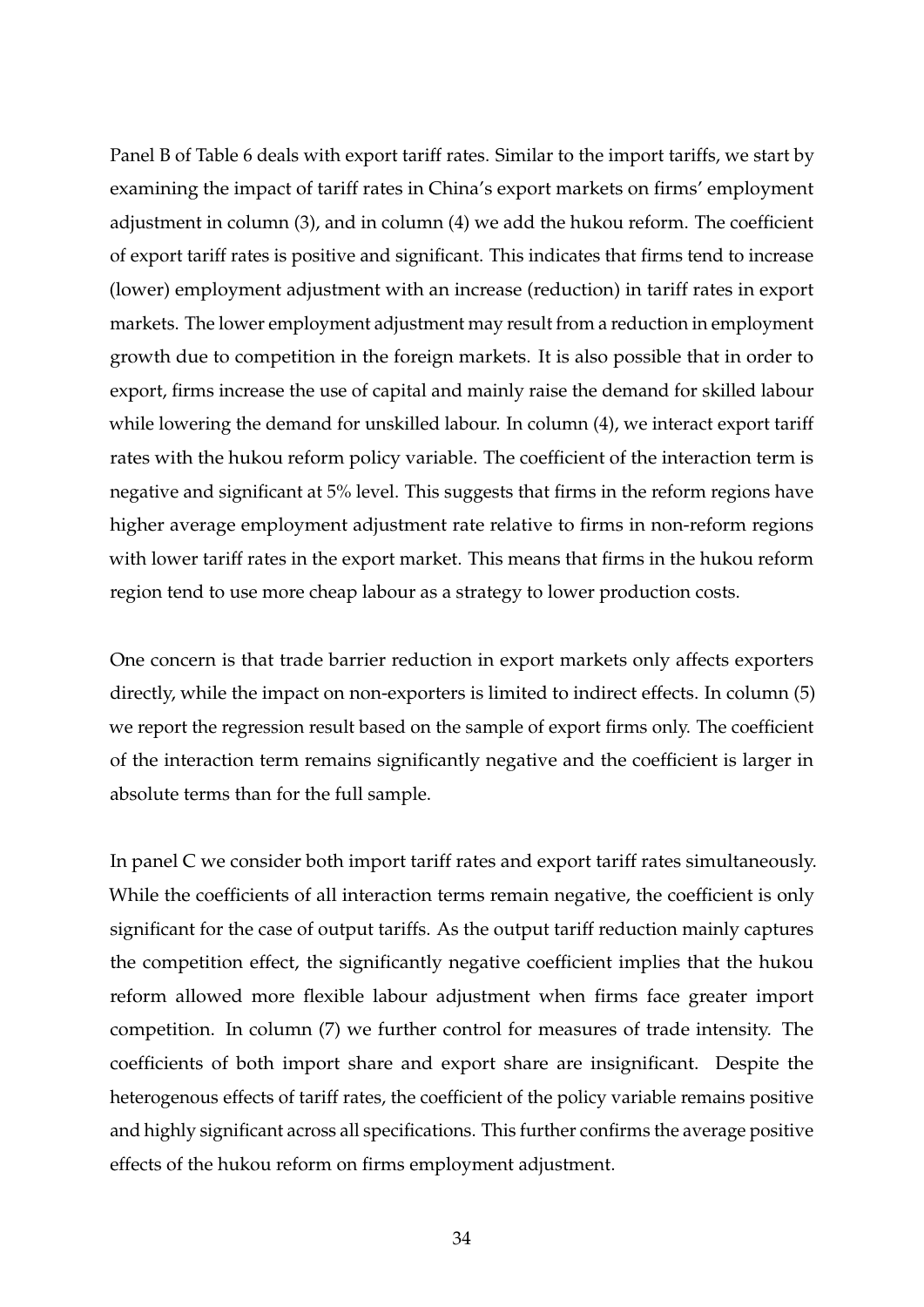Panel B of Table 6 deals with export tariff rates. Similar to the import tariffs, we start by examining the impact of tariff rates in China's export markets on firms' employment adjustment in column (3), and in column (4) we add the hukou reform. The coefficient of export tariff rates is positive and significant. This indicates that firms tend to increase (lower) employment adjustment with an increase (reduction) in tariff rates in export markets. The lower employment adjustment may result from a reduction in employment growth due to competition in the foreign markets. It is also possible that in order to export, firms increase the use of capital and mainly raise the demand for skilled labour while lowering the demand for unskilled labour. In column (4), we interact export tariff rates with the hukou reform policy variable. The coefficient of the interaction term is negative and significant at 5% level. This suggests that firms in the reform regions have higher average employment adjustment rate relative to firms in non-reform regions with lower tariff rates in the export market. This means that firms in the hukou reform region tend to use more cheap labour as a strategy to lower production costs.

One concern is that trade barrier reduction in export markets only affects exporters directly, while the impact on non-exporters is limited to indirect effects. In column (5) we report the regression result based on the sample of export firms only. The coefficient of the interaction term remains significantly negative and the coefficient is larger in absolute terms than for the full sample.

In panel C we consider both import tariff rates and export tariff rates simultaneously. While the coefficients of all interaction terms remain negative, the coefficient is only significant for the case of output tariffs. As the output tariff reduction mainly captures the competition effect, the significantly negative coefficient implies that the hukou reform allowed more flexible labour adjustment when firms face greater import competition. In column (7) we further control for measures of trade intensity. The coefficients of both import share and export share are insignificant. Despite the heterogenous effects of tariff rates, the coefficient of the policy variable remains positive and highly significant across all specifications. This further confirms the average positive effects of the hukou reform on firms employment adjustment.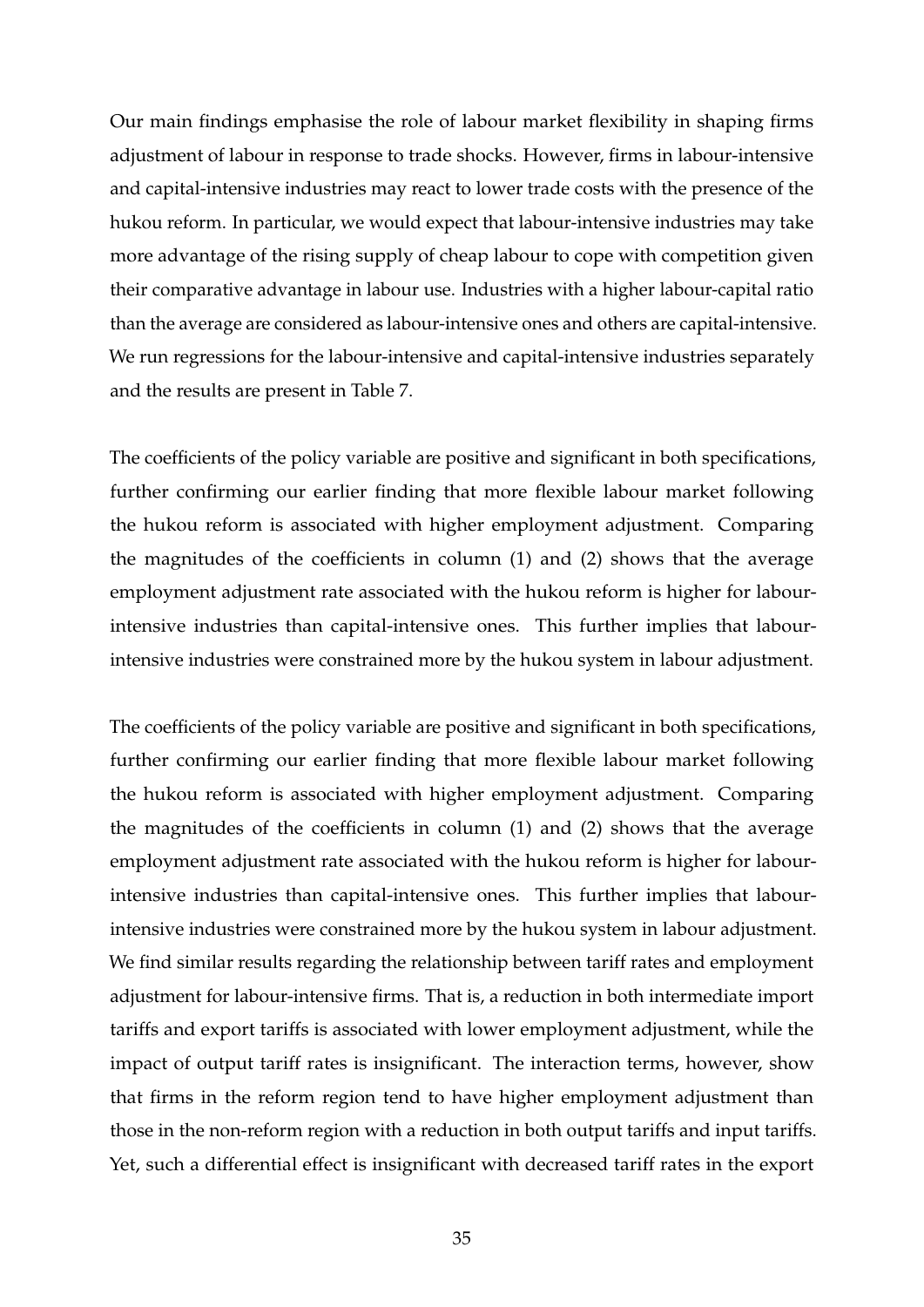Our main findings emphasise the role of labour market flexibility in shaping firms adjustment of labour in response to trade shocks. However, firms in labour-intensive and capital-intensive industries may react to lower trade costs with the presence of the hukou reform. In particular, we would expect that labour-intensive industries may take more advantage of the rising supply of cheap labour to cope with competition given their comparative advantage in labour use. Industries with a higher labour-capital ratio than the average are considered as labour-intensive ones and others are capital-intensive. We run regressions for the labour-intensive and capital-intensive industries separately and the results are present in Table 7.

The coefficients of the policy variable are positive and significant in both specifications, further confirming our earlier finding that more flexible labour market following the hukou reform is associated with higher employment adjustment. Comparing the magnitudes of the coefficients in column (1) and (2) shows that the average employment adjustment rate associated with the hukou reform is higher for labour-intensive industries than capital-intensive ones. This further implies that labour-intensive industries were constrained more by the hukou system in labour adjustment.

The coefficients of the policy variable are positive and significant in both specifications, further confirming our earlier finding that more flexible labour market following the hukou reform is associated with higher employment adjustment. Comparing the magnitudes of the coefficients in column (1) and (2) shows that the average employment adjustment rate associated with the hukou reform is higher for labour-intensive industries than capital-intensive ones. This further implies that labour-intensive industries were constrained more by the hukou system in labour adjustment. We find similar results regarding the relationship between tariff rates and employment adjustment for labour-intensive firms. That is, a reduction in both intermediate import tariffs and export tariffs is associated with lower employment adjustment, while the impact of output tariff rates is insignificant. The interaction terms, however, show that firms in the reform region tend to have higher employment adjustment than those in the non-reform region with a reduction in both output tariffs and input tariffs. Yet, such a differential effect is insignificant with decreased tariff rates in the export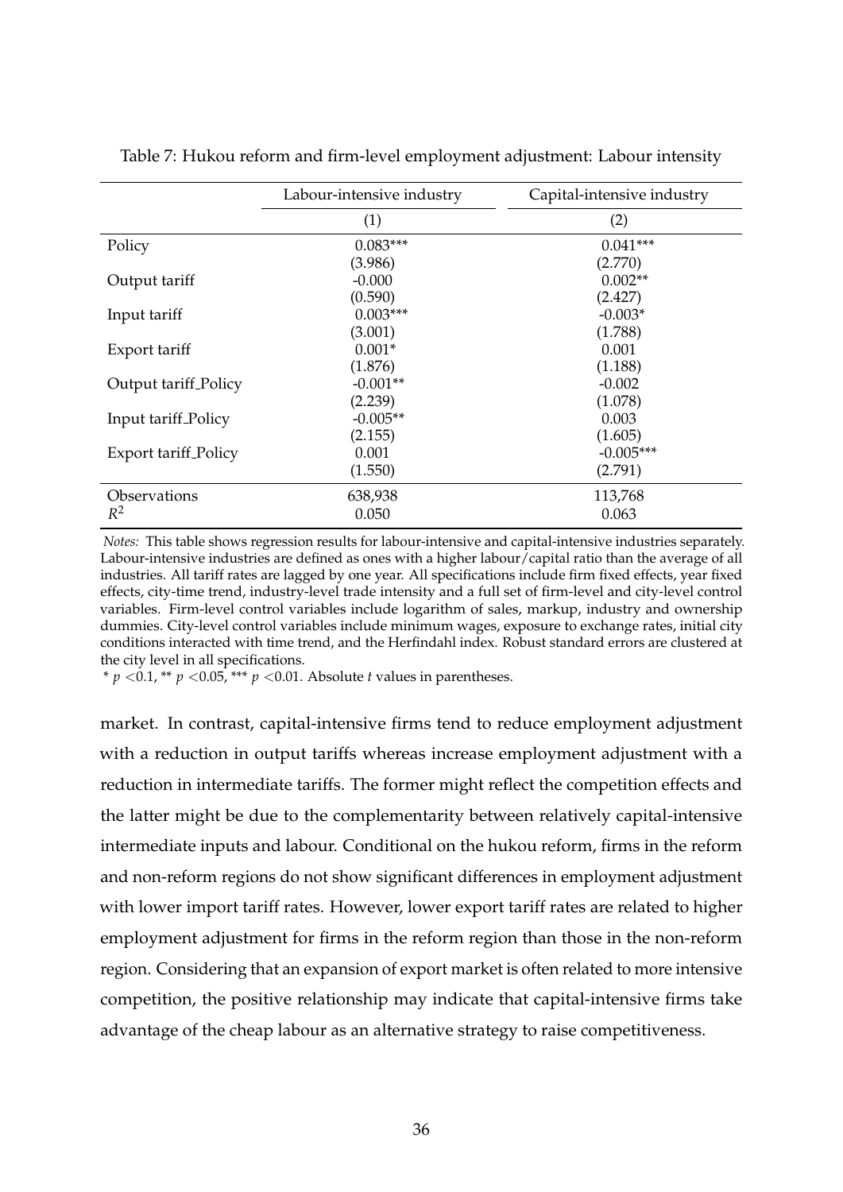Table 7: Hukou reform and firm-level employment adjustment: Labour intensity

| | Labour-intensive industry | Capital-intensive industry |
|---|---|---|
| | (1) | (2) |
| Policy | 0.083*** | 0.041*** |
| | (3.986) | (2.770) |
| Output tariff | -0.000 | 0.002** |
| | (0.590) | (2.427) |
| Input tariff | 0.003*** | -0.003* |
| | (3.001) | (1.788) |
| Export tariff | 0.001* | 0.001 |
| | (1.876) | (1.188) |
| Output tariff_Policy | -0.001** | -0.002 |
| | (2.239) | (1.078) |
| Input tariff_Policy | -0.005** | 0.003 |
| | (2.155) | (1.605) |
| Export tariff_Policy | 0.001 | -0.005*** |
| | (1.550) | (2.791) |
| Observations | 638,938 | 113,768 |
| $R^2$ | 0.050 | 0.063 |

*Notes:* This table shows regression results for labour-intensive and capital-intensive industries separately. Labour-intensive industries are defined as ones with a higher labour/capital ratio than the average of all industries. All tariff rates are lagged by one year. All specifications include firm fixed effects, year fixed effects, city-time trend, industry-level trade intensity and a full set of firm-level and city-level control variables. Firm-level control variables include logarithm of sales, markup, industry and ownership dummies. City-level control variables include minimum wages, exposure to exchange rates, initial city conditions interacted with time trend, and the Herfindahl index. Robust standard errors are clustered at the city level in all specifications.

* $p < 0.1$, ** $p < 0.05$, *** $p < 0.01$. Absolute $t$ values in parentheses.

market. In contrast, capital-intensive firms tend to reduce employment adjustment with a reduction in output tariffs whereas increase employment adjustment with a reduction in intermediate tariffs. The former might reflect the competition effects and the latter might be due to the complementarity between relatively capital-intensive intermediate inputs and labour. Conditional on the hukou reform, firms in the reform and non-reform regions do not show significant differences in employment adjustment with lower import tariff rates. However, lower export tariff rates are related to higher employment adjustment for firms in the reform region than those in the non-reform region. Considering that an expansion of export market is often related to more intensive competition, the positive relationship may indicate that capital-intensive firms take advantage of the cheap labour as an alternative strategy to raise competitiveness.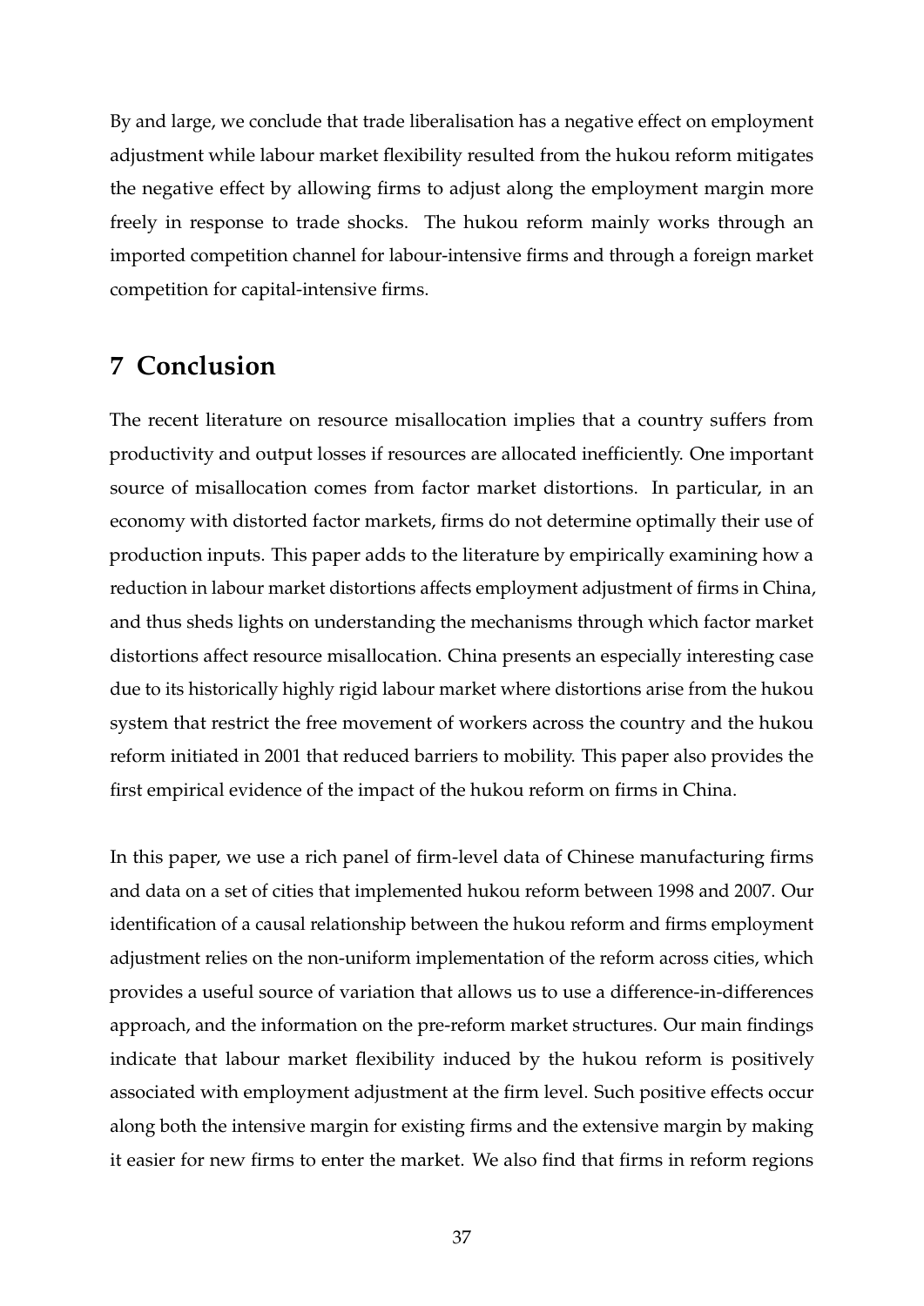By and large, we conclude that trade liberalisation has a negative effect on employment adjustment while labour market flexibility resulted from the hukou reform mitigates the negative effect by allowing firms to adjust along the employment margin more freely in response to trade shocks. The hukou reform mainly works through an imported competition channel for labour-intensive firms and through a foreign market competition for capital-intensive firms.

# 7 Conclusion

The recent literature on resource misallocation implies that a country suffers from productivity and output losses if resources are allocated inefficiently. One important source of misallocation comes from factor market distortions. In particular, in an economy with distorted factor markets, firms do not determine optimally their use of production inputs. This paper adds to the literature by empirically examining how a reduction in labour market distortions affects employment adjustment of firms in China, and thus sheds lights on understanding the mechanisms through which factor market distortions affect resource misallocation. China presents an especially interesting case due to its historically highly rigid labour market where distortions arise from the hukou system that restrict the free movement of workers across the country and the hukou reform initiated in 2001 that reduced barriers to mobility. This paper also provides the first empirical evidence of the impact of the hukou reform on firms in China.

In this paper, we use a rich panel of firm-level data of Chinese manufacturing firms and data on a set of cities that implemented hukou reform between 1998 and 2007. Our identification of a causal relationship between the hukou reform and firms employment adjustment relies on the non-uniform implementation of the reform across cities, which provides a useful source of variation that allows us to use a difference-in-differences approach, and the information on the pre-reform market structures. Our main findings indicate that labour market flexibility induced by the hukou reform is positively associated with employment adjustment at the firm level. Such positive effects occur along both the intensive margin for existing firms and the extensive margin by making it easier for new firms to enter the market. We also find that firms in reform regions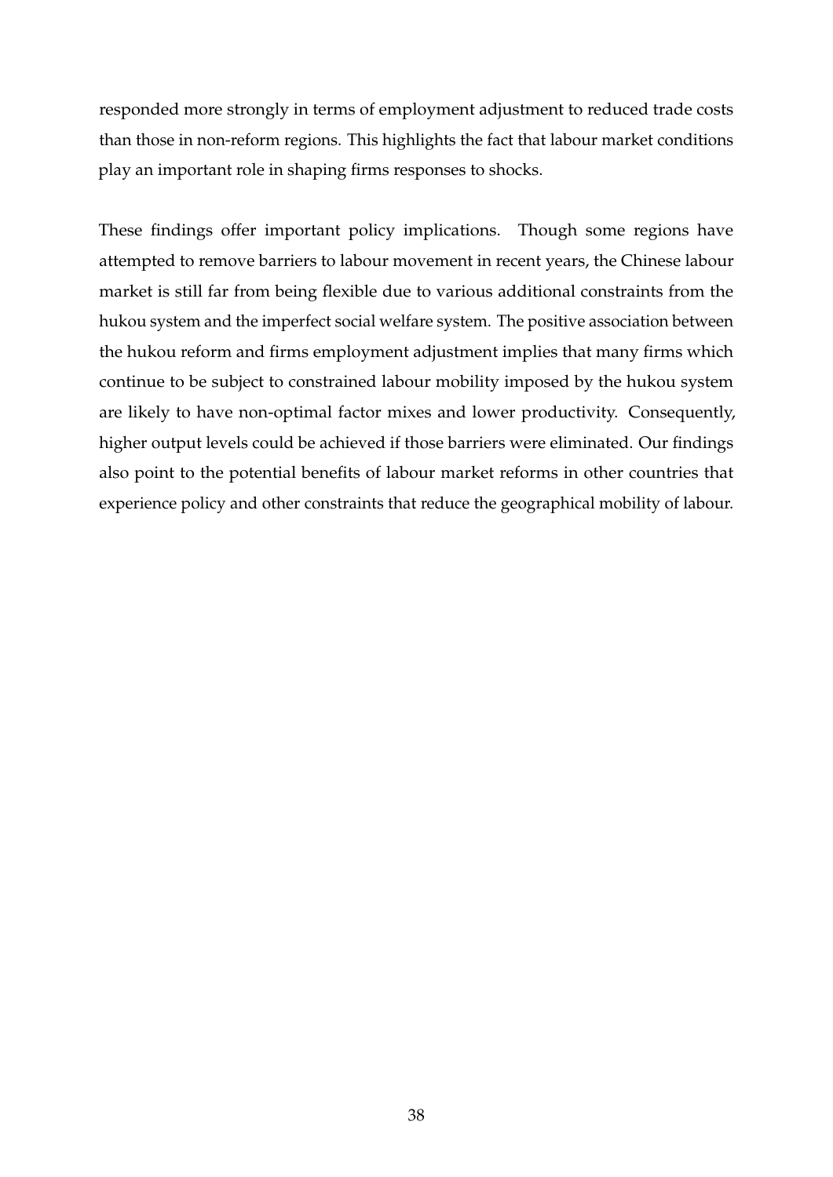responded more strongly in terms of employment adjustment to reduced trade costs than those in non-reform regions. This highlights the fact that labour market conditions play an important role in shaping firms responses to shocks.

These findings offer important policy implications. Though some regions have attempted to remove barriers to labour movement in recent years, the Chinese labour market is still far from being flexible due to various additional constraints from the hukou system and the imperfect social welfare system. The positive association between the hukou reform and firms employment adjustment implies that many firms which continue to be subject to constrained labour mobility imposed by the hukou system are likely to have non-optimal factor mixes and lower productivity. Consequently, higher output levels could be achieved if those barriers were eliminated. Our findings also point to the potential benefits of labour market reforms in other countries that experience policy and other constraints that reduce the geographical mobility of labour.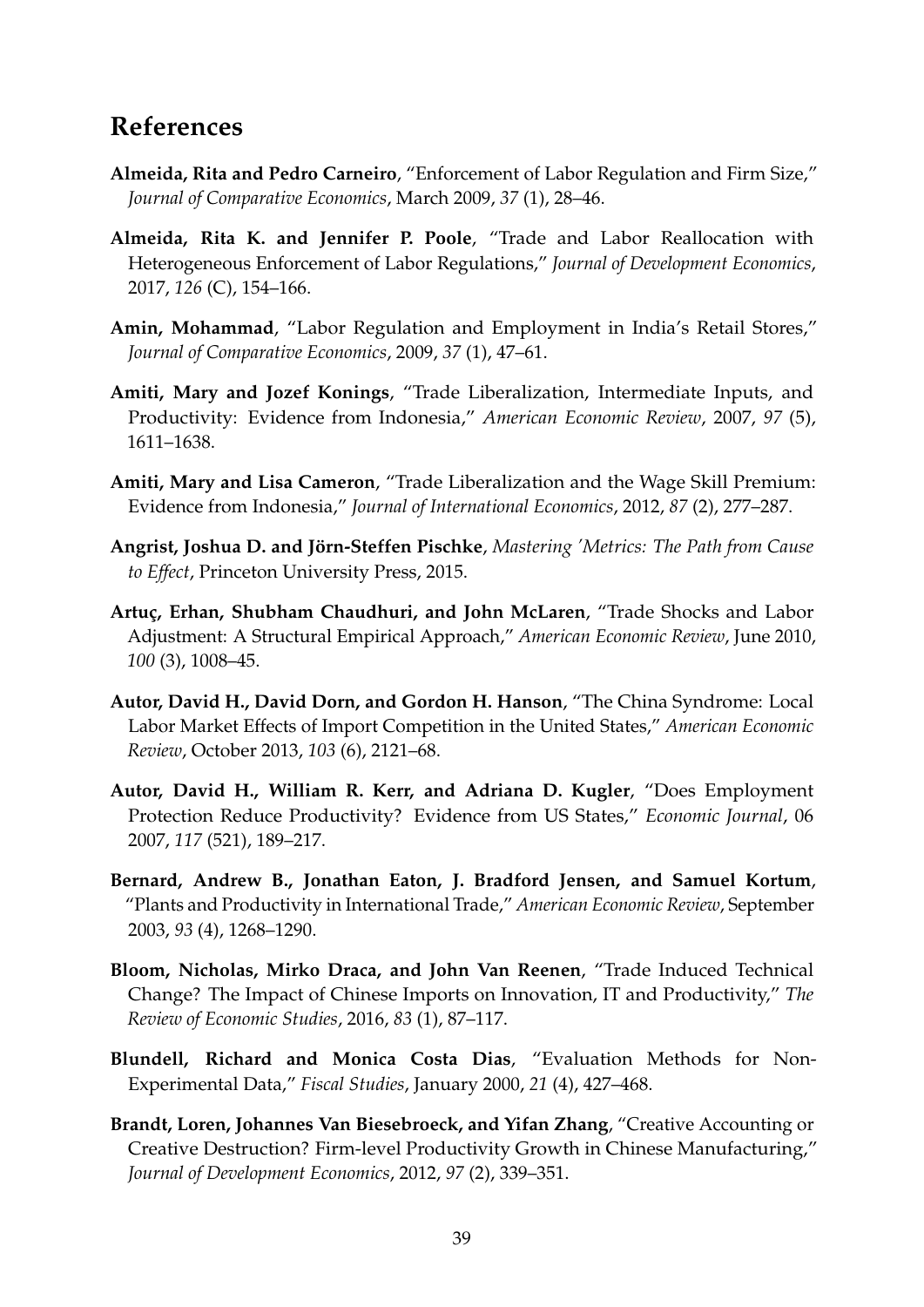## References

**Almeida, Rita and Pedro Carneiro**, "Enforcement of Labor Regulation and Firm Size," *Journal of Comparative Economics*, March 2009, *37* (1), 28–46.

**Almeida, Rita K. and Jennifer P. Poole**, "Trade and Labor Reallocation with Heterogeneous Enforcement of Labor Regulations," *Journal of Development Economics*, 2017, *126* (C), 154–166.

**Amin, Mohammad**, "Labor Regulation and Employment in India's Retail Stores," *Journal of Comparative Economics*, 2009, *37* (1), 47–61.

**Amiti, Mary and Jozef Konings**, "Trade Liberalization, Intermediate Inputs, and Productivity: Evidence from Indonesia," *American Economic Review*, 2007, *97* (5), 1611–1638.

**Amiti, Mary and Lisa Cameron**, "Trade Liberalization and the Wage Skill Premium: Evidence from Indonesia," *Journal of International Economics*, 2012, *87* (2), 277–287.

**Angrist, Joshua D. and Jörn-Steffen Pischke**, *Mastering 'Metrics: The Path from Cause to Effect*, Princeton University Press, 2015.

**Artuç, Erhan, Shubham Chaudhuri, and John McLaren**, "Trade Shocks and Labor Adjustment: A Structural Empirical Approach," *American Economic Review*, June 2010, *100* (3), 1008–45.

**Autor, David H., David Dorn, and Gordon H. Hanson**, "The China Syndrome: Local Labor Market Effects of Import Competition in the United States," *American Economic Review*, October 2013, *103* (6), 2121–68.

**Autor, David H., William R. Kerr, and Adriana D. Kugler**, "Does Employment Protection Reduce Productivity? Evidence from US States," *Economic Journal*, 06 2007, *117* (521), 189–217.

**Bernard, Andrew B., Jonathan Eaton, J. Bradford Jensen, and Samuel Kortum**, "Plants and Productivity in International Trade," *American Economic Review*, September 2003, *93* (4), 1268–1290.

**Bloom, Nicholas, Mirko Draca, and John Van Reenen**, "Trade Induced Technical Change? The Impact of Chinese Imports on Innovation, IT and Productivity," *The Review of Economic Studies*, 2016, *83* (1), 87–117.

**Blundell, Richard and Monica Costa Dias**, "Evaluation Methods for Non-Experimental Data," *Fiscal Studies*, January 2000, *21* (4), 427–468.

**Brandt, Loren, Johannes Van Biesebroeck, and Yifan Zhang**, "Creative Accounting or Creative Destruction? Firm-level Productivity Growth in Chinese Manufacturing," *Journal of Development Economics*, 2012, *97* (2), 339–351.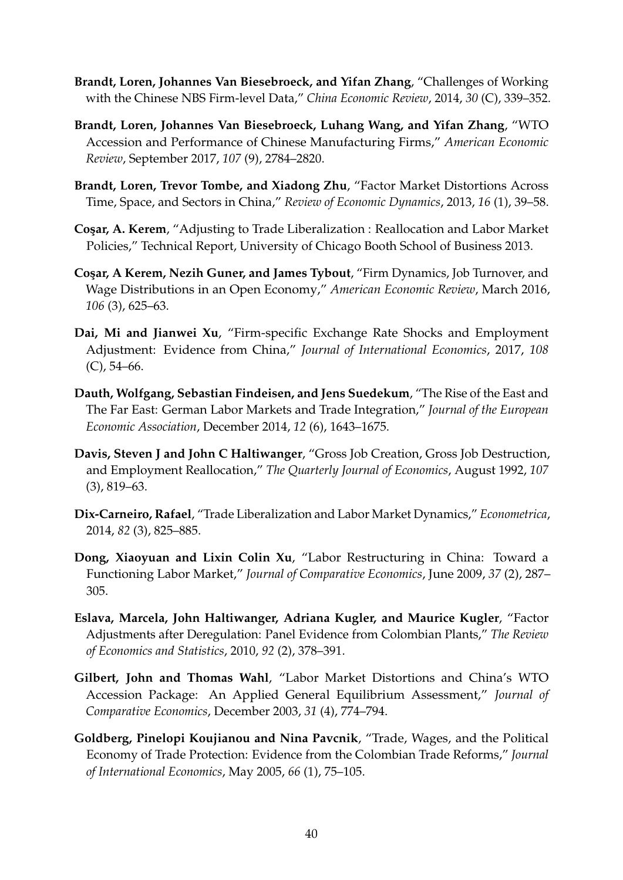**Brandt, Loren, Johannes Van Biesebroeck, and Yifan Zhang**, "Challenges of Working with the Chinese NBS Firm-level Data," *China Economic Review*, 2014, *30* (C), 339–352.

**Brandt, Loren, Johannes Van Biesebroeck, Luhang Wang, and Yifan Zhang**, "WTO Accession and Performance of Chinese Manufacturing Firms," *American Economic Review*, September 2017, *107* (9), 2784–2820.

**Brandt, Loren, Trevor Tombe, and Xiadong Zhu**, "Factor Market Distortions Across Time, Space, and Sectors in China," *Review of Economic Dynamics*, 2013, *16* (1), 39–58.

**Coşar, A. Kerem**, "Adjusting to Trade Liberalization : Reallocation and Labor Market Policies," Technical Report, University of Chicago Booth School of Business 2013.

**Coşar, A Kerem, Nezih Guner, and James Tybout**, "Firm Dynamics, Job Turnover, and Wage Distributions in an Open Economy," *American Economic Review*, March 2016, *106* (3), 625–63.

**Dai, Mi and Jianwei Xu**, "Firm-specific Exchange Rate Shocks and Employment Adjustment: Evidence from China," *Journal of International Economics*, 2017, *108* (C), 54–66.

**Dauth, Wolfgang, Sebastian Findeisen, and Jens Suedekum**, "The Rise of the East and The Far East: German Labor Markets and Trade Integration," *Journal of the European Economic Association*, December 2014, *12* (6), 1643–1675.

**Davis, Steven J and John C Haltiwanger**, "Gross Job Creation, Gross Job Destruction, and Employment Reallocation," *The Quarterly Journal of Economics*, August 1992, *107* (3), 819–63.

**Dix-Carneiro, Rafael**, "Trade Liberalization and Labor Market Dynamics," *Econometrica*, 2014, *82* (3), 825–885.

**Dong, Xiaoyuan and Lixin Colin Xu**, "Labor Restructuring in China: Toward a Functioning Labor Market," *Journal of Comparative Economics*, June 2009, *37* (2), 287–305.

**Eslava, Marcela, John Haltiwanger, Adriana Kugler, and Maurice Kugler**, "Factor Adjustments after Deregulation: Panel Evidence from Colombian Plants," *The Review of Economics and Statistics*, 2010, *92* (2), 378–391.

**Gilbert, John and Thomas Wahl**, "Labor Market Distortions and China's WTO Accession Package: An Applied General Equilibrium Assessment," *Journal of Comparative Economics*, December 2003, *31* (4), 774–794.

**Goldberg, Pinelopi Koujianou and Nina Pavcnik**, "Trade, Wages, and the Political Economy of Trade Protection: Evidence from the Colombian Trade Reforms," *Journal of International Economics*, May 2005, *66* (1), 75–105.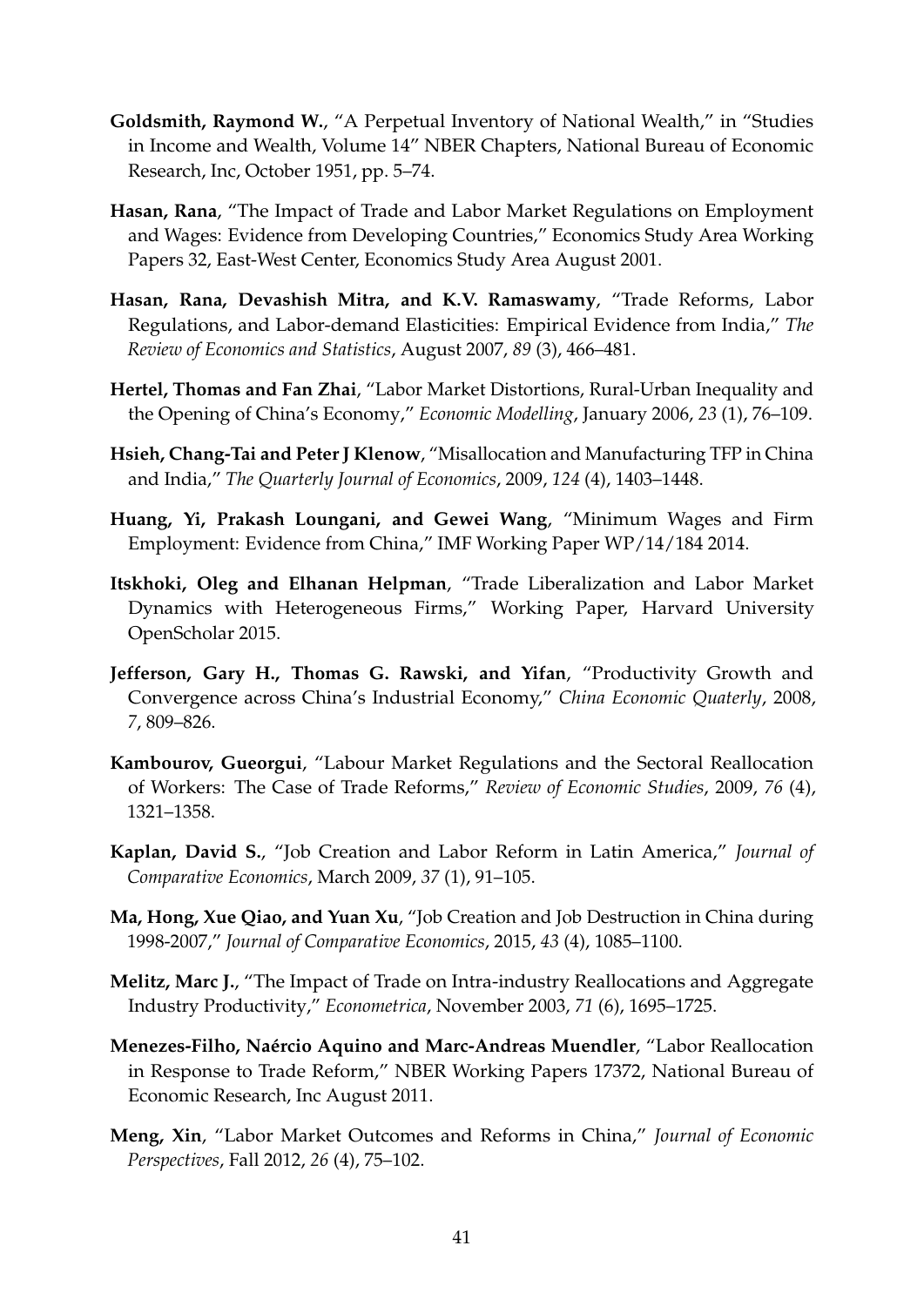**Goldsmith, Raymond W.**, "A Perpetual Inventory of National Wealth," in "Studies in Income and Wealth, Volume 14" NBER Chapters, National Bureau of Economic Research, Inc, October 1951, pp. 5–74.

**Hasan, Rana**, "The Impact of Trade and Labor Market Regulations on Employment and Wages: Evidence from Developing Countries," Economics Study Area Working Papers 32, East-West Center, Economics Study Area August 2001.

**Hasan, Rana, Devashish Mitra, and K.V. Ramaswamy**, "Trade Reforms, Labor Regulations, and Labor-demand Elasticities: Empirical Evidence from India," *The Review of Economics and Statistics*, August 2007, *89* (3), 466–481.

**Hertel, Thomas and Fan Zhai**, "Labor Market Distortions, Rural-Urban Inequality and the Opening of China's Economy," *Economic Modelling*, January 2006, *23* (1), 76–109.

**Hsieh, Chang-Tai and Peter J Klenow**, "Misallocation and Manufacturing TFP in China and India," *The Quarterly Journal of Economics*, 2009, *124* (4), 1403–1448.

**Huang, Yi, Prakash Loungani, and Gewei Wang**, "Minimum Wages and Firm Employment: Evidence from China," IMF Working Paper WP/14/184 2014.

**Itskhoki, Oleg and Elhanan Helpman**, "Trade Liberalization and Labor Market Dynamics with Heterogeneous Firms," Working Paper, Harvard University OpenScholar 2015.

**Jefferson, Gary H., Thomas G. Rawski, and Yifan**, "Productivity Growth and Convergence across China's Industrial Economy," *China Economic Quaterly*, 2008, *7*, 809–826.

**Kambourov, Gueorgui**, "Labour Market Regulations and the Sectoral Reallocation of Workers: The Case of Trade Reforms," *Review of Economic Studies*, 2009, *76* (4), 1321–1358.

**Kaplan, David S.**, "Job Creation and Labor Reform in Latin America," *Journal of Comparative Economics*, March 2009, *37* (1), 91–105.

**Ma, Hong, Xue Qiao, and Yuan Xu**, "Job Creation and Job Destruction in China during 1998-2007," *Journal of Comparative Economics*, 2015, *43* (4), 1085–1100.

**Melitz, Marc J.**, "The Impact of Trade on Intra-industry Reallocations and Aggregate Industry Productivity," *Econometrica*, November 2003, *71* (6), 1695–1725.

**Menezes-Filho, Naércio Aquino and Marc-Andreas Muendler**, "Labor Reallocation in Response to Trade Reform," NBER Working Papers 17372, National Bureau of Economic Research, Inc August 2011.

**Meng, Xin**, "Labor Market Outcomes and Reforms in China," *Journal of Economic Perspectives*, Fall 2012, *26* (4), 75–102.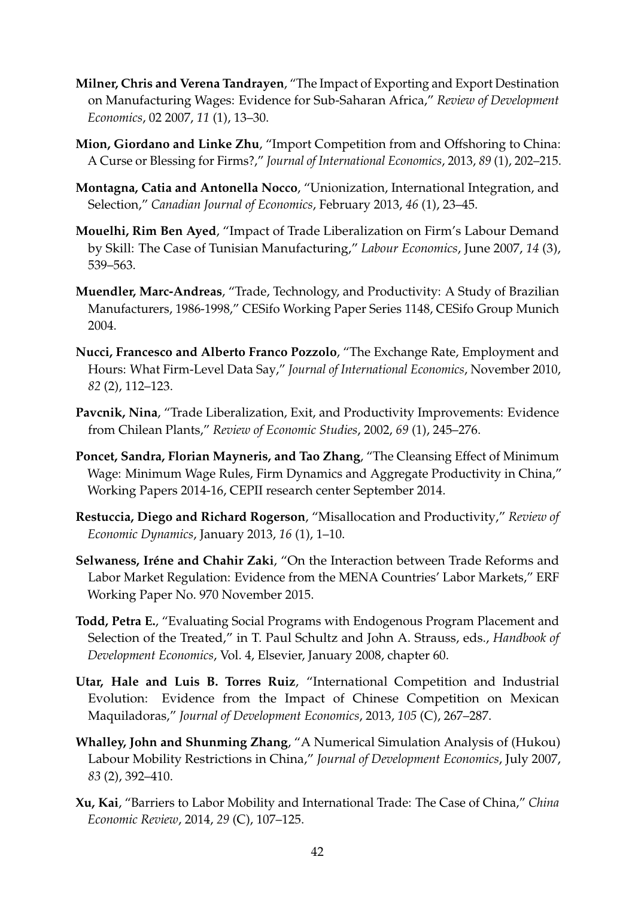**Milner, Chris and Verena Tandrayen**, "The Impact of Exporting and Export Destination on Manufacturing Wages: Evidence for Sub-Saharan Africa," *Review of Development Economics*, 02 2007, *11* (1), 13–30.

**Mion, Giordano and Linke Zhu**, "Import Competition from and Offshoring to China: A Curse or Blessing for Firms?," *Journal of International Economics*, 2013, *89* (1), 202–215.

**Montagna, Catia and Antonella Nocco**, "Unionization, International Integration, and Selection," *Canadian Journal of Economics*, February 2013, *46* (1), 23–45.

**Mouelhi, Rim Ben Ayed**, "Impact of Trade Liberalization on Firm's Labour Demand by Skill: The Case of Tunisian Manufacturing," *Labour Economics*, June 2007, *14* (3), 539–563.

**Muendler, Marc-Andreas**, "Trade, Technology, and Productivity: A Study of Brazilian Manufacturers, 1986-1998," CESifo Working Paper Series 1148, CESifo Group Munich 2004.

**Nucci, Francesco and Alberto Franco Pozzolo**, "The Exchange Rate, Employment and Hours: What Firm-Level Data Say," *Journal of International Economics*, November 2010, *82* (2), 112–123.

**Pavcnik, Nina**, "Trade Liberalization, Exit, and Productivity Improvements: Evidence from Chilean Plants," *Review of Economic Studies*, 2002, *69* (1), 245–276.

**Poncet, Sandra, Florian Mayneris, and Tao Zhang**, "The Cleansing Effect of Minimum Wage: Minimum Wage Rules, Firm Dynamics and Aggregate Productivity in China," Working Papers 2014-16, CEPII research center September 2014.

**Restuccia, Diego and Richard Rogerson**, "Misallocation and Productivity," *Review of Economic Dynamics*, January 2013, *16* (1), 1–10.

**Selwaness, Iréne and Chahir Zaki**, "On the Interaction between Trade Reforms and Labor Market Regulation: Evidence from the MENA Countries' Labor Markets," ERF Working Paper No. 970 November 2015.

**Todd, Petra E.**, "Evaluating Social Programs with Endogenous Program Placement and Selection of the Treated," in T. Paul Schultz and John A. Strauss, eds., *Handbook of Development Economics*, Vol. 4, Elsevier, January 2008, chapter 60.

**Utar, Hale and Luis B. Torres Ruiz**, "International Competition and Industrial Evolution: Evidence from the Impact of Chinese Competition on Mexican Maquiladoras," *Journal of Development Economics*, 2013, *105* (C), 267–287.

**Whalley, John and Shunming Zhang**, "A Numerical Simulation Analysis of (Hukou) Labour Mobility Restrictions in China," *Journal of Development Economics*, July 2007, *83* (2), 392–410.

**Xu, Kai**, "Barriers to Labor Mobility and International Trade: The Case of China," *China Economic Review*, 2014, *29* (C), 107–125.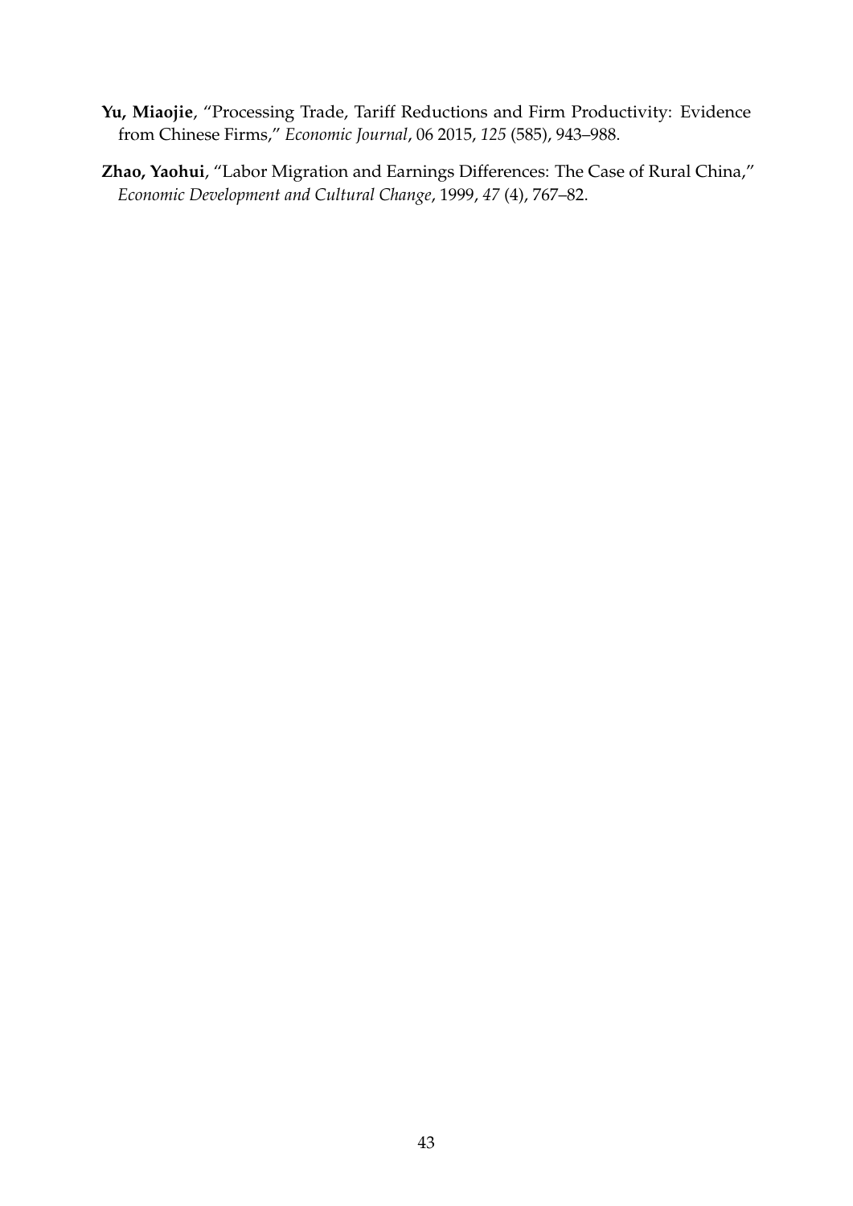**Yu, Miaojie**, "Processing Trade, Tariff Reductions and Firm Productivity: Evidence from Chinese Firms," *Economic Journal*, 06 2015, *125* (585), 943–988.

**Zhao, Yaohui**, "Labor Migration and Earnings Differences: The Case of Rural China," *Economic Development and Cultural Change*, 1999, *47* (4), 767–82.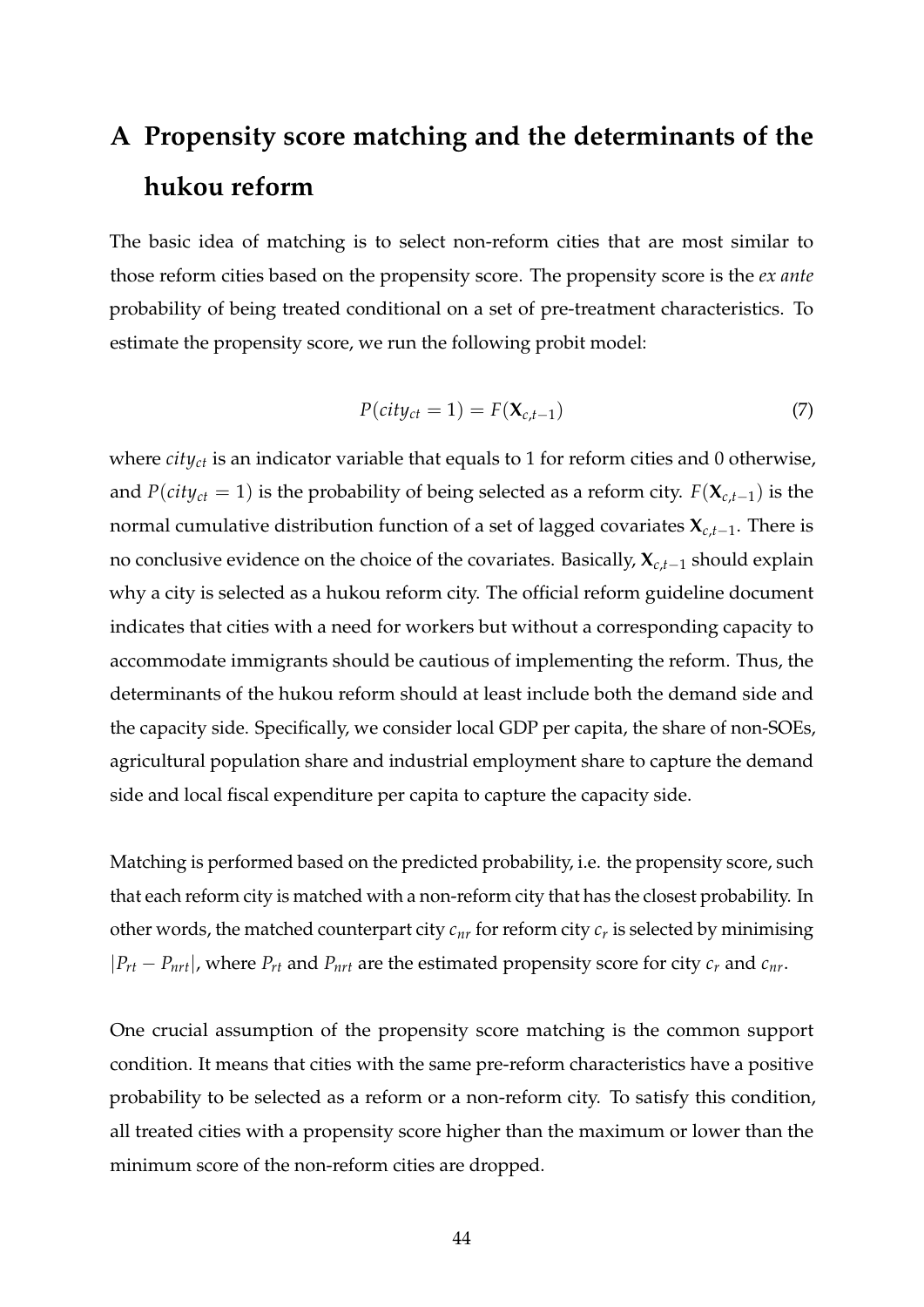# A Propensity score matching and the determinants of the hukou reform

The basic idea of matching is to select non-reform cities that are most similar to those reform cities based on the propensity score. The propensity score is the *ex ante* probability of being treated conditional on a set of pre-treatment characteristics. To estimate the propensity score, we run the following probit model:

$$P(city_{ct} = 1) = F(\mathbf{X}_{c,t-1}) \tag{7}$$

where $city_{ct}$ is an indicator variable that equals to 1 for reform cities and 0 otherwise, and $P(city_{ct} = 1)$ is the probability of being selected as a reform city. $F(\mathbf{X}_{c,t-1})$ is the normal cumulative distribution function of a set of lagged covariates $\mathbf{X}_{c,t-1}$. There is no conclusive evidence on the choice of the covariates. Basically, $\mathbf{X}_{c,t-1}$ should explain why a city is selected as a hukou reform city. The official reform guideline document indicates that cities with a need for workers but without a corresponding capacity to accommodate immigrants should be cautious of implementing the reform. Thus, the determinants of the hukou reform should at least include both the demand side and the capacity side. Specifically, we consider local GDP per capita, the share of non-SOEs, agricultural population share and industrial employment share to capture the demand side and local fiscal expenditure per capita to capture the capacity side.

Matching is performed based on the predicted probability, i.e. the propensity score, such that each reform city is matched with a non-reform city that has the closest probability. In other words, the matched counterpart city $c_{nr}$ for reform city $c_r$ is selected by minimising $|P_{rt} - P_{nrt}|$, where $P_{rt}$ and $P_{nrt}$ are the estimated propensity score for city $c_r$ and $c_{nr}$.

One crucial assumption of the propensity score matching is the common support condition. It means that cities with the same pre-reform characteristics have a positive probability to be selected as a reform or a non-reform city. To satisfy this condition, all treated cities with a propensity score higher than the maximum or lower than the minimum score of the non-reform cities are dropped.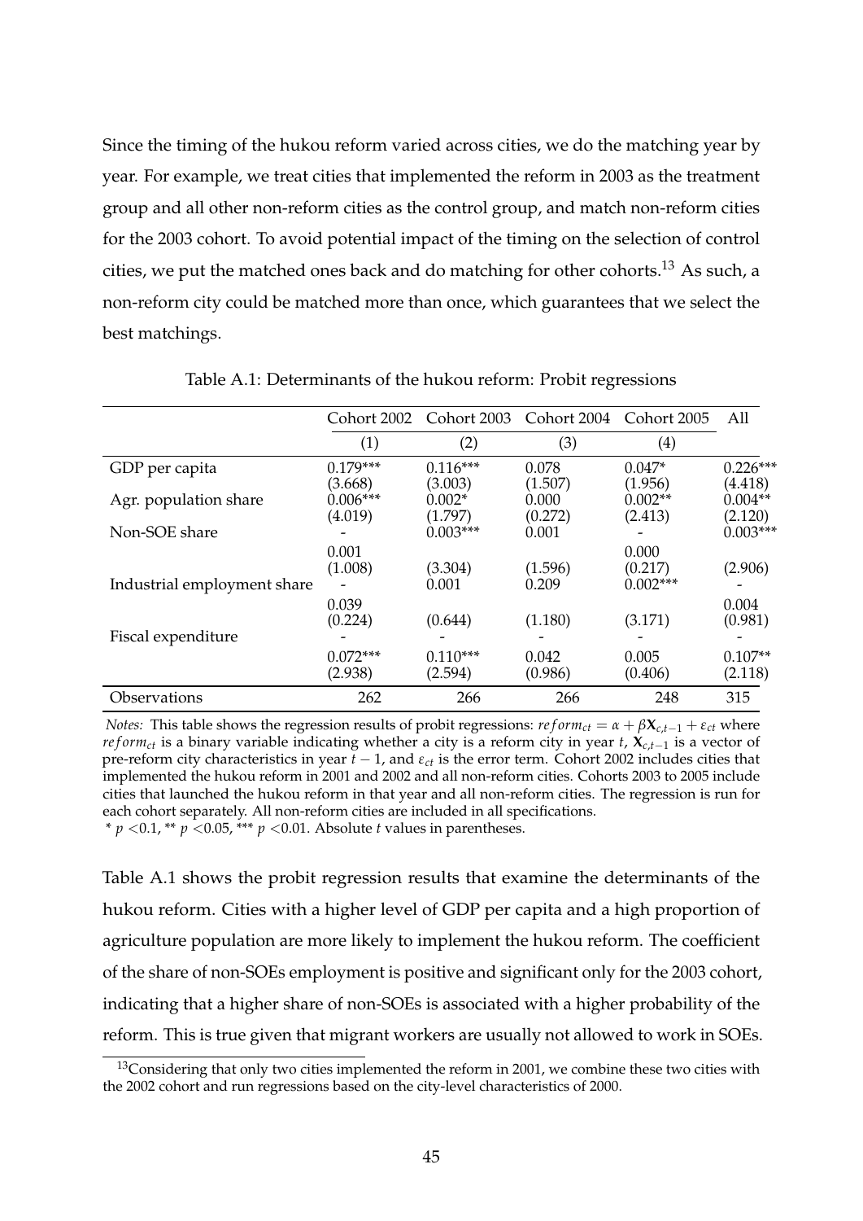Since the timing of the hukou reform varied across cities, we do the matching year by year. For example, we treat cities that implemented the reform in 2003 as the treatment group and all other non-reform cities as the control group, and match non-reform cities for the 2003 cohort. To avoid potential impact of the timing on the selection of control cities, we put the matched ones back and do matching for other cohorts.[13] As such, a non-reform city could be matched more than once, which guarantees that we select the best matchings.

Table A.1: Determinants of the hukou reform: Probit regressions

| | Cohort 2002 | Cohort 2003 | Cohort 2004 | Cohort 2005 | All |
|---|---|---|---|---|---|
| | (1) | (2) | (3) | (4) | |
| GDP per capita | 0.179*** | 0.116*** | 0.078 | 0.047* | 0.226*** |
| | (3.668) | (3.003) | (1.507) | (1.956) | (4.418) |
| Agr. population share | 0.006*** | 0.002* | 0.000 | 0.002** | 0.004** |
| | (4.019) | (1.797) | (0.272) | (2.413) | (2.120) |
| Non-SOE share | - | 0.003*** | 0.001 | - | 0.003*** |
| | 0.001 | | | 0.000 | |
| | (1.008) | (3.304) | (1.596) | (0.217) | (2.906) |
| Industrial employment share | - | 0.001 | 0.209 | 0.002*** | - |
| | 0.039 | | | | 0.004 |
| | (0.224) | (0.644) | (1.180) | (3.171) | (0.981) |
| Fiscal expenditure | - | - | - | - | - |
| | 0.072*** | 0.110*** | 0.042 | 0.005 | 0.107** |
| | (2.938) | (2.594) | (0.986) | (0.406) | (2.118) |
| Observations | 262 | 266 | 266 | 248 | 315 |

*Notes:* This table shows the regression results of probit regressions: $reform_{ct} = \alpha + \beta \mathbf{X}_{c,t-1} + \varepsilon_{ct}$ where $reform_{ct}$ is a binary variable indicating whether a city is a reform city in year $t$, $\mathbf{X}_{c,t-1}$ is a vector of pre-reform city characteristics in year $t-1$, and $\varepsilon_{ct}$ is the error term. Cohort 2002 includes cities that implemented the hukou reform in 2001 and 2002 and all non-reform cities. Cohorts 2003 to 2005 include cities that launched the hukou reform in that year and all non-reform cities. The regression is run for each cohort separately. All non-reform cities are included in all specifications.
* $p < 0.1$, ** $p < 0.05$, *** $p < 0.01$. Absolute $t$ values in parentheses.

Table A.1 shows the probit regression results that examine the determinants of the hukou reform. Cities with a higher level of GDP per capita and a high proportion of agriculture population are more likely to implement the hukou reform. The coefficient of the share of non-SOEs employment is positive and significant only for the 2003 cohort, indicating that a higher share of non-SOEs is associated with a higher probability of the reform. This is true given that migrant workers are usually not allowed to work in SOEs.

[13] Considering that only two cities implemented the reform in 2001, we combine these two cities with the 2002 cohort and run regressions based on the city-level characteristics of 2000.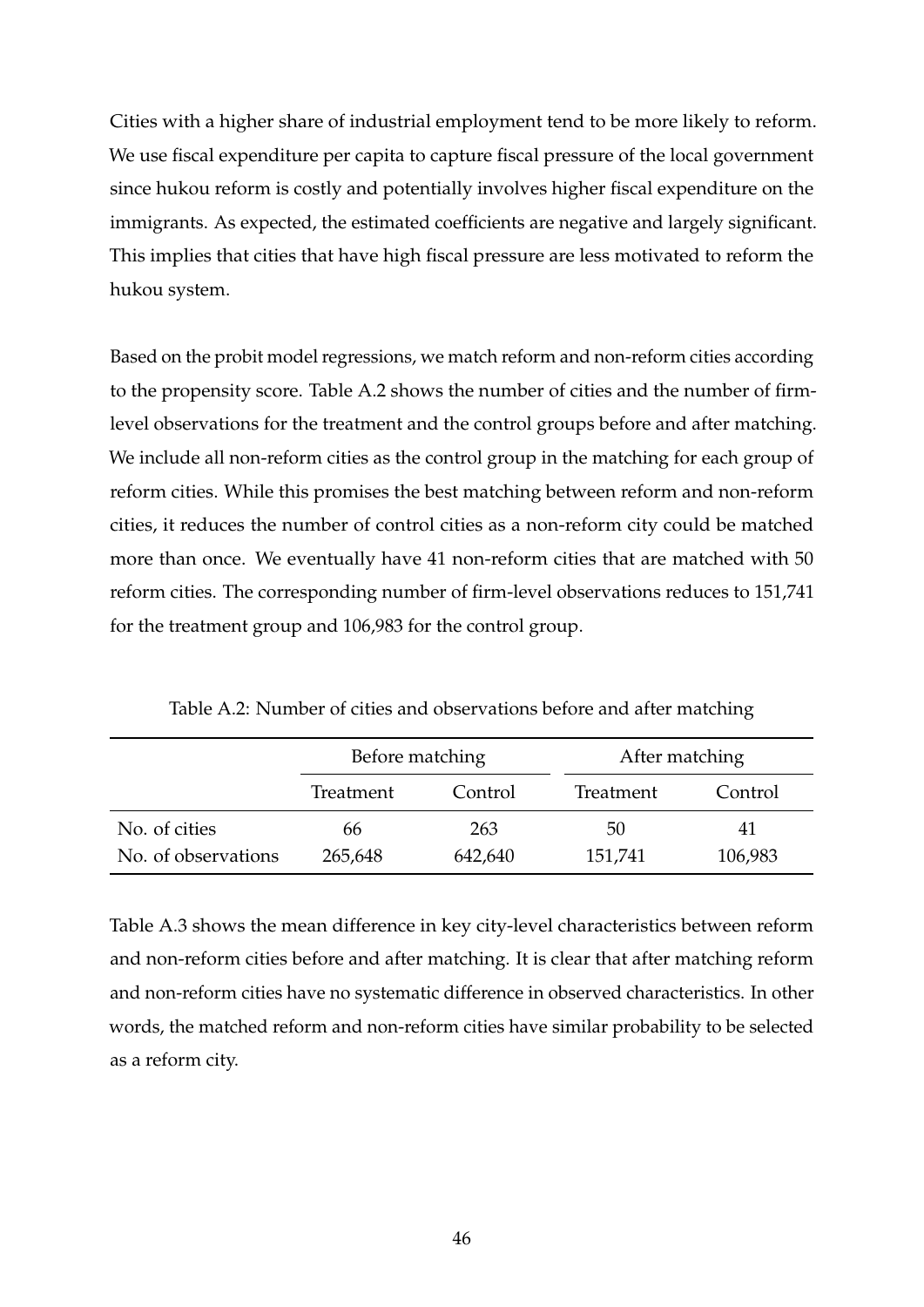Cities with a higher share of industrial employment tend to be more likely to reform. We use fiscal expenditure per capita to capture fiscal pressure of the local government since hukou reform is costly and potentially involves higher fiscal expenditure on the immigrants. As expected, the estimated coefficients are negative and largely significant. This implies that cities that have high fiscal pressure are less motivated to reform the hukou system.

Based on the probit model regressions, we match reform and non-reform cities according to the propensity score. Table A.2 shows the number of cities and the number of firm-level observations for the treatment and the control groups before and after matching. We include all non-reform cities as the control group in the matching for each group of reform cities. While this promises the best matching between reform and non-reform cities, it reduces the number of control cities as a non-reform city could be matched more than once. We eventually have 41 non-reform cities that are matched with 50 reform cities. The corresponding number of firm-level observations reduces to 151,741 for the treatment group and 106,983 for the control group.

Table A.2: Number of cities and observations before and after matching

| | Before matching | | After matching | |
|---|---|---|---|---|
| | Treatment | Control | Treatment | Control |
| No. of cities | 66 | 263 | 50 | 41 |
| No. of observations | 265,648 | 642,640 | 151,741 | 106,983 |

Table A.3 shows the mean difference in key city-level characteristics between reform and non-reform cities before and after matching. It is clear that after matching reform and non-reform cities have no systematic difference in observed characteristics. In other words, the matched reform and non-reform cities have similar probability to be selected as a reform city.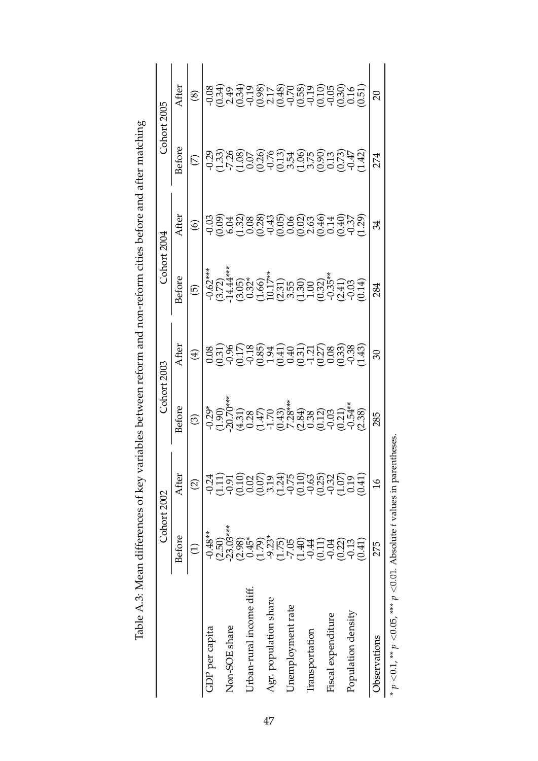Table A.3: Mean differences of key variables between reform and non-reform cities before and after matching

| | Cohort 2002 | | Cohort 2003 | | Cohort 2004 | | Cohort 2005 | |
|---|---|---|---|---|---|---|---|---|
| | Before | After | Before | After | Before | After | Before | After |
| | (1) | (2) | (3) | (4) | (5) | (6) | (7) | (8) |
| GDP per capita | -0.48** | -0.24 | -0.29* | 0.08 | -0.62*** | -0.03 | -0.29 | -0.08 |
| | (2.50) | (1.11) | (1.90) | (0.31) | (3.72) | (0.09) | (1.33) | (0.34) |
| Non-SOE share | -23.03*** | -0.91 | -20.70*** | -0.96 | -14.44*** | 6.04 | -7.26 | 2.49 |
| | (2.98) | (0.10) | (4.31) | (0.17) | (3.05) | (1.32) | (1.08) | (0.34) |
| Urban-rural income diff. | 0.45* | 0.02 | 0.28 | -0.18 | 0.32* | 0.08 | 0.07 | -0.19 |
| | (1.79) | (0.07) | (1.47) | (0.85) | (1.66) | (0.28) | (0.26) | (0.98) |
| Agr. population share | -9.23* | 3.19 | -1.70 | 1.94 | 10.17** | -0.43 | -0.76 | 2.17 |
| | (1.75) | (1.24) | (0.43) | (0.41) | (2.31) | (0.05) | (0.13) | (0.48) |
| Unemployment rate | -7.05 | -0.75 | 7.28*** | 0.40 | 3.55 | 0.06 | 3.54 | -0.70 |
| | (1.40) | (0.10) | (2.84) | (0.31) | (1.30) | (0.02) | (1.06) | (0.58) |
| Transportation | -0.44 | -0.63 | 0.38 | -1.21 | 1.00 | 2.63 | 3.75 | -0.19 |
| | (0.11) | (0.25) | (0.12) | (0.27) | (0.32) | (0.46) | (0.90) | (0.10) |
| Fiscal expenditure | -0.04 | -0.32 | -0.03 | 0.08 | -0.35** | 0.14 | 0.13 | -0.05 |
| | (0.22) | (1.07) | (0.21) | (0.33) | (2.41) | (0.40) | (0.73) | (0.30) |
| Population density | -0.13 | 0.19 | -0.54** | -0.38 | -0.03 | -0.37 | -0.47 | 0.16 |
| | (0.41) | (0.41) | (2.38) | (1.43) | (0.14) | (1.29) | (1.42) | (0.51) |
| Observations | 275 | 16 | 285 | 30 | 284 | 34 | 274 | 20 |

\* $p < 0.1$, ** $p < 0.05$, *** $p < 0.01$. Absolute $t$ values in parentheses.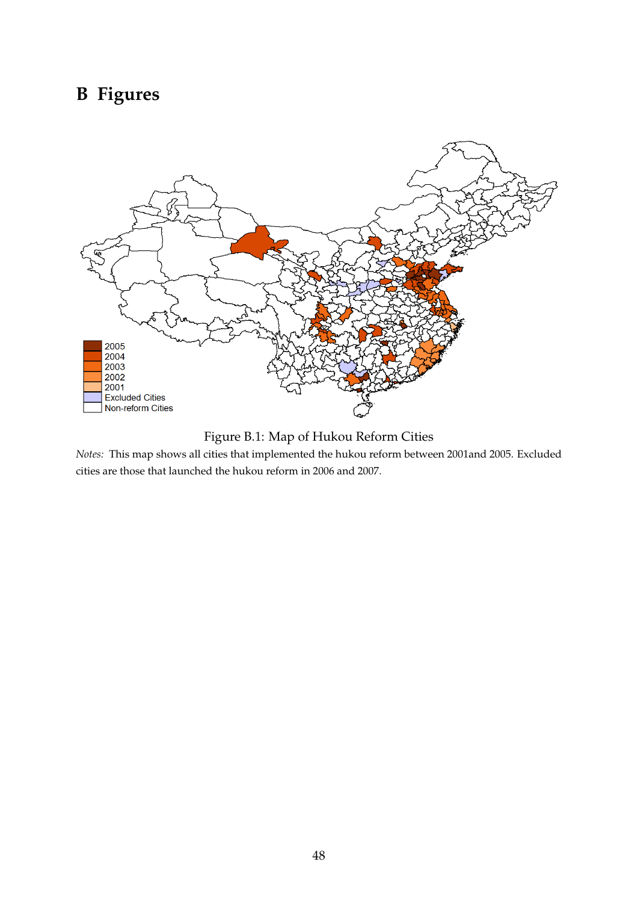# B Figures

Figure B.1: Map of Hukou Reform Cities

*Notes:* This map shows all cities that implemented the hukou reform between 2001and 2005. Excluded cities are those that launched the hukou reform in 2006 and 2007.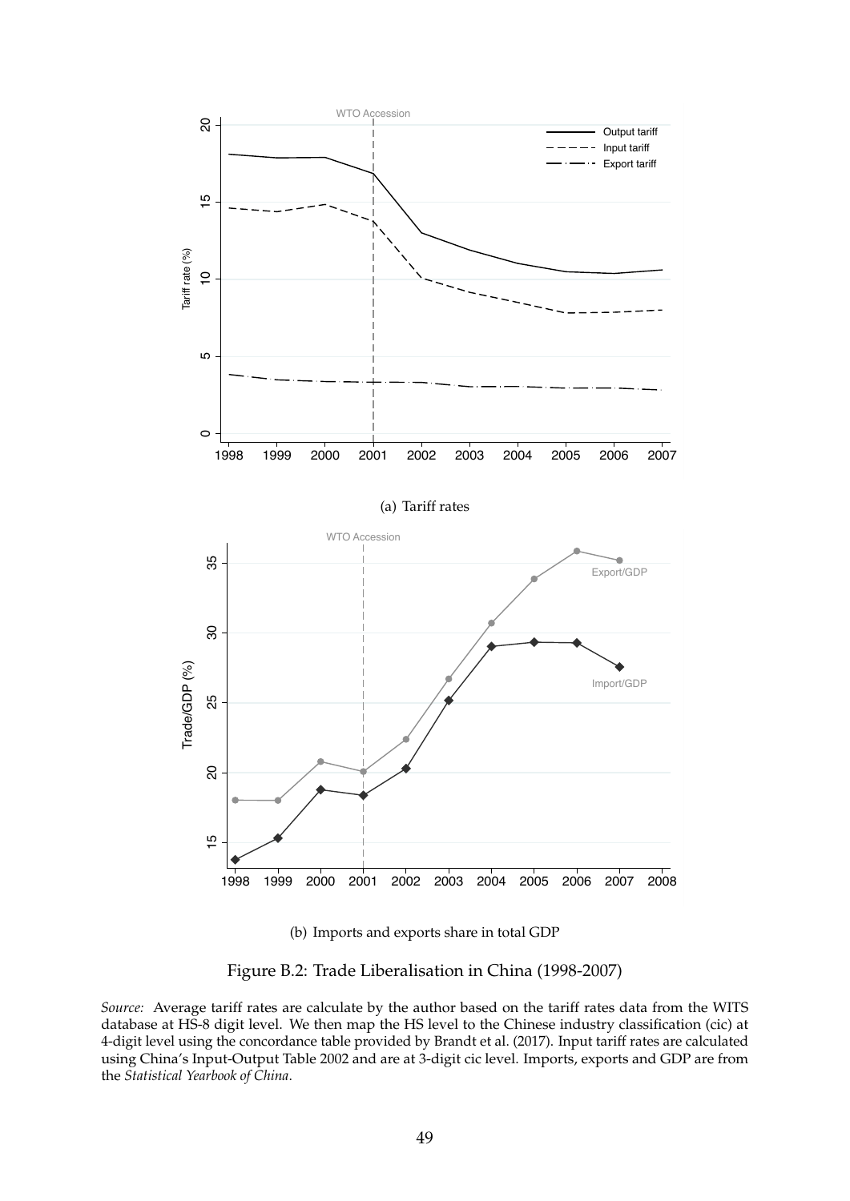(a) Tariff rates

(b) Imports and exports share in total GDP

Figure B.2: Trade Liberalisation in China (1998-2007)

*Source:* Average tariff rates are calculate by the author based on the tariff rates data from the WITS database at HS-8 digit level. We then map the HS level to the Chinese industry classification (cic) at 4-digit level using the concordance table provided by Brandt et al. (2017). Input tariff rates are calculated using China's Input-Output Table 2002 and are at 3-digit cic level. Imports, exports and GDP are from the *Statistical Yearbook of China*.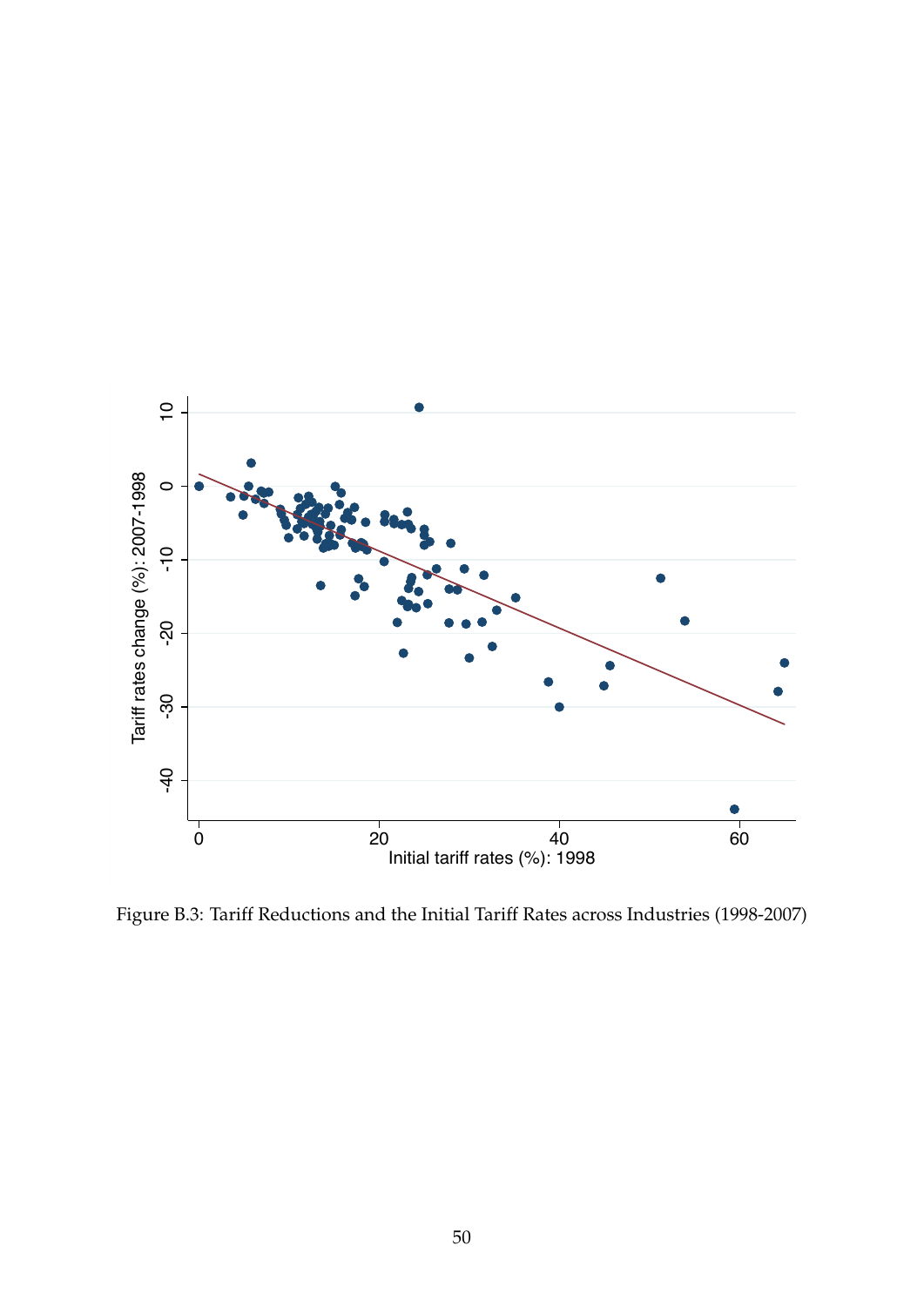Figure B.3: Tariff Reductions and the Initial Tariff Rates across Industries (1998-2007)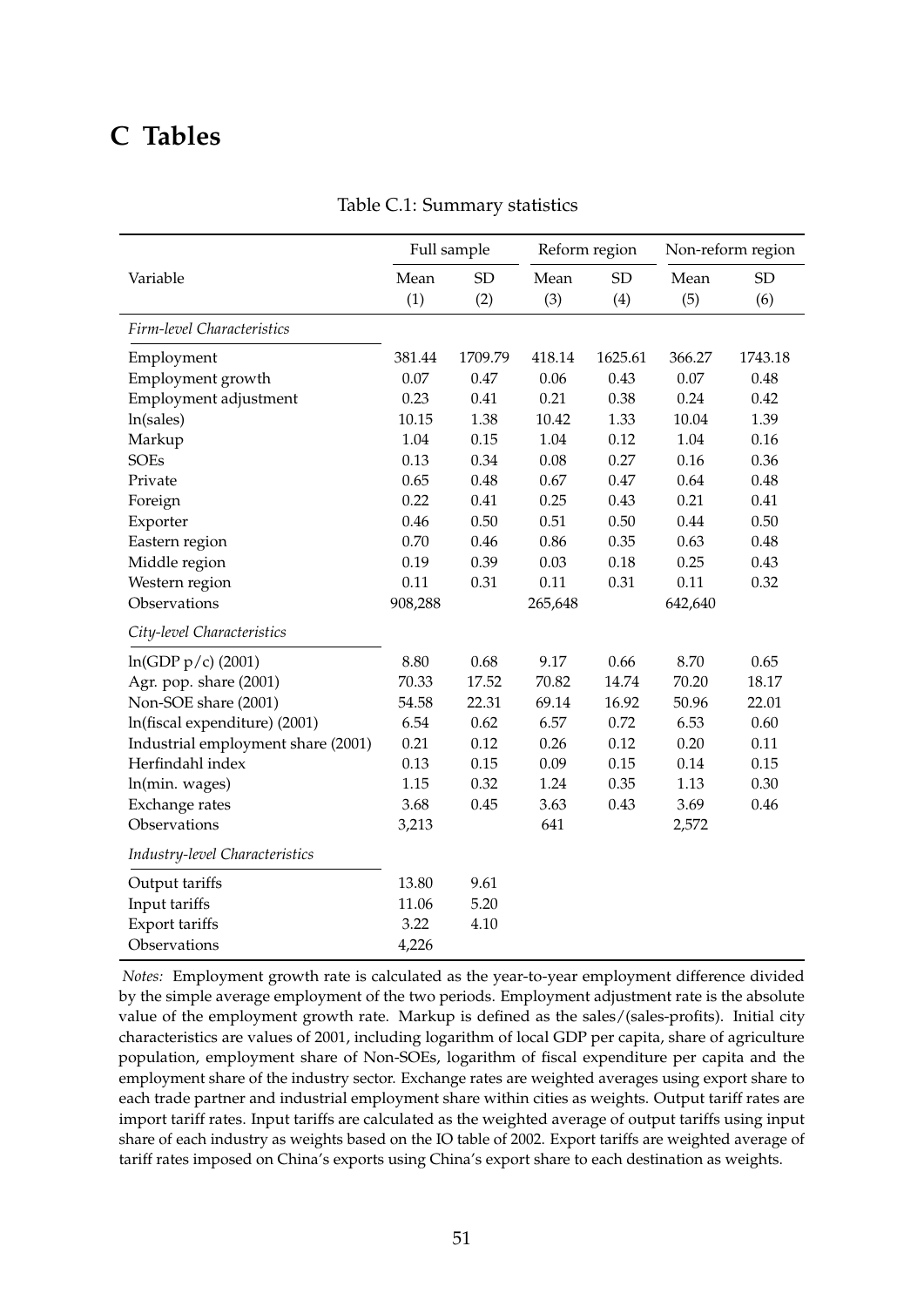# C Tables

Table C.1: Summary statistics

| Variable | Full sample | | Reform region | | Non-reform region | |
|---|---|---|---|---|---|---|
| | Mean | SD | Mean | SD | Mean | SD |
| | (1) | (2) | (3) | (4) | (5) | (6) |
| *Firm-level Characteristics* | | | | | | |
| Employment | 381.44 | 1709.79 | 418.14 | 1625.61 | 366.27 | 1743.18 |
| Employment growth | 0.07 | 0.47 | 0.06 | 0.43 | 0.07 | 0.48 |
| Employment adjustment | 0.23 | 0.41 | 0.21 | 0.38 | 0.24 | 0.42 |
| ln(sales) | 10.15 | 1.38 | 10.42 | 1.33 | 10.04 | 1.39 |
| Markup | 1.04 | 0.15 | 1.04 | 0.12 | 1.04 | 0.16 |
| SOEs | 0.13 | 0.34 | 0.08 | 0.27 | 0.16 | 0.36 |
| Private | 0.65 | 0.48 | 0.67 | 0.47 | 0.64 | 0.48 |
| Foreign | 0.22 | 0.41 | 0.25 | 0.43 | 0.21 | 0.41 |
| Exporter | 0.46 | 0.50 | 0.51 | 0.50 | 0.44 | 0.50 |
| Eastern region | 0.70 | 0.46 | 0.86 | 0.35 | 0.63 | 0.48 |
| Middle region | 0.19 | 0.39 | 0.03 | 0.18 | 0.25 | 0.43 |
| Western region | 0.11 | 0.31 | 0.11 | 0.31 | 0.11 | 0.32 |
| Observations | 908,288 | | 265,648 | | 642,640 | |
| *City-level Characteristics* | | | | | | |
| ln(GDP p/c) (2001) | 8.80 | 0.68 | 9.17 | 0.66 | 8.70 | 0.65 |
| Agr. pop. share (2001) | 70.33 | 17.52 | 70.82 | 14.74 | 70.20 | 18.17 |
| Non-SOE share (2001) | 54.58 | 22.31 | 69.14 | 16.92 | 50.96 | 22.01 |
| ln(fiscal expenditure) (2001) | 6.54 | 0.62 | 6.57 | 0.72 | 6.53 | 0.60 |
| Industrial employment share (2001) | 0.21 | 0.12 | 0.26 | 0.12 | 0.20 | 0.11 |
| Herfindahl index | 0.13 | 0.15 | 0.09 | 0.15 | 0.14 | 0.15 |
| ln(min. wages) | 1.15 | 0.32 | 1.24 | 0.35 | 1.13 | 0.30 |
| Exchange rates | 3.68 | 0.45 | 3.63 | 0.43 | 3.69 | 0.46 |
| Observations | 3,213 | | 641 | | 2,572 | |
| *Industry-level Characteristics* | | | | | | |
| Output tariffs | 13.80 | 9.61 | | | | |
| Input tariffs | 11.06 | 5.20 | | | | |
| Export tariffs | 3.22 | 4.10 | | | | |
| Observations | 4,226 | | | | | |

*Notes:* Employment growth rate is calculated as the year-to-year employment difference divided by the simple average employment of the two periods. Employment adjustment rate is the absolute value of the employment growth rate. Markup is defined as the sales/(sales-profits). Initial city characteristics are values of 2001, including logarithm of local GDP per capita, share of agriculture population, employment share of Non-SOEs, logarithm of fiscal expenditure per capita and the employment share of the industry sector. Exchange rates are weighted averages using export share to each trade partner and industrial employment share within cities as weights. Output tariff rates are import tariff rates. Input tariffs are calculated as the weighted average of output tariffs using input share of each industry as weights based on the IO table of 2002. Export tariffs are weighted average of tariff rates imposed on China's exports using China's export share to each destination as weights.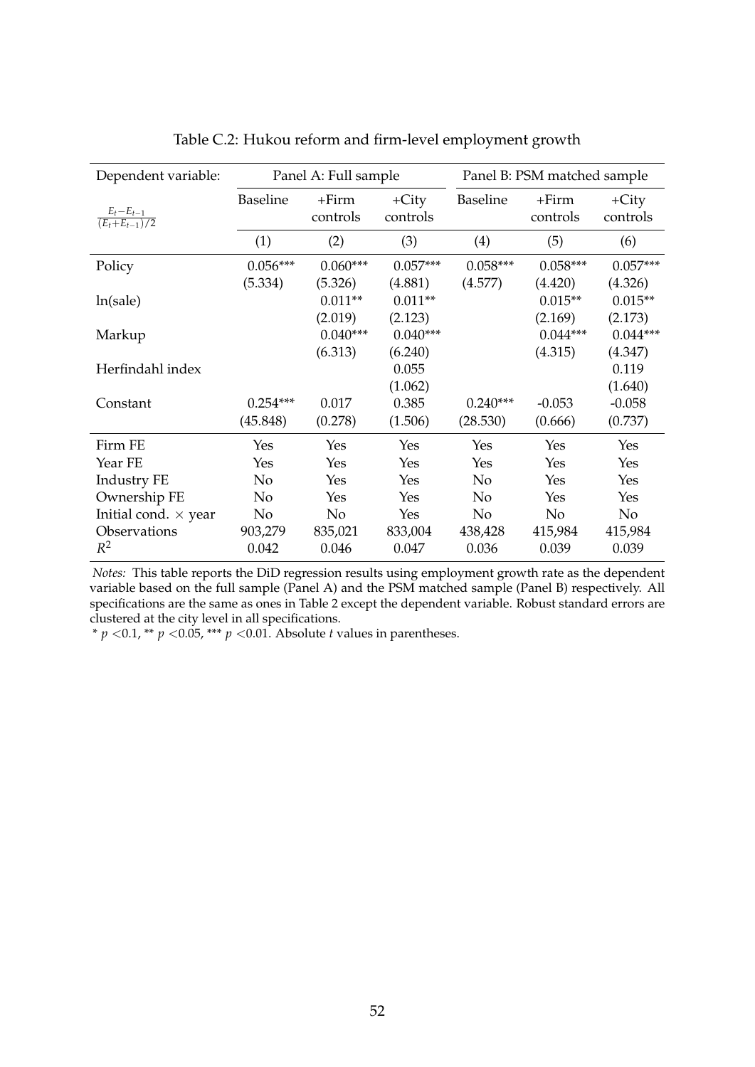Table C.2: Hukou reform and firm-level employment growth

| Dependent variable: | Panel A: Full sample | | | Panel B: PSM matched sample | | |
|---|---|---|---|---|---|---|
| $\frac{E_t - E_{t-1}}{(E_t + E_{t-1})/2}$ | Baseline | +Firm controls | +City controls | Baseline | +Firm controls | +City controls |
| | (1) | (2) | (3) | (4) | (5) | (6) |
| Policy | 0.056*** | 0.060*** | 0.057*** | 0.058*** | 0.058*** | 0.057*** |
| | (5.334) | (5.326) | (4.881) | (4.577) | (4.420) | (4.326) |
| ln(sale) | | 0.011** | 0.011** | | 0.015** | 0.015** |
| | | (2.019) | (2.123) | | (2.169) | (2.173) |
| Markup | | 0.040*** | 0.040*** | | 0.044*** | 0.044*** |
| | | (6.313) | (6.240) | | (4.315) | (4.347) |
| Herfindahl index | | | 0.055 | | | 0.119 |
| | | | (1.062) | | | (1.640) |
| Constant | 0.254*** | 0.017 | 0.385 | 0.240*** | -0.053 | -0.058 |
| | (45.848) | (0.278) | (1.506) | (28.530) | (0.666) | (0.737) |
| Firm FE | Yes | Yes | Yes | Yes | Yes | Yes |
| Year FE | Yes | Yes | Yes | Yes | Yes | Yes |
| Industry FE | No | Yes | Yes | No | Yes | Yes |
| Ownership FE | No | Yes | Yes | No | Yes | Yes |
| Initial cond. × year | No | No | Yes | No | No | No |
| Observations | 903,279 | 835,021 | 833,004 | 438,428 | 415,984 | 415,984 |
| $R^2$ | 0.042 | 0.046 | 0.047 | 0.036 | 0.039 | 0.039 |

*Notes:* This table reports the DiD regression results using employment growth rate as the dependent variable based on the full sample (Panel A) and the PSM matched sample (Panel B) respectively. All specifications are the same as ones in Table 2 except the dependent variable. Robust standard errors are clustered at the city level in all specifications.

* $p < 0.1$, ** $p < 0.05$, *** $p < 0.01$. Absolute $t$ values in parentheses.